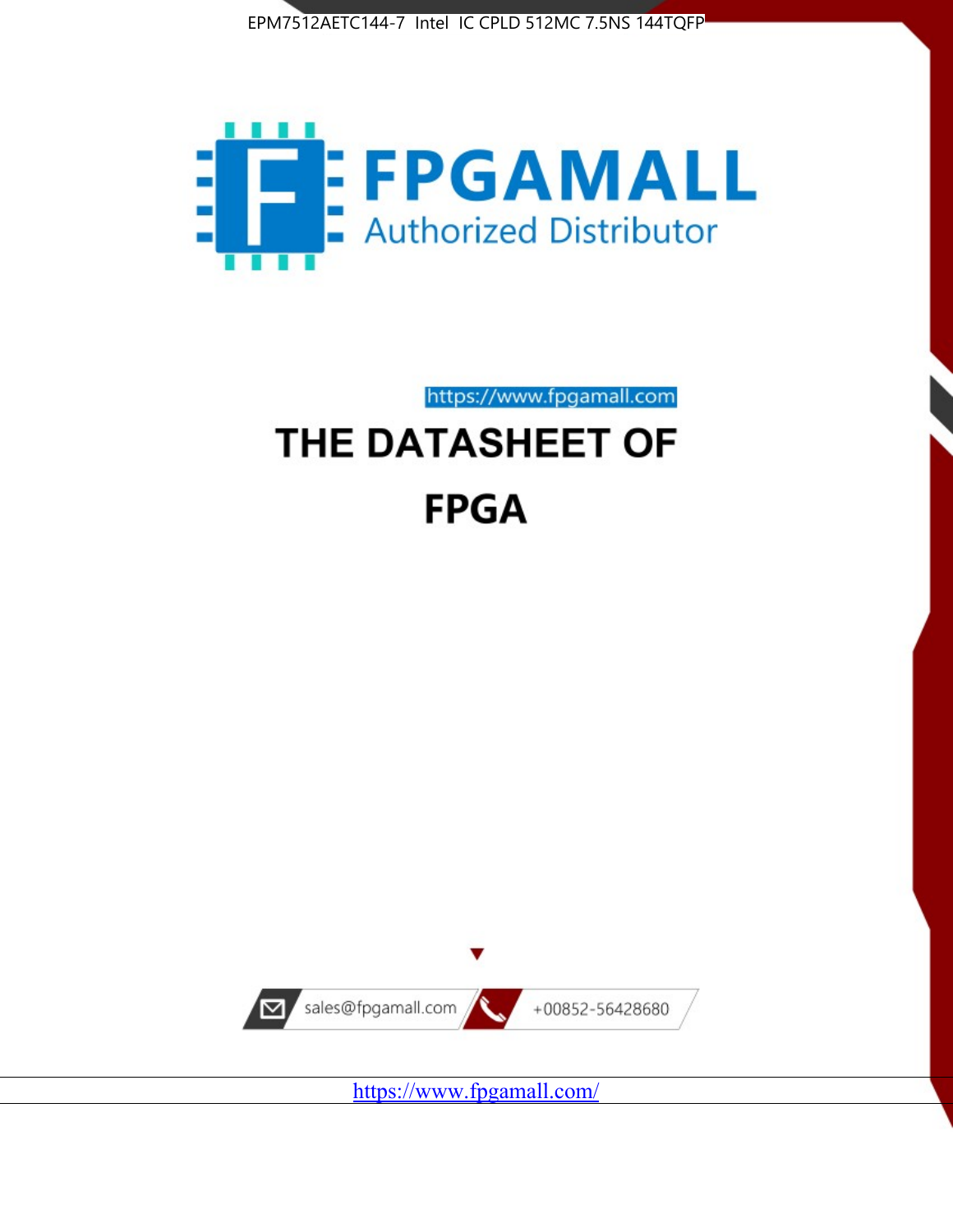EPM7512AETC144-7 Intel IC CPLD 512MC 7.5NS 144TQFP

FPGAMALL

Authorized Distributor

https://www.fpgamall.com

# THE DATASHEET OF

# FPGA

sales@fpgamall.com

+00852-56428680

https://www.fpgamall.com/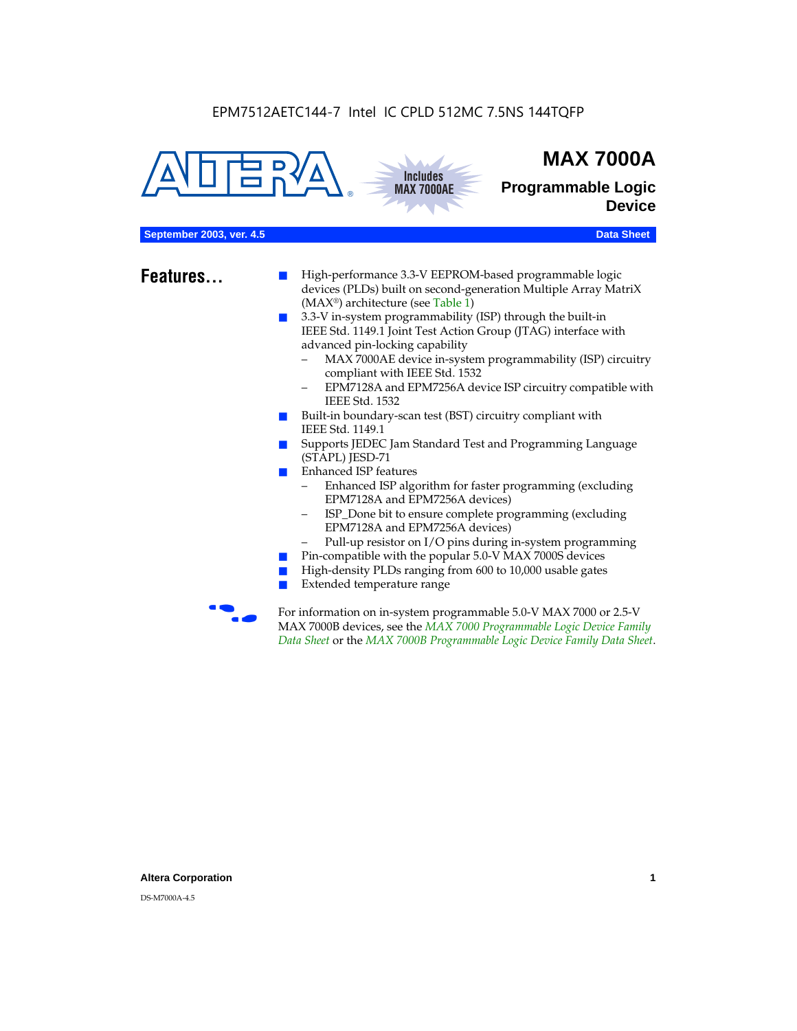EPM7512AETC144-7 Intel IC CPLD 512MC 7.5NS 144TQFP

# MAX 7000A

## Programmable Logic Device

**September 2003, ver. 4.5** **Data Sheet**

## Features...

- High-performance 3.3-V EEPROM-based programmable logic devices (PLDs) built on second-generation Multiple Array MatriX (MAX®) architecture (see Table 1)
- 3.3-V in-system programmability (ISP) through the built-in IEEE Std. 1149.1 Joint Test Action Group (JTAG) interface with advanced pin-locking capability
  - MAX 7000AE device in-system programmability (ISP) circuitry compliant with IEEE Std. 1532
  - EPM7128A and EPM7256A device ISP circuitry compatible with IEEE Std. 1532
- Built-in boundary-scan test (BST) circuitry compliant with IEEE Std. 1149.1
- Supports JEDEC Jam Standard Test and Programming Language (STAPL) JESD-71
- Enhanced ISP features
  - Enhanced ISP algorithm for faster programming (excluding EPM7128A and EPM7256A devices)
  - ISP_Done bit to ensure complete programming (excluding EPM7128A and EPM7256A devices)
  - Pull-up resistor on I/O pins during in-system programming
- Pin-compatible with the popular 5.0-V MAX 7000S devices
- High-density PLDs ranging from 600 to 10,000 usable gates
- Extended temperature range

For information on in-system programmable 5.0-V MAX 7000 or 2.5-V MAX 7000B devices, see the *MAX 7000 Programmable Logic Device Family Data Sheet* or the *MAX 7000B Programmable Logic Device Family Data Sheet*.

DS-M7000A-4.5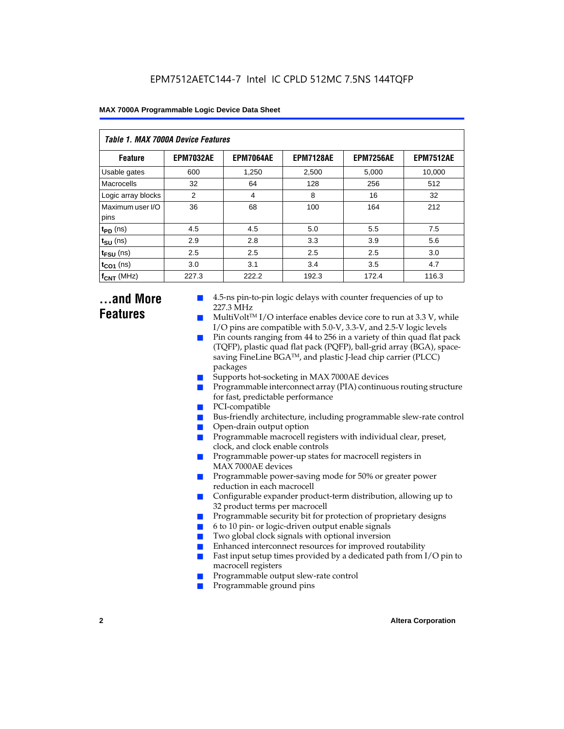**Table 1. MAX 7000A Device Features**

| Feature | EPM7032AE | EPM7064AE | EPM7128AE | EPM7256AE | EPM7512AE |
|---|---|---|---|---|---|
| Usable gates | 600 | 1,250 | 2,500 | 5,000 | 10,000 |
| Macrocells | 32 | 64 | 128 | 256 | 512 |
| Logic array blocks | 2 | 4 | 8 | 16 | 32 |
| Maximum user I/O pins | 36 | 68 | 100 | 164 | 212 |
| $t_{PD}$ (ns) | 4.5 | 4.5 | 5.0 | 5.5 | 7.5 |
| $t_{SU}$ (ns) | 2.9 | 2.8 | 3.3 | 3.9 | 5.6 |
| $t_{FSU}$ (ns) | 2.5 | 2.5 | 2.5 | 2.5 | 3.0 |
| $t_{CO1}$ (ns) | 3.0 | 3.1 | 3.4 | 3.5 | 4.7 |
| $f_{CNT}$ (MHz) | 227.3 | 222.2 | 192.3 | 172.4 | 116.3 |

## ...and More Features

- 4.5-ns pin-to-pin logic delays with counter frequencies of up to 227.3 MHz
- MultiVolt™ I/O interface enables device core to run at 3.3 V, while I/O pins are compatible with 5.0-V, 3.3-V, and 2.5-V logic levels
- Pin counts ranging from 44 to 256 in a variety of thin quad flat pack (TQFP), plastic quad flat pack (PQFP), ball-grid array (BGA), space-saving FineLine BGA™, and plastic J-lead chip carrier (PLCC) packages
- Supports hot-socketing in MAX 7000AE devices
- Programmable interconnect array (PIA) continuous routing structure for fast, predictable performance
- PCI-compatible
- Bus-friendly architecture, including programmable slew-rate control
- Open-drain output option
- Programmable macrocell registers with individual clear, preset, clock, and clock enable controls
- Programmable power-up states for macrocell registers in MAX 7000AE devices
- Programmable power-saving mode for 50% or greater power reduction in each macrocell
- Configurable expander product-term distribution, allowing up to 32 product terms per macrocell
- Programmable security bit for protection of proprietary designs
- 6 to 10 pin- or logic-driven output enable signals
- Two global clock signals with optional inversion
- Enhanced interconnect resources for improved routability
- Fast input setup times provided by a dedicated path from I/O pin to macrocell registers
- Programmable output slew-rate control
- Programmable ground pins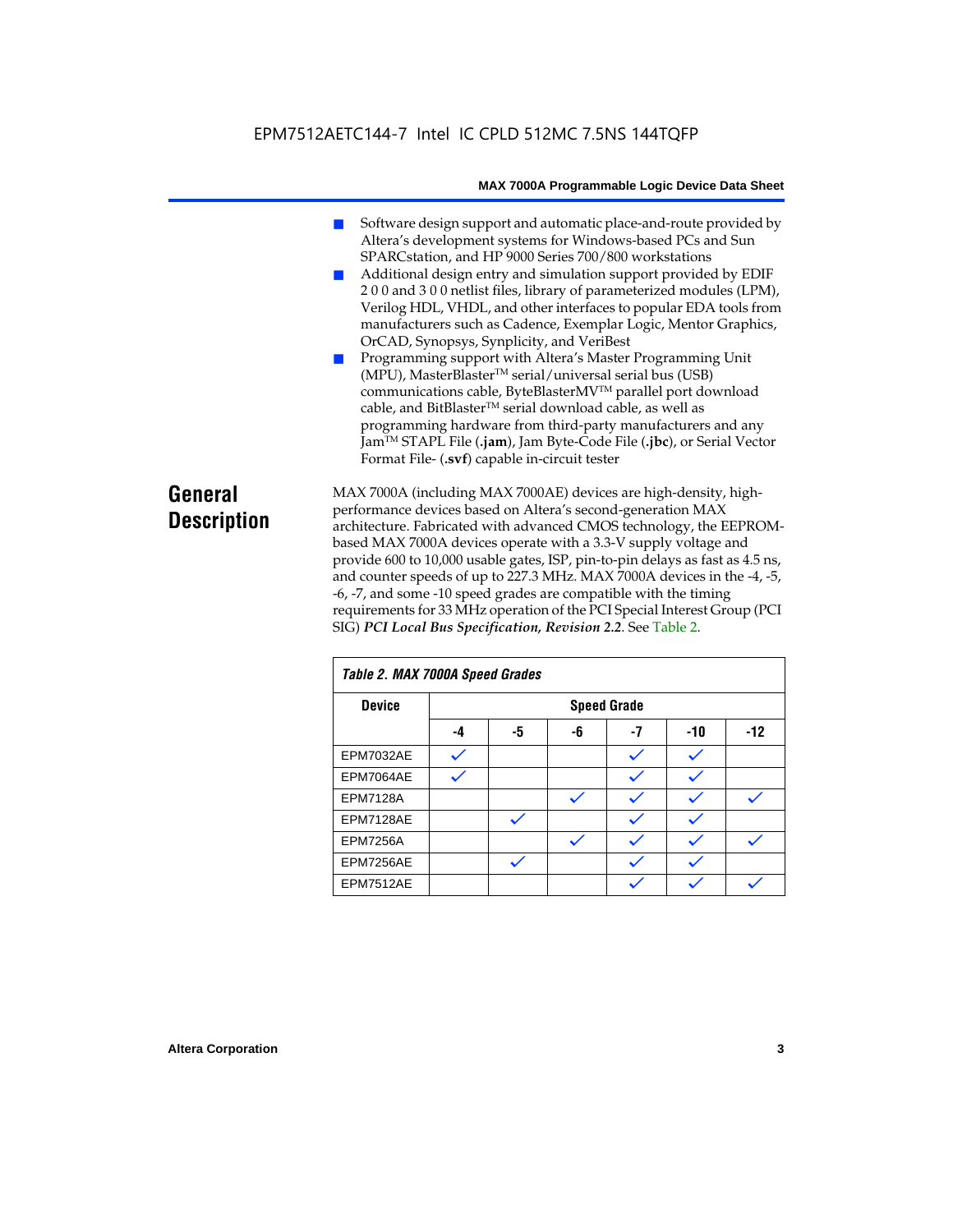- Software design support and automatic place-and-route provided by Altera's development systems for Windows-based PCs and Sun SPARCstation, and HP 9000 Series 700/800 workstations
- Additional design entry and simulation support provided by EDIF 2 0 0 and 3 0 0 netlist files, library of parameterized modules (LPM), Verilog HDL, VHDL, and other interfaces to popular EDA tools from manufacturers such as Cadence, Exemplar Logic, Mentor Graphics, OrCAD, Synopsys, Synplicity, and VeriBest
- Programming support with Altera's Master Programming Unit (MPU), MasterBlaster™ serial/universal serial bus (USB) communications cable, ByteBlasterMV™ parallel port download cable, and BitBlaster™ serial download cable, as well as programming hardware from third-party manufacturers and any Jam™ STAPL File (**.jam**), Jam Byte-Code File (**.jbc**), or Serial Vector Format File- (**.svf**) capable in-circuit tester

## General Description

MAX 7000A (including MAX 7000AE) devices are high-density, high-performance devices based on Altera's second-generation MAX architecture. Fabricated with advanced CMOS technology, the EEPROM-based MAX 7000A devices operate with a 3.3-V supply voltage and provide 600 to 10,000 usable gates, ISP, pin-to-pin delays as fast as 4.5 ns, and counter speeds of up to 227.3 MHz. MAX 7000A devices in the -4, -5, -6, -7, and some -10 speed grades are compatible with the timing requirements for 33 MHz operation of the PCI Special Interest Group (PCI SIG) ***PCI Local Bus Specification, Revision 2.2***. See Table 2.

*Table 2. MAX 7000A Speed Grades*

| Device | Speed Grade | | | | | |
|---|---|---|---|---|---|---|
| | -4 | -5 | -6 | -7 | -10 | -12 |
| EPM7032AE | ✓ | | | ✓ | ✓ | |
| EPM7064AE | ✓ | | | ✓ | ✓ | |
| EPM7128A | | | ✓ | ✓ | ✓ | ✓ |
| EPM7128AE | | ✓ | | ✓ | ✓ | |
| EPM7256A | | | ✓ | ✓ | ✓ | ✓ |
| EPM7256AE | | ✓ | | ✓ | ✓ | |
| EPM7512AE | | | | ✓ | ✓ | ✓ |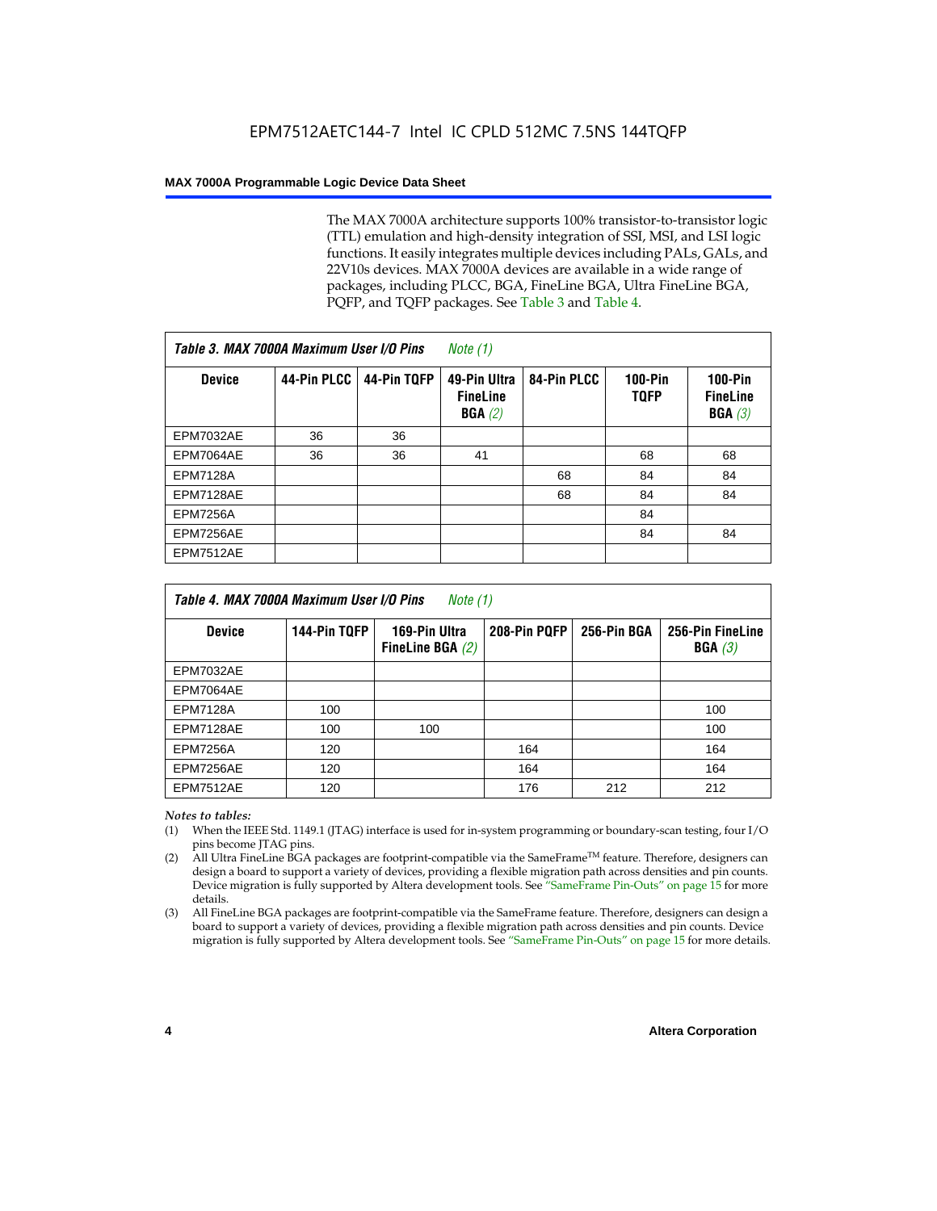The MAX 7000A architecture supports 100% transistor-to-transistor logic (TTL) emulation and high-density integration of SSI, MSI, and LSI logic functions. It easily integrates multiple devices including PALs, GALs, and 22V10s devices. MAX 7000A devices are available in a wide range of packages, including PLCC, BGA, FineLine BGA, Ultra FineLine BGA, PQFP, and TQFP packages. See Table 3 and Table 4.

**Table 3. MAX 7000A Maximum User I/O Pins** *Note (1)*

| Device | 44-Pin PLCC | 44-Pin TQFP | 49-Pin Ultra FineLine BGA *(2)* | 84-Pin PLCC | 100-Pin TQFP | 100-Pin FineLine BGA *(3)* |
|---|---|---|---|---|---|---|
| EPM7032AE | 36 | 36 | | | | |
| EPM7064AE | 36 | 36 | 41 | | 68 | 68 |
| EPM7128A | | | | 68 | 84 | 84 |
| EPM7128AE | | | | 68 | 84 | 84 |
| EPM7256A | | | | | 84 | |
| EPM7256AE | | | | | 84 | 84 |
| EPM7512AE | | | | | | |

**Table 4. MAX 7000A Maximum User I/O Pins** *Note (1)*

| Device | 144-Pin TQFP | 169-Pin Ultra FineLine BGA *(2)* | 208-Pin PQFP | 256-Pin BGA | 256-Pin FineLine BGA *(3)* |
|---|---|---|---|---|---|
| EPM7032AE | | | | | |
| EPM7064AE | | | | | |
| EPM7128A | 100 | | | | 100 |
| EPM7128AE | 100 | 100 | | | 100 |
| EPM7256A | 120 | | 164 | | 164 |
| EPM7256AE | 120 | | 164 | | 164 |
| EPM7512AE | 120 | | 176 | 212 | 212 |

*Notes to tables:*

(1) When the IEEE Std. 1149.1 (JTAG) interface is used for in-system programming or boundary-scan testing, four I/O pins become JTAG pins.

(2) All Ultra FineLine BGA packages are footprint-compatible via the SameFrame™ feature. Therefore, designers can design a board to support a variety of devices, providing a flexible migration path across densities and pin counts. Device migration is fully supported by Altera development tools. See "SameFrame Pin-Outs" on page 15 for more details.

(3) All FineLine BGA packages are footprint-compatible via the SameFrame feature. Therefore, designers can design a board to support a variety of devices, providing a flexible migration path across densities and pin counts. Device migration is fully supported by Altera development tools. See "SameFrame Pin-Outs" on page 15 for more details.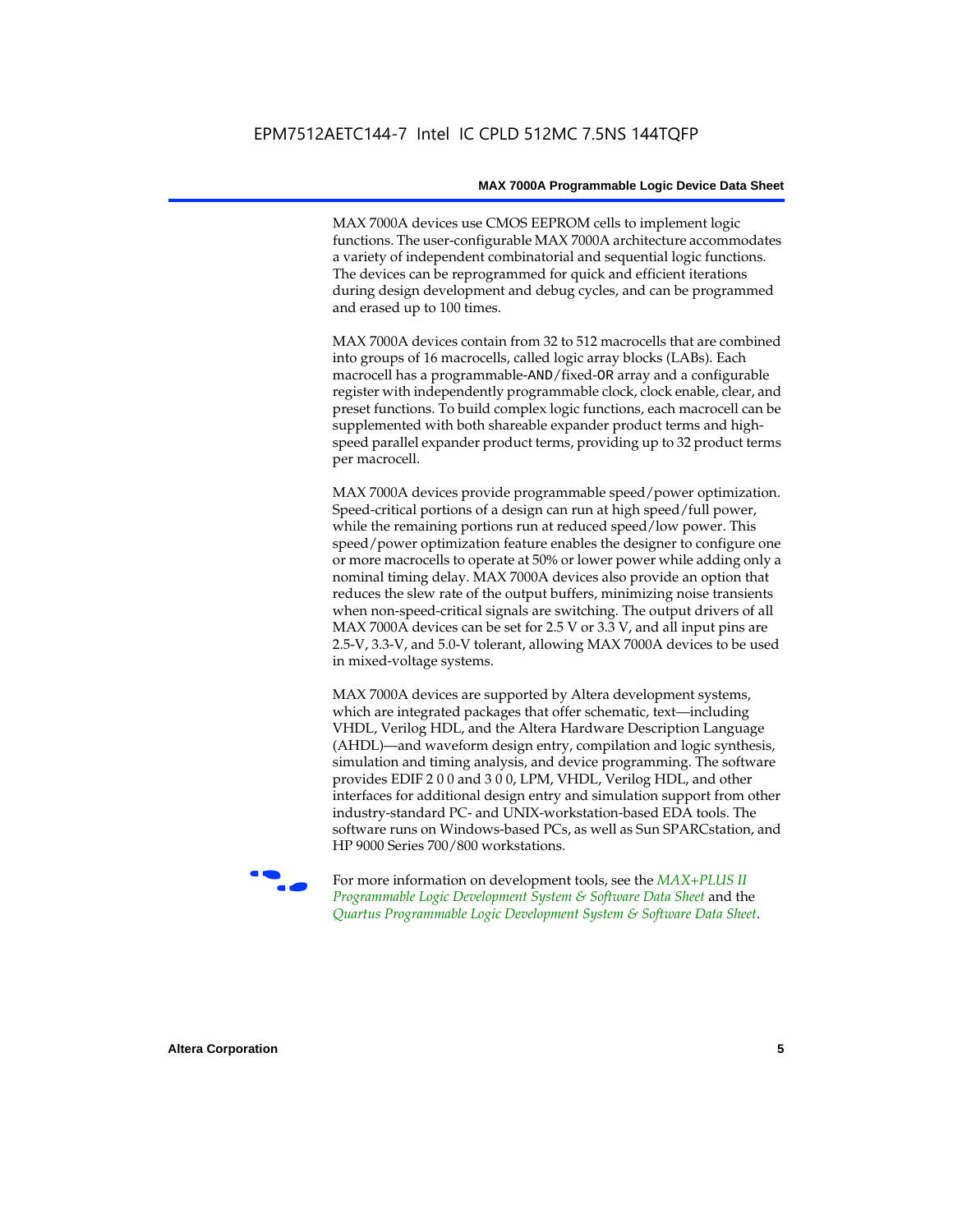MAX 7000A devices use CMOS EEPROM cells to implement logic functions. The user-configurable MAX 7000A architecture accommodates a variety of independent combinatorial and sequential logic functions. The devices can be reprogrammed for quick and efficient iterations during design development and debug cycles, and can be programmed and erased up to 100 times.

MAX 7000A devices contain from 32 to 512 macrocells that are combined into groups of 16 macrocells, called logic array blocks (LABs). Each macrocell has a programmable-AND/fixed-OR array and a configurable register with independently programmable clock, clock enable, clear, and preset functions. To build complex logic functions, each macrocell can be supplemented with both shareable expander product terms and high-speed parallel expander product terms, providing up to 32 product terms per macrocell.

MAX 7000A devices provide programmable speed/power optimization. Speed-critical portions of a design can run at high speed/full power, while the remaining portions run at reduced speed/low power. This speed/power optimization feature enables the designer to configure one or more macrocells to operate at 50% or lower power while adding only a nominal timing delay. MAX 7000A devices also provide an option that reduces the slew rate of the output buffers, minimizing noise transients when non-speed-critical signals are switching. The output drivers of all MAX 7000A devices can be set for 2.5 V or 3.3 V, and all input pins are 2.5-V, 3.3-V, and 5.0-V tolerant, allowing MAX 7000A devices to be used in mixed-voltage systems.

MAX 7000A devices are supported by Altera development systems, which are integrated packages that offer schematic, text—including VHDL, Verilog HDL, and the Altera Hardware Description Language (AHDL)—and waveform design entry, compilation and logic synthesis, simulation and timing analysis, and device programming. The software provides EDIF 2 0 0 and 3 0 0, LPM, VHDL, Verilog HDL, and other interfaces for additional design entry and simulation support from other industry-standard PC- and UNIX-workstation-based EDA tools. The software runs on Windows-based PCs, as well as Sun SPARCstation, and HP 9000 Series 700/800 workstations.

For more information on development tools, see the *MAX+PLUS II Programmable Logic Development System & Software Data Sheet* and the *Quartus Programmable Logic Development System & Software Data Sheet*.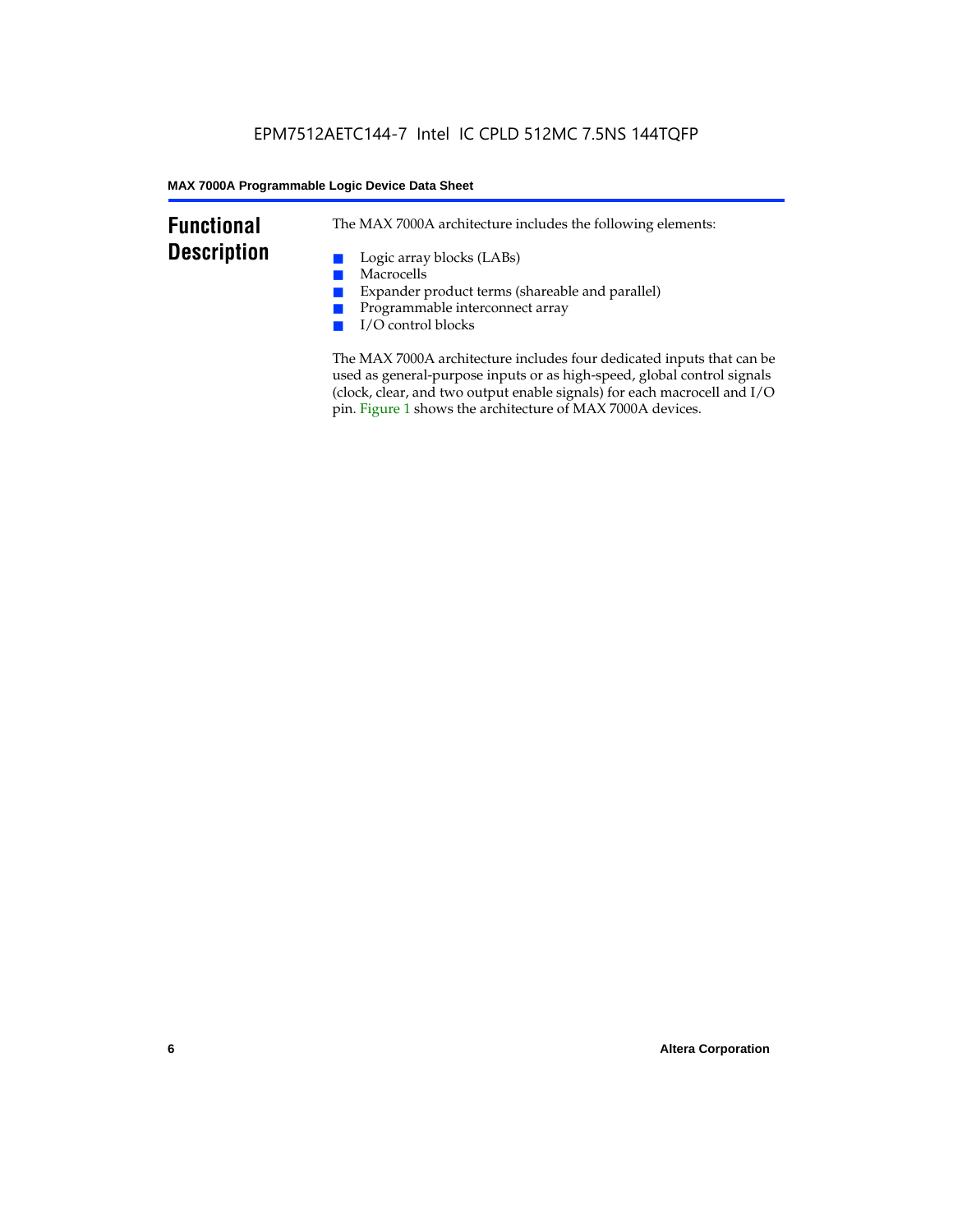## Functional Description

The MAX 7000A architecture includes the following elements:

- Logic array blocks (LABs)
- Macrocells
- Expander product terms (shareable and parallel)
- Programmable interconnect array
- I/O control blocks

The MAX 7000A architecture includes four dedicated inputs that can be used as general-purpose inputs or as high-speed, global control signals (clock, clear, and two output enable signals) for each macrocell and I/O pin. Figure 1 shows the architecture of MAX 7000A devices.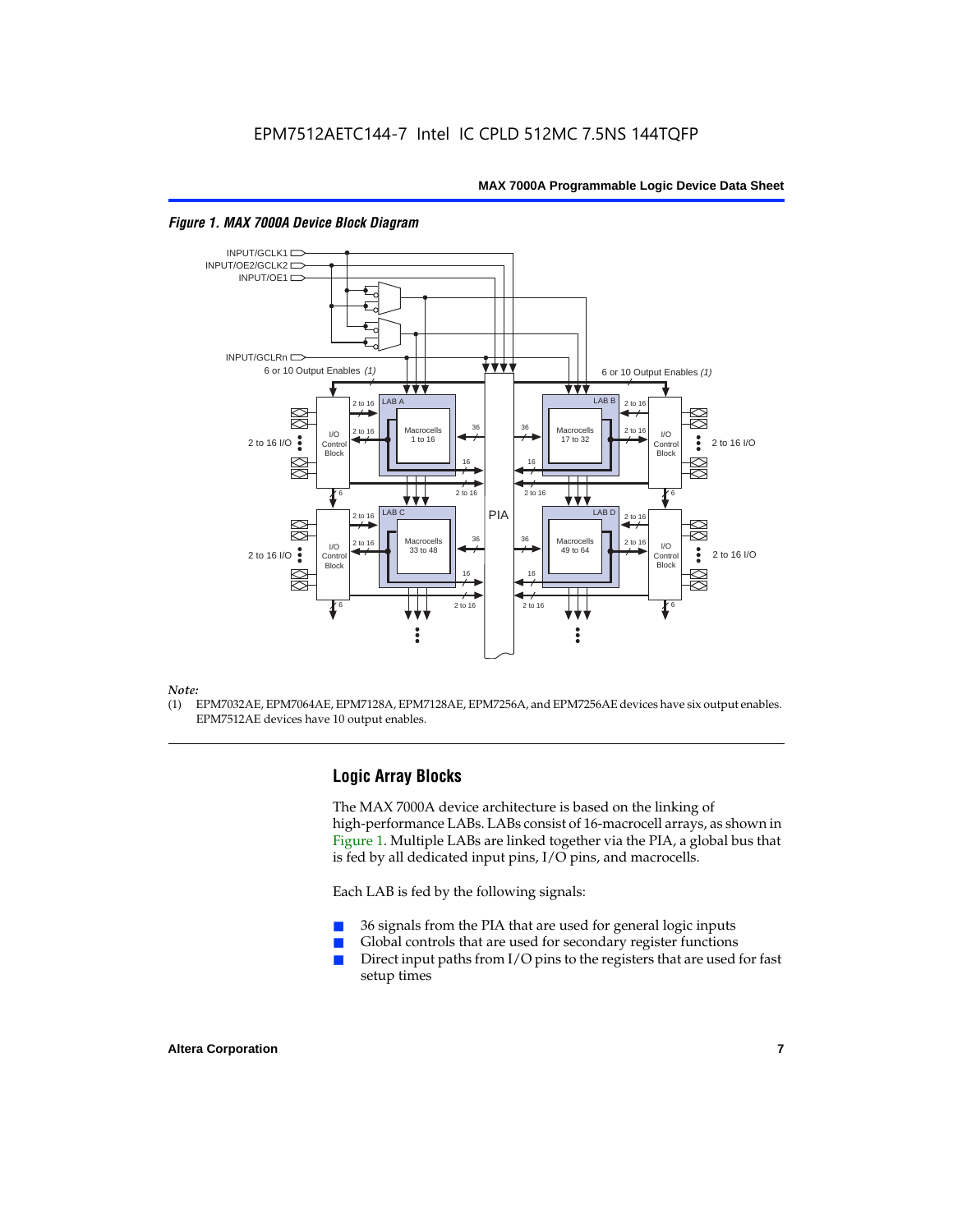*Figure 1. MAX 7000A Device Block Diagram*

*Note:*

(1) EPM7032AE, EPM7064AE, EPM7128A, EPM7128AE, EPM7256A, and EPM7256AE devices have six output enables. EPM7512AE devices have 10 output enables.

## Logic Array Blocks

The MAX 7000A device architecture is based on the linking of high-performance LABs. LABs consist of 16-macrocell arrays, as shown in Figure 1. Multiple LABs are linked together via the PIA, a global bus that is fed by all dedicated input pins, I/O pins, and macrocells.

Each LAB is fed by the following signals:

- 36 signals from the PIA that are used for general logic inputs
- Global controls that are used for secondary register functions
- Direct input paths from I/O pins to the registers that are used for fast setup times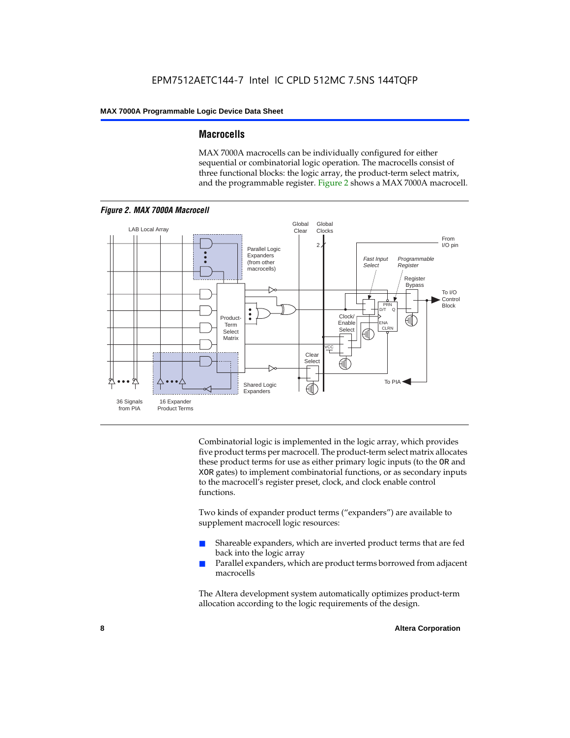## Macrocells

MAX 7000A macrocells can be individually configured for either sequential or combinatorial logic operation. The macrocells consist of three functional blocks: the logic array, the product-term select matrix, and the programmable register. Figure 2 shows a MAX 7000A macrocell.

*Figure 2. MAX 7000A Macrocell*

Combinatorial logic is implemented in the logic array, which provides five product terms per macrocell. The product-term select matrix allocates these product terms for use as either primary logic inputs (to the OR and XOR gates) to implement combinatorial functions, or as secondary inputs to the macrocell's register preset, clock, and clock enable control functions.

Two kinds of expander product terms ("expanders") are available to supplement macrocell logic resources:

- Shareable expanders, which are inverted product terms that are fed back into the logic array
- Parallel expanders, which are product terms borrowed from adjacent macrocells

The Altera development system automatically optimizes product-term allocation according to the logic requirements of the design.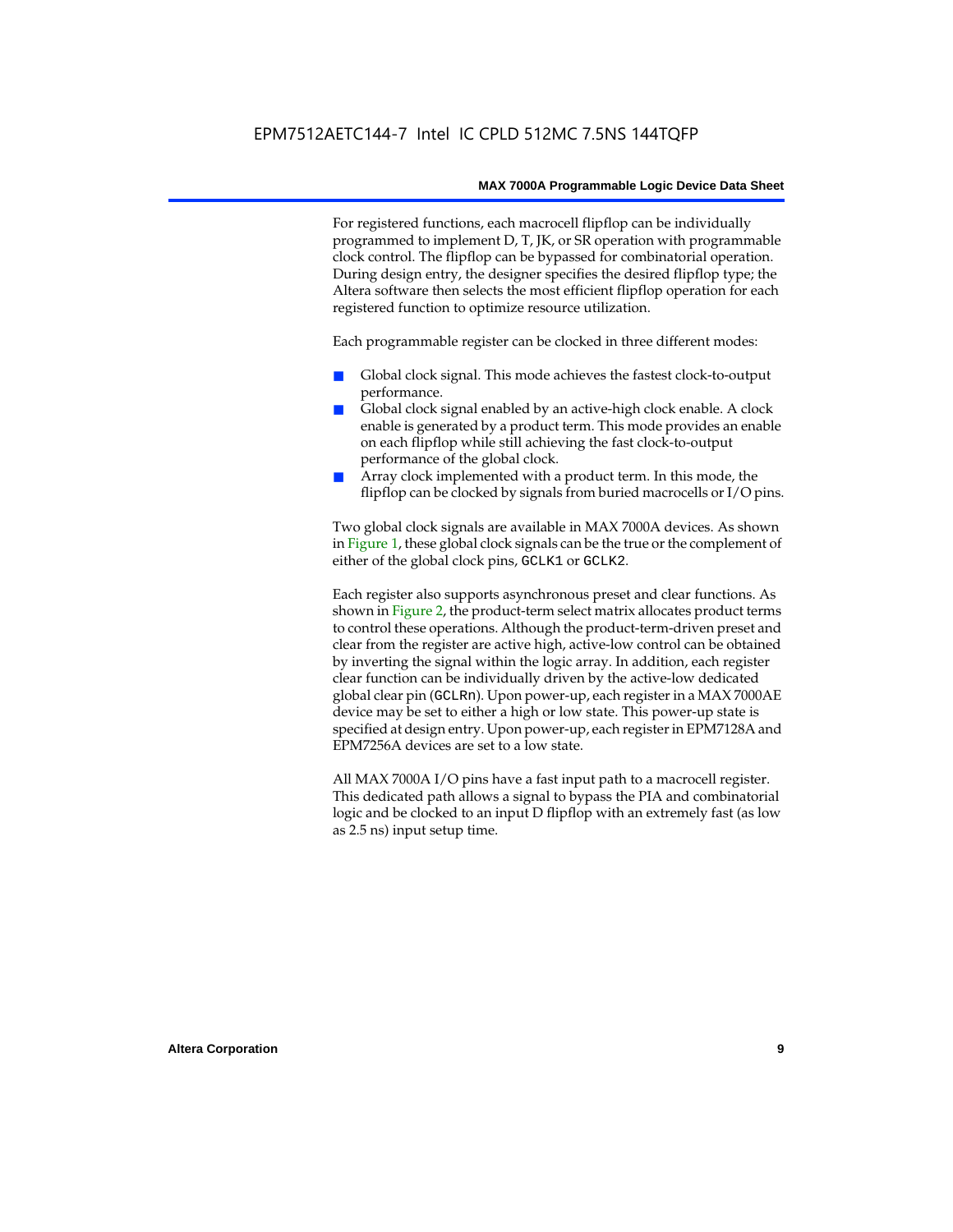For registered functions, each macrocell flipflop can be individually programmed to implement D, T, JK, or SR operation with programmable clock control. The flipflop can be bypassed for combinatorial operation. During design entry, the designer specifies the desired flipflop type; the Altera software then selects the most efficient flipflop operation for each registered function to optimize resource utilization.

Each programmable register can be clocked in three different modes:

- Global clock signal. This mode achieves the fastest clock-to-output performance.
- Global clock signal enabled by an active-high clock enable. A clock enable is generated by a product term. This mode provides an enable on each flipflop while still achieving the fast clock-to-output performance of the global clock.
- Array clock implemented with a product term. In this mode, the flipflop can be clocked by signals from buried macrocells or I/O pins.

Two global clock signals are available in MAX 7000A devices. As shown in Figure 1, these global clock signals can be the true or the complement of either of the global clock pins, `GCLK1` or `GCLK2`.

Each register also supports asynchronous preset and clear functions. As shown in Figure 2, the product-term select matrix allocates product terms to control these operations. Although the product-term-driven preset and clear from the register are active high, active-low control can be obtained by inverting the signal within the logic array. In addition, each register clear function can be individually driven by the active-low dedicated global clear pin (`GCLRn`). Upon power-up, each register in a MAX 7000AE device may be set to either a high or low state. This power-up state is specified at design entry. Upon power-up, each register in EPM7128A and EPM7256A devices are set to a low state.

All MAX 7000A I/O pins have a fast input path to a macrocell register. This dedicated path allows a signal to bypass the PIA and combinatorial logic and be clocked to an input D flipflop with an extremely fast (as low as 2.5 ns) input setup time.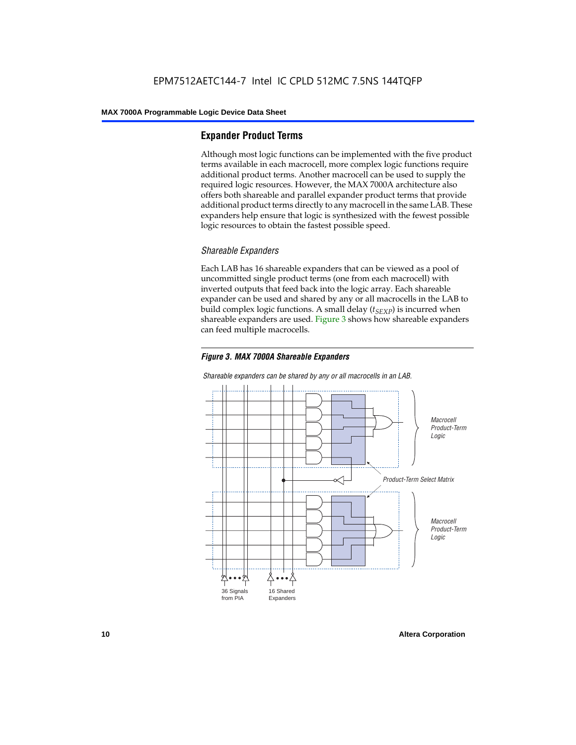## Expander Product Terms

Although most logic functions can be implemented with the five product terms available in each macrocell, more complex logic functions require additional product terms. Another macrocell can be used to supply the required logic resources. However, the MAX 7000A architecture also offers both shareable and parallel expander product terms that provide additional product terms directly to any macrocell in the same LAB. These expanders help ensure that logic is synthesized with the fewest possible logic resources to obtain the fastest possible speed.

### *Shareable Expanders*

Each LAB has 16 shareable expanders that can be viewed as a pool of uncommitted single product terms (one from each macrocell) with inverted outputs that feed back into the logic array. Each shareable expander can be used and shared by any or all macrocells in the LAB to build complex logic functions. A small delay ($t_{SEXP}$) is incurred when shareable expanders are used. Figure 3 shows how shareable expanders can feed multiple macrocells.

***Figure 3. MAX 7000A Shareable Expanders***

*Shareable expanders can be shared by any or all macrocells in an LAB.*

*Macrocell Product-Term Logic*

*Product-Term Select Matrix*

*Macrocell Product-Term Logic*

36 Signals from PIA

16 Shared Expanders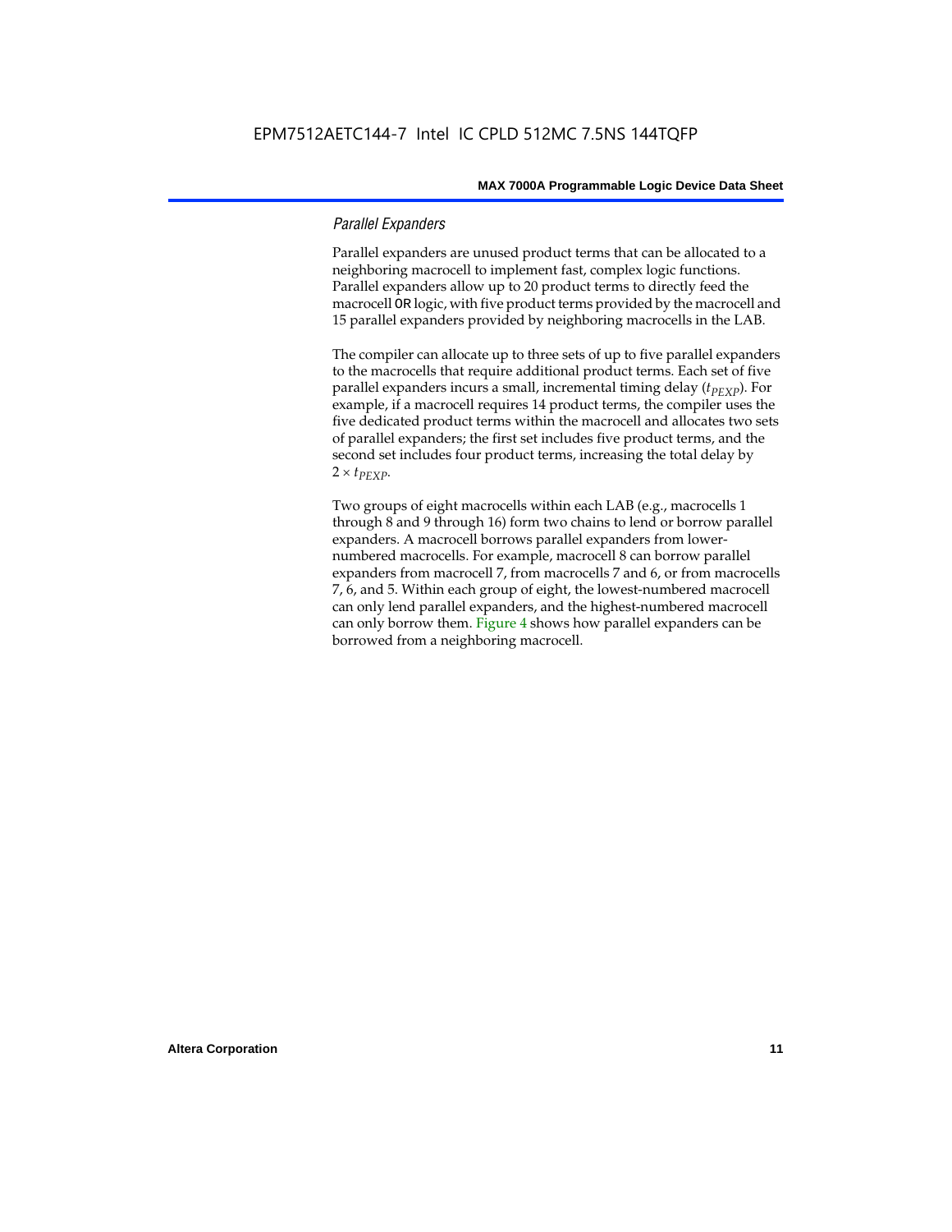### *Parallel Expanders*

Parallel expanders are unused product terms that can be allocated to a neighboring macrocell to implement fast, complex logic functions. Parallel expanders allow up to 20 product terms to directly feed the macrocell OR logic, with five product terms provided by the macrocell and 15 parallel expanders provided by neighboring macrocells in the LAB.

The compiler can allocate up to three sets of up to five parallel expanders to the macrocells that require additional product terms. Each set of five parallel expanders incurs a small, incremental timing delay ($t_{PEXP}$). For example, if a macrocell requires 14 product terms, the compiler uses the five dedicated product terms within the macrocell and allocates two sets of parallel expanders; the first set includes five product terms, and the second set includes four product terms, increasing the total delay by $2 \times t_{PEXP}$.

Two groups of eight macrocells within each LAB (e.g., macrocells 1 through 8 and 9 through 16) form two chains to lend or borrow parallel expanders. A macrocell borrows parallel expanders from lower-numbered macrocells. For example, macrocell 8 can borrow parallel expanders from macrocell 7, from macrocells 7 and 6, or from macrocells 7, 6, and 5. Within each group of eight, the lowest-numbered macrocell can only lend parallel expanders, and the highest-numbered macrocell can only borrow them. Figure 4 shows how parallel expanders can be borrowed from a neighboring macrocell.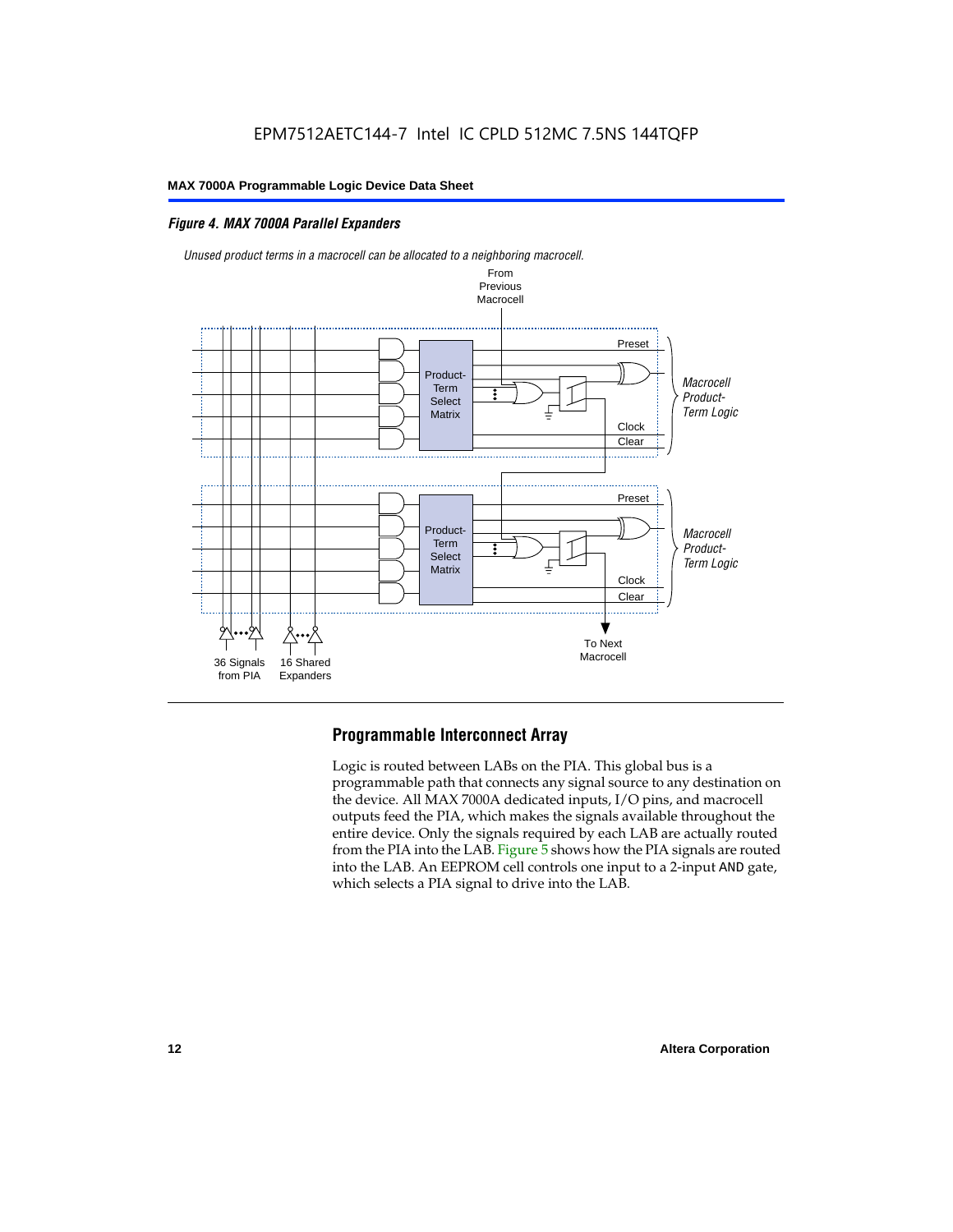*Figure 4. MAX 7000A Parallel Expanders*

*Unused product terms in a macrocell can be allocated to a neighboring macrocell.*

## Programmable Interconnect Array

Logic is routed between LABs on the PIA. This global bus is a programmable path that connects any signal source to any destination on the device. All MAX 7000A dedicated inputs, I/O pins, and macrocell outputs feed the PIA, which makes the signals available throughout the entire device. Only the signals required by each LAB are actually routed from the PIA into the LAB. Figure 5 shows how the PIA signals are routed into the LAB. An EEPROM cell controls one input to a 2-input AND gate, which selects a PIA signal to drive into the LAB.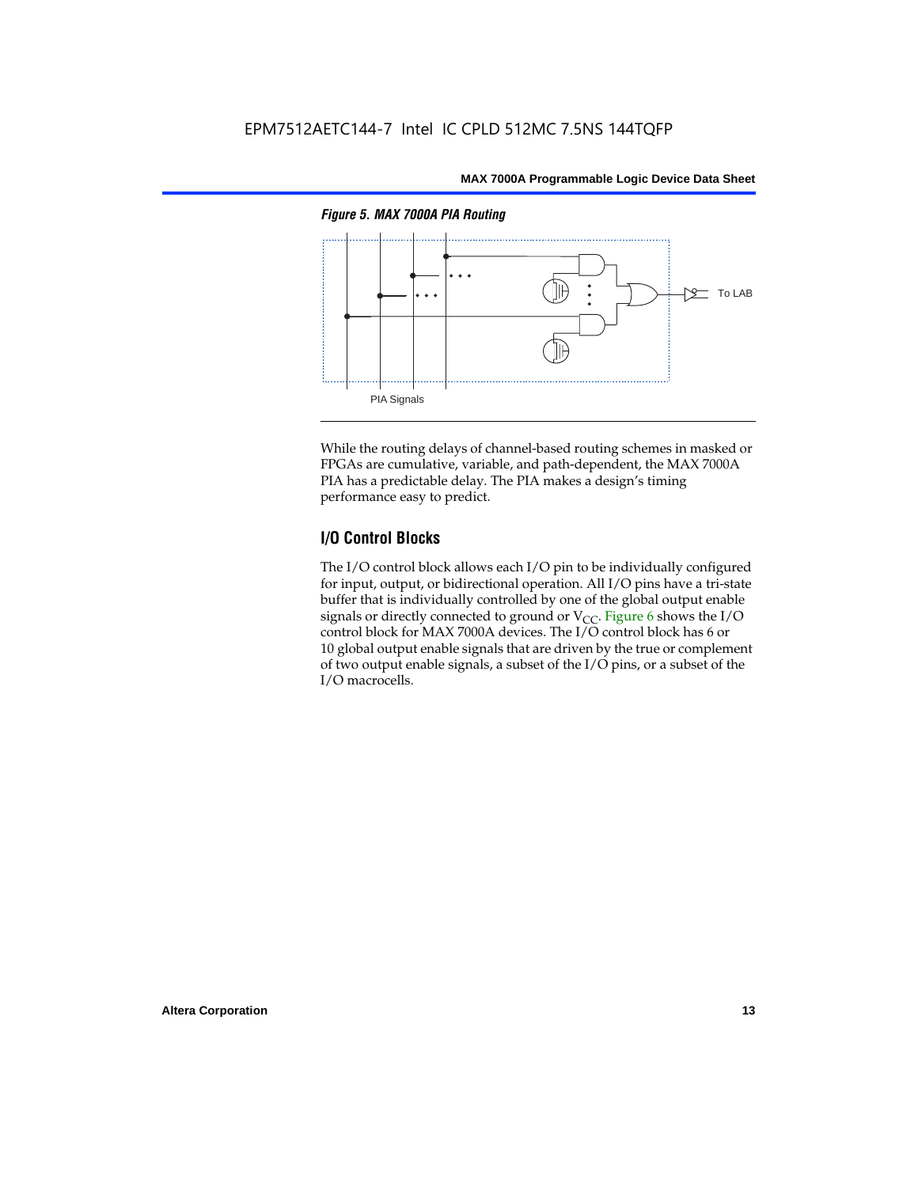*Figure 5. MAX 7000A PIA Routing*

While the routing delays of channel-based routing schemes in masked or FPGAs are cumulative, variable, and path-dependent, the MAX 7000A PIA has a predictable delay. The PIA makes a design's timing performance easy to predict.

## I/O Control Blocks

The I/O control block allows each I/O pin to be individually configured for input, output, or bidirectional operation. All I/O pins have a tri-state buffer that is individually controlled by one of the global output enable signals or directly connected to ground or $V_{CC}$. Figure 6 shows the I/O control block for MAX 7000A devices. The I/O control block has 6 or 10 global output enable signals that are driven by the true or complement of two output enable signals, a subset of the I/O pins, or a subset of the I/O macrocells.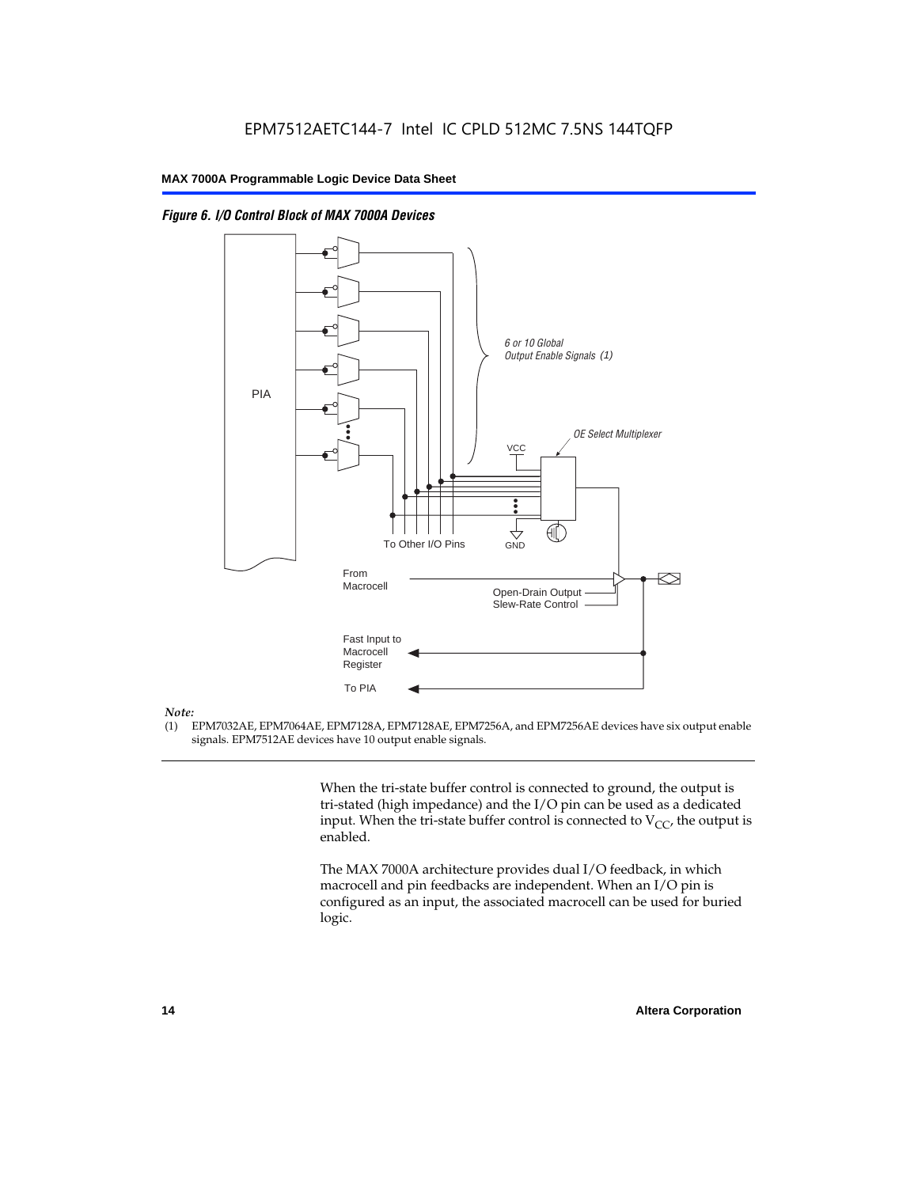*Figure 6. I/O Control Block of MAX 7000A Devices*

PIA

6 or 10 Global Output Enable Signals (1)

OE Select Multiplexer

VCC

GND

To Other I/O Pins

From Macrocell

Open-Drain Output

Slew-Rate Control

Fast Input to Macrocell Register

To PIA

*Note:*

(1) EPM7032AE, EPM7064AE, EPM7128A, EPM7128AE, EPM7256A, and EPM7256AE devices have six output enable signals. EPM7512AE devices have 10 output enable signals.

When the tri-state buffer control is connected to ground, the output is tri-stated (high impedance) and the I/O pin can be used as a dedicated input. When the tri-state buffer control is connected to $V_{CC}$, the output is enabled.

The MAX 7000A architecture provides dual I/O feedback, in which macrocell and pin feedbacks are independent. When an I/O pin is configured as an input, the associated macrocell can be used for buried logic.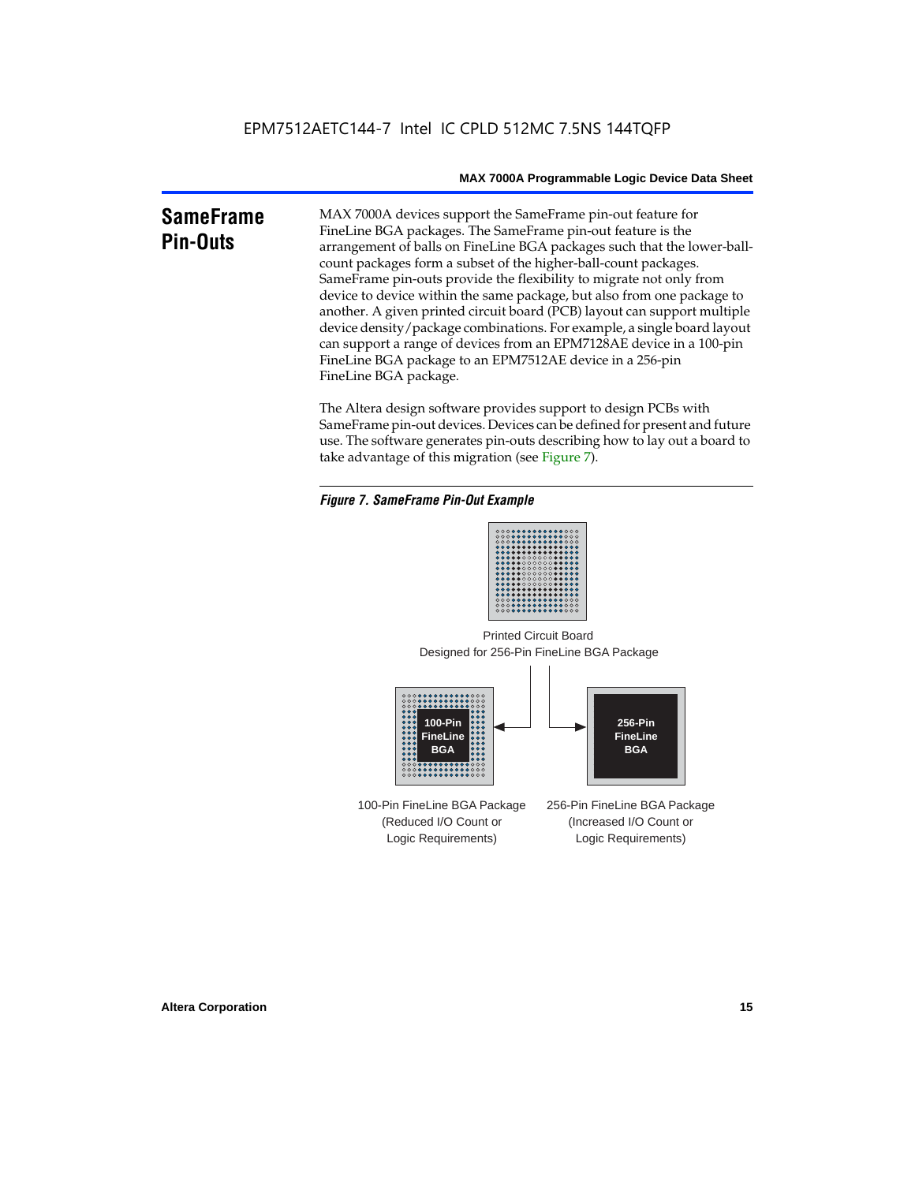# SameFrame Pin-Outs

MAX 7000A devices support the SameFrame pin-out feature for FineLine BGA packages. The SameFrame pin-out feature is the arrangement of balls on FineLine BGA packages such that the lower-ball-count packages form a subset of the higher-ball-count packages. SameFrame pin-outs provide the flexibility to migrate not only from device to device within the same package, but also from one package to another. A given printed circuit board (PCB) layout can support multiple device density/package combinations. For example, a single board layout can support a range of devices from an EPM7128AE device in a 100-pin FineLine BGA package to an EPM7512AE device in a 256-pin FineLine BGA package.

The Altera design software provides support to design PCBs with SameFrame pin-out devices. Devices can be defined for present and future use. The software generates pin-outs describing how to lay out a board to take advantage of this migration (see Figure 7).

*Figure 7. SameFrame Pin-Out Example*

Printed Circuit Board
Designed for 256-Pin FineLine BGA Package

100-Pin FineLine BGA

256-Pin FineLine BGA

100-Pin FineLine BGA Package
(Reduced I/O Count or
Logic Requirements)

256-Pin FineLine BGA Package
(Increased I/O Count or
Logic Requirements)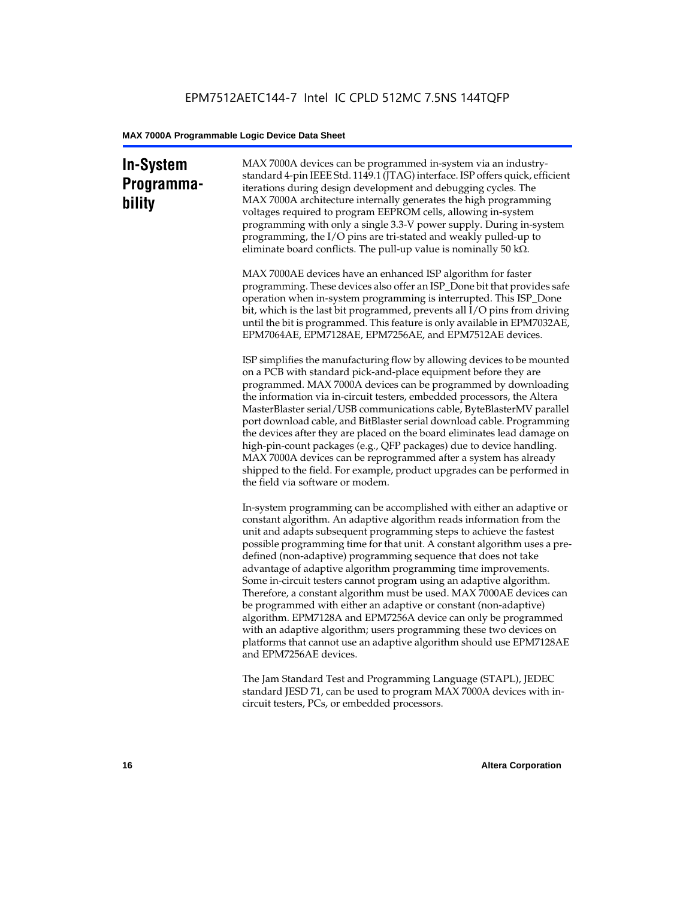## In-System Programmability

MAX 7000A devices can be programmed in-system via an industry-standard 4-pin IEEE Std. 1149.1 (JTAG) interface. ISP offers quick, efficient iterations during design development and debugging cycles. The MAX 7000A architecture internally generates the high programming voltages required to program EEPROM cells, allowing in-system programming with only a single 3.3-V power supply. During in-system programming, the I/O pins are tri-stated and weakly pulled-up to eliminate board conflicts. The pull-up value is nominally 50 kΩ.

MAX 7000AE devices have an enhanced ISP algorithm for faster programming. These devices also offer an ISP_Done bit that provides safe operation when in-system programming is interrupted. This ISP_Done bit, which is the last bit programmed, prevents all I/O pins from driving until the bit is programmed. This feature is only available in EPM7032AE, EPM7064AE, EPM7128AE, EPM7256AE, and EPM7512AE devices.

ISP simplifies the manufacturing flow by allowing devices to be mounted on a PCB with standard pick-and-place equipment before they are programmed. MAX 7000A devices can be programmed by downloading the information via in-circuit testers, embedded processors, the Altera MasterBlaster serial/USB communications cable, ByteBlasterMV parallel port download cable, and BitBlaster serial download cable. Programming the devices after they are placed on the board eliminates lead damage on high-pin-count packages (e.g., QFP packages) due to device handling. MAX 7000A devices can be reprogrammed after a system has already shipped to the field. For example, product upgrades can be performed in the field via software or modem.

In-system programming can be accomplished with either an adaptive or constant algorithm. An adaptive algorithm reads information from the unit and adapts subsequent programming steps to achieve the fastest possible programming time for that unit. A constant algorithm uses a pre-defined (non-adaptive) programming sequence that does not take advantage of adaptive algorithm programming time improvements. Some in-circuit testers cannot program using an adaptive algorithm. Therefore, a constant algorithm must be used. MAX 7000AE devices can be programmed with either an adaptive or constant (non-adaptive) algorithm. EPM7128A and EPM7256A device can only be programmed with an adaptive algorithm; users programming these two devices on platforms that cannot use an adaptive algorithm should use EPM7128AE and EPM7256AE devices.

The Jam Standard Test and Programming Language (STAPL), JEDEC standard JESD 71, can be used to program MAX 7000A devices with in-circuit testers, PCs, or embedded processors.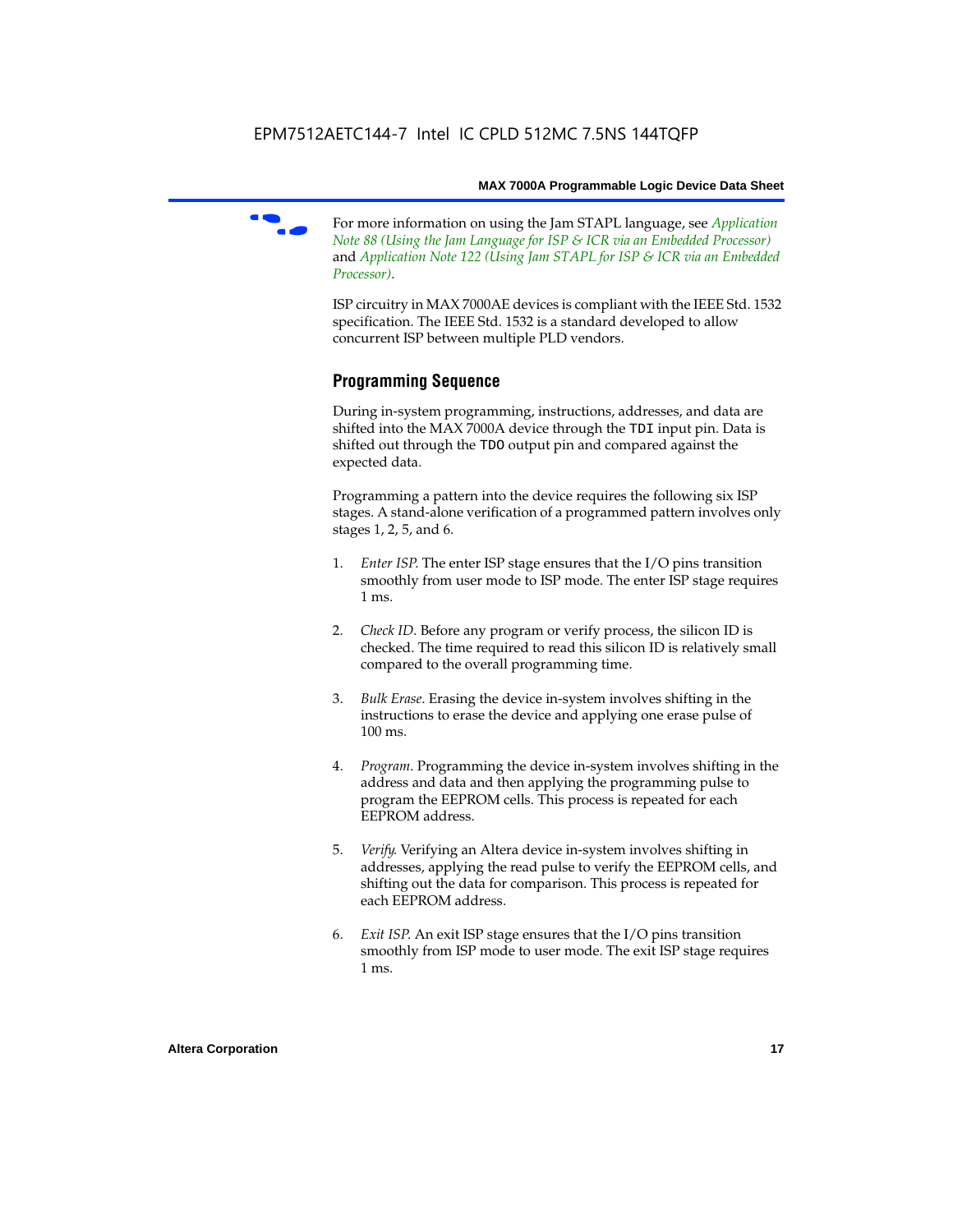For more information on using the Jam STAPL language, see *Application Note 88 (Using the Jam Language for ISP & ICR via an Embedded Processor)* and *Application Note 122 (Using Jam STAPL for ISP & ICR via an Embedded Processor)*.

ISP circuitry in MAX 7000AE devices is compliant with the IEEE Std. 1532 specification. The IEEE Std. 1532 is a standard developed to allow concurrent ISP between multiple PLD vendors.

## Programming Sequence

During in-system programming, instructions, addresses, and data are shifted into the MAX 7000A device through the `TDI` input pin. Data is shifted out through the `TDO` output pin and compared against the expected data.

Programming a pattern into the device requires the following six ISP stages. A stand-alone verification of a programmed pattern involves only stages 1, 2, 5, and 6.

1. *Enter ISP*. The enter ISP stage ensures that the I/O pins transition smoothly from user mode to ISP mode. The enter ISP stage requires 1 ms.

2. *Check ID*. Before any program or verify process, the silicon ID is checked. The time required to read this silicon ID is relatively small compared to the overall programming time.

3. *Bulk Erase*. Erasing the device in-system involves shifting in the instructions to erase the device and applying one erase pulse of 100 ms.

4. *Program*. Programming the device in-system involves shifting in the address and data and then applying the programming pulse to program the EEPROM cells. This process is repeated for each EEPROM address.

5. *Verify*. Verifying an Altera device in-system involves shifting in addresses, applying the read pulse to verify the EEPROM cells, and shifting out the data for comparison. This process is repeated for each EEPROM address.

6. *Exit ISP*. An exit ISP stage ensures that the I/O pins transition smoothly from ISP mode to user mode. The exit ISP stage requires 1 ms.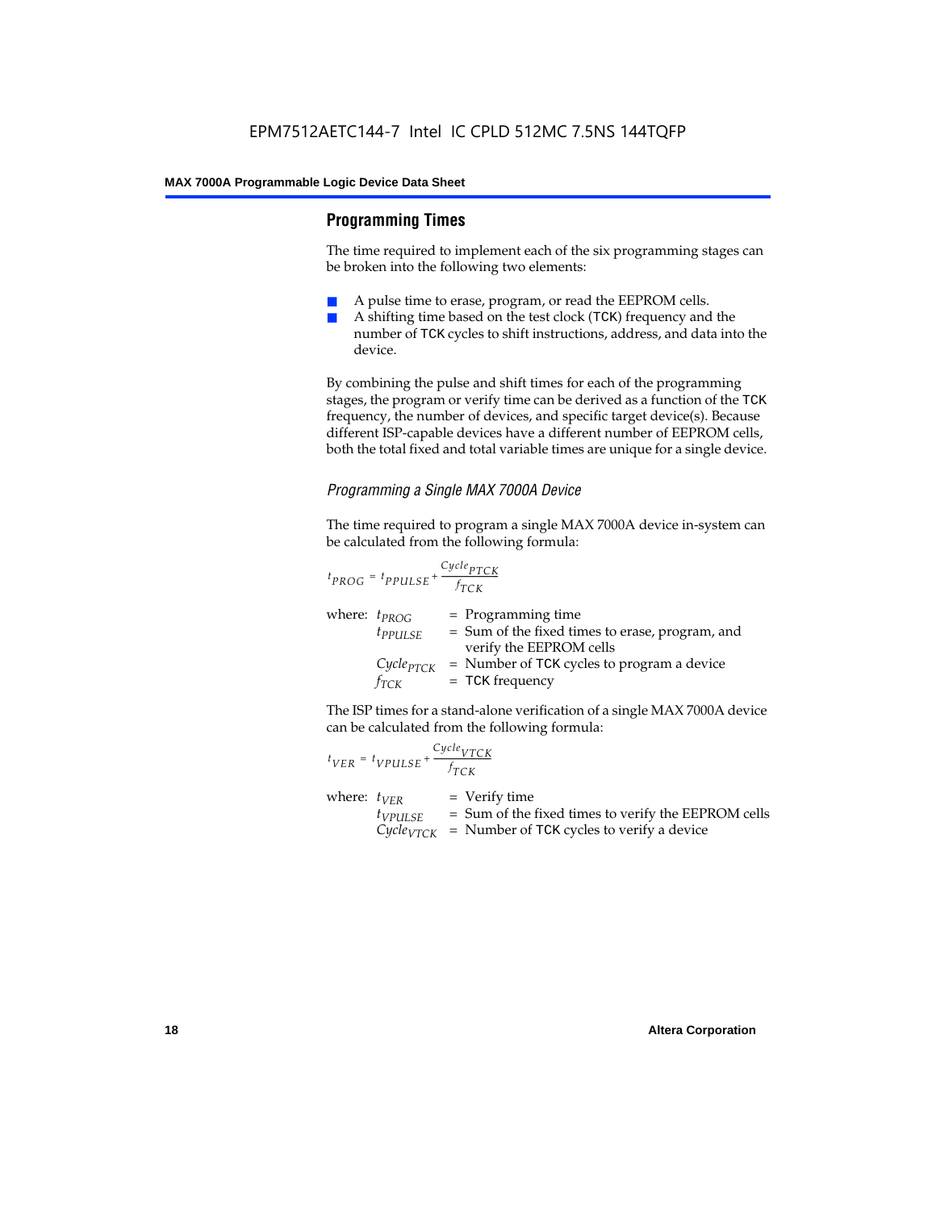## Programming Times

The time required to implement each of the six programming stages can be broken into the following two elements:

- A pulse time to erase, program, or read the EEPROM cells.
- A shifting time based on the test clock (TCK) frequency and the number of TCK cycles to shift instructions, address, and data into the device.

By combining the pulse and shift times for each of the programming stages, the program or verify time can be derived as a function of the TCK frequency, the number of devices, and specific target device(s). Because different ISP-capable devices have a different number of EEPROM cells, both the total fixed and total variable times are unique for a single device.

### *Programming a Single MAX 7000A Device*

The time required to program a single MAX 7000A device in-system can be calculated from the following formula:

$$t_{PROG} = t_{PPULSE} + \frac{Cycle_{PTCK}}{f_{TCK}}$$

where:
- $t_{PROG}$ = Programming time
- $t_{PPULSE}$ = Sum of the fixed times to erase, program, and verify the EEPROM cells
- $Cycle_{PTCK}$ = Number of TCK cycles to program a device
- $f_{TCK}$ = TCK frequency

The ISP times for a stand-alone verification of a single MAX 7000A device can be calculated from the following formula:

$$t_{VER} = t_{VPULSE} + \frac{Cycle_{VTCK}}{f_{TCK}}$$

where:
- $t_{VER}$ = Verify time
- $t_{VPULSE}$ = Sum of the fixed times to verify the EEPROM cells
- $Cycle_{VTCK}$ = Number of TCK cycles to verify a device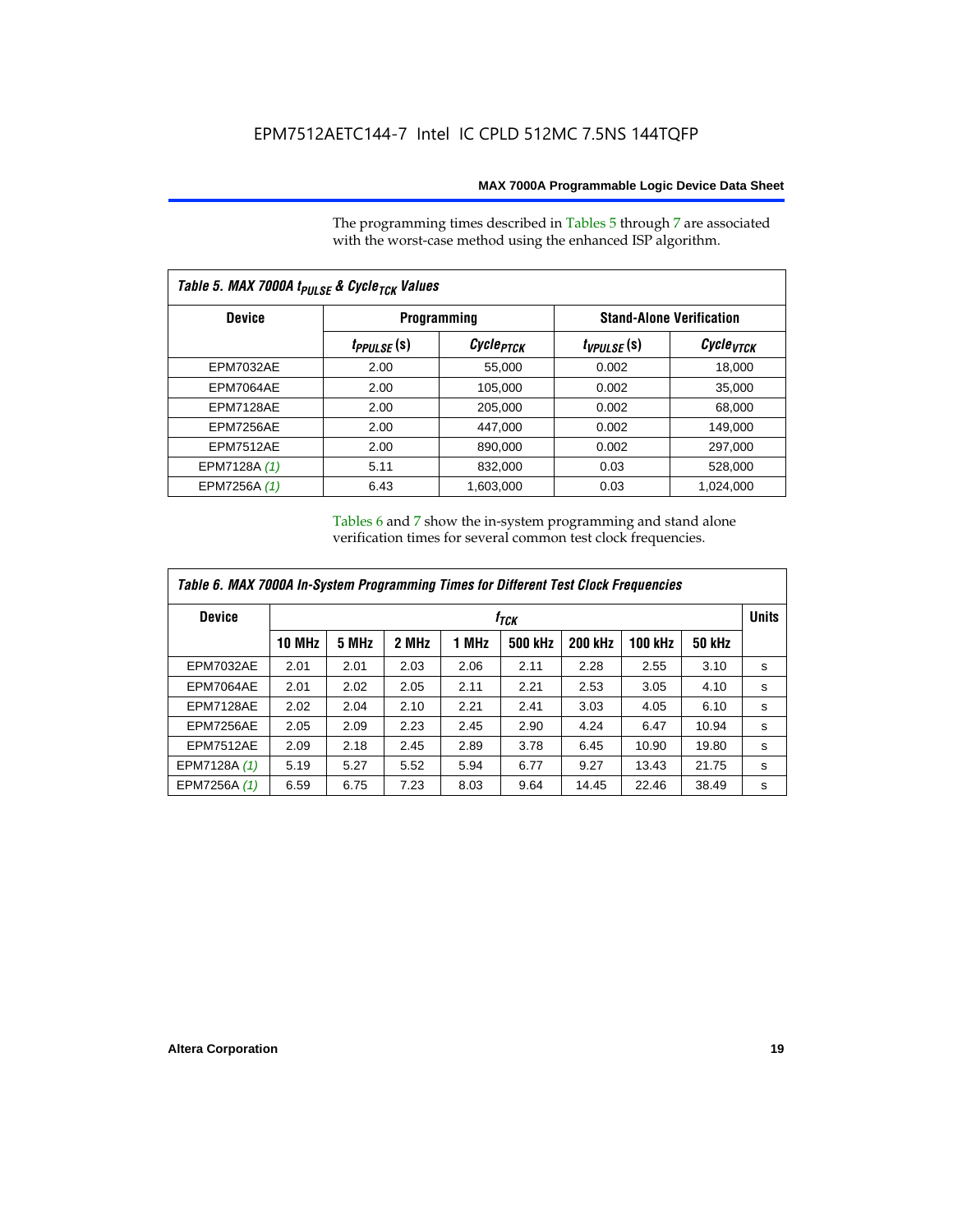The programming times described in Tables 5 through 7 are associated with the worst-case method using the enhanced ISP algorithm.

*Table 5. MAX 7000A $t_{PULSE}$ & $Cycle_{TCK}$ Values*

| Device | Programming | | Stand-Alone Verification | |
|---|---|---|---|---|
| | $t_{PPULSE}$ (s) | $Cycle_{PTCK}$ | $t_{VPULSE}$ (s) | $Cycle_{VTCK}$ |
| EPM7032AE | 2.00 | 55,000 | 0.002 | 18,000 |
| EPM7064AE | 2.00 | 105,000 | 0.002 | 35,000 |
| EPM7128AE | 2.00 | 205,000 | 0.002 | 68,000 |
| EPM7256AE | 2.00 | 447,000 | 0.002 | 149,000 |
| EPM7512AE | 2.00 | 890,000 | 0.002 | 297,000 |
| EPM7128A *(1)* | 5.11 | 832,000 | 0.03 | 528,000 |
| EPM7256A *(1)* | 6.43 | 1,603,000 | 0.03 | 1,024,000 |

Tables 6 and 7 show the in-system programming and stand alone verification times for several common test clock frequencies.

*Table 6. MAX 7000A In-System Programming Times for Different Test Clock Frequencies*

| Device | $f_{TCK}$ | | | | | | | | Units |
|---|---|---|---|---|---|---|---|---|---|
| | 10 MHz | 5 MHz | 2 MHz | 1 MHz | 500 kHz | 200 kHz | 100 kHz | 50 kHz | |
| EPM7032AE | 2.01 | 2.01 | 2.03 | 2.06 | 2.11 | 2.28 | 2.55 | 3.10 | s |
| EPM7064AE | 2.01 | 2.02 | 2.05 | 2.11 | 2.21 | 2.53 | 3.05 | 4.10 | s |
| EPM7128AE | 2.02 | 2.04 | 2.10 | 2.21 | 2.41 | 3.03 | 4.05 | 6.10 | s |
| EPM7256AE | 2.05 | 2.09 | 2.23 | 2.45 | 2.90 | 4.24 | 6.47 | 10.94 | s |
| EPM7512AE | 2.09 | 2.18 | 2.45 | 2.89 | 3.78 | 6.45 | 10.90 | 19.80 | s |
| EPM7128A *(1)* | 5.19 | 5.27 | 5.52 | 5.94 | 6.77 | 9.27 | 13.43 | 21.75 | s |
| EPM7256A *(1)* | 6.59 | 6.75 | 7.23 | 8.03 | 9.64 | 14.45 | 22.46 | 38.49 | s |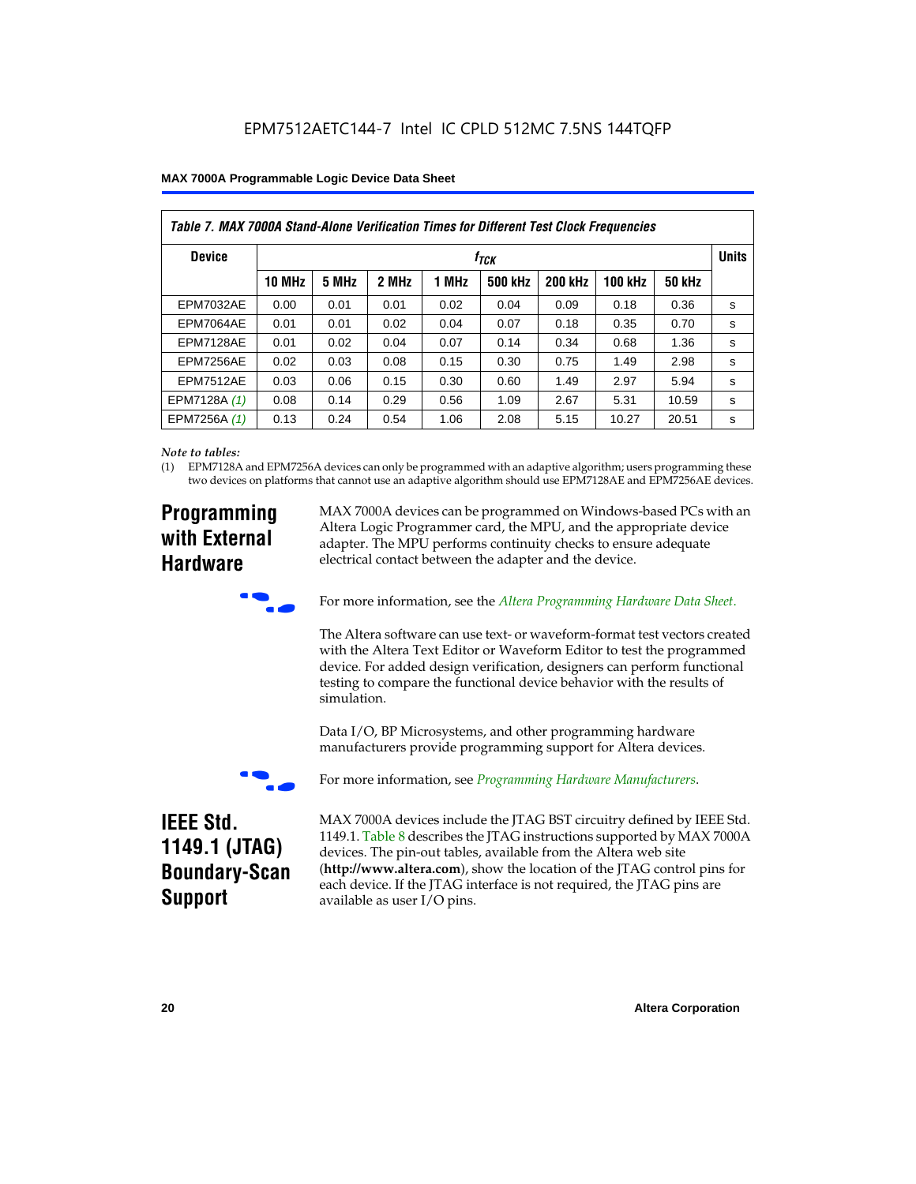*Table 7. MAX 7000A Stand-Alone Verification Times for Different Test Clock Frequencies*

| Device | $f_{TCK}$ | | | | | | | | Units |
|---|---|---|---|---|---|---|---|---|---|
| | 10 MHz | 5 MHz | 2 MHz | 1 MHz | 500 kHz | 200 kHz | 100 kHz | 50 kHz | |
| EPM7032AE | 0.00 | 0.01 | 0.01 | 0.02 | 0.04 | 0.09 | 0.18 | 0.36 | s |
| EPM7064AE | 0.01 | 0.01 | 0.02 | 0.04 | 0.07 | 0.18 | 0.35 | 0.70 | s |
| EPM7128AE | 0.01 | 0.02 | 0.04 | 0.07 | 0.14 | 0.34 | 0.68 | 1.36 | s |
| EPM7256AE | 0.02 | 0.03 | 0.08 | 0.15 | 0.30 | 0.75 | 1.49 | 2.98 | s |
| EPM7512AE | 0.03 | 0.06 | 0.15 | 0.30 | 0.60 | 1.49 | 2.97 | 5.94 | s |
| EPM7128A *(1)* | 0.08 | 0.14 | 0.29 | 0.56 | 1.09 | 2.67 | 5.31 | 10.59 | s |
| EPM7256A *(1)* | 0.13 | 0.24 | 0.54 | 1.06 | 2.08 | 5.15 | 10.27 | 20.51 | s |

*Note to tables:*

(1) EPM7128A and EPM7256A devices can only be programmed with an adaptive algorithm; users programming these two devices on platforms that cannot use an adaptive algorithm should use EPM7128AE and EPM7256AE devices.

## Programming with External Hardware

MAX 7000A devices can be programmed on Windows-based PCs with an Altera Logic Programmer card, the MPU, and the appropriate device adapter. The MPU performs continuity checks to ensure adequate electrical contact between the adapter and the device.

For more information, see the *Altera Programming Hardware Data Sheet.*

The Altera software can use text- or waveform-format test vectors created with the Altera Text Editor or Waveform Editor to test the programmed device. For added design verification, designers can perform functional testing to compare the functional device behavior with the results of simulation.

Data I/O, BP Microsystems, and other programming hardware manufacturers provide programming support for Altera devices.

For more information, see *Programming Hardware Manufacturers*.

## IEEE Std. 1149.1 (JTAG) Boundary-Scan Support

MAX 7000A devices include the JTAG BST circuitry defined by IEEE Std. 1149.1. Table 8 describes the JTAG instructions supported by MAX 7000A devices. The pin-out tables, available from the Altera web site (**http://www.altera.com**), show the location of the JTAG control pins for each device. If the JTAG interface is not required, the JTAG pins are available as user I/O pins.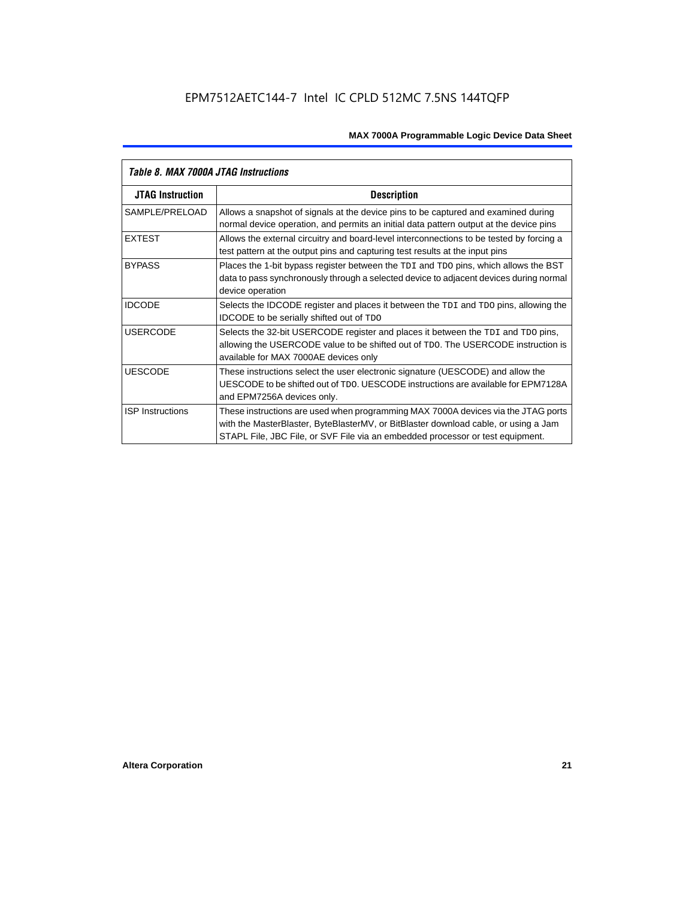*Table 8. MAX 7000A JTAG Instructions*

| JTAG Instruction | Description |
|---|---|
| SAMPLE/PRELOAD | Allows a snapshot of signals at the device pins to be captured and examined during normal device operation, and permits an initial data pattern output at the device pins |
| EXTEST | Allows the external circuitry and board-level interconnections to be tested by forcing a test pattern at the output pins and capturing test results at the input pins |
| BYPASS | Places the 1-bit bypass register between the `TDI` and `TDO` pins, which allows the BST data to pass synchronously through a selected device to adjacent devices during normal device operation |
| IDCODE | Selects the IDCODE register and places it between the `TDI` and `TDO` pins, allowing the IDCODE to be serially shifted out of `TDO` |
| USERCODE | Selects the 32-bit USERCODE register and places it between the `TDI` and `TDO` pins, allowing the USERCODE value to be shifted out of `TDO`. The USERCODE instruction is available for MAX 7000AE devices only |
| UESCODE | These instructions select the user electronic signature (UESCODE) and allow the UESCODE to be shifted out of `TDO`. UESCODE instructions are available for EPM7128A and EPM7256A devices only. |
| ISP Instructions | These instructions are used when programming MAX 7000A devices via the JTAG ports with the MasterBlaster, ByteBlasterMV, or BitBlaster download cable, or using a Jam STAPL File, JBC File, or SVF File via an embedded processor or test equipment. |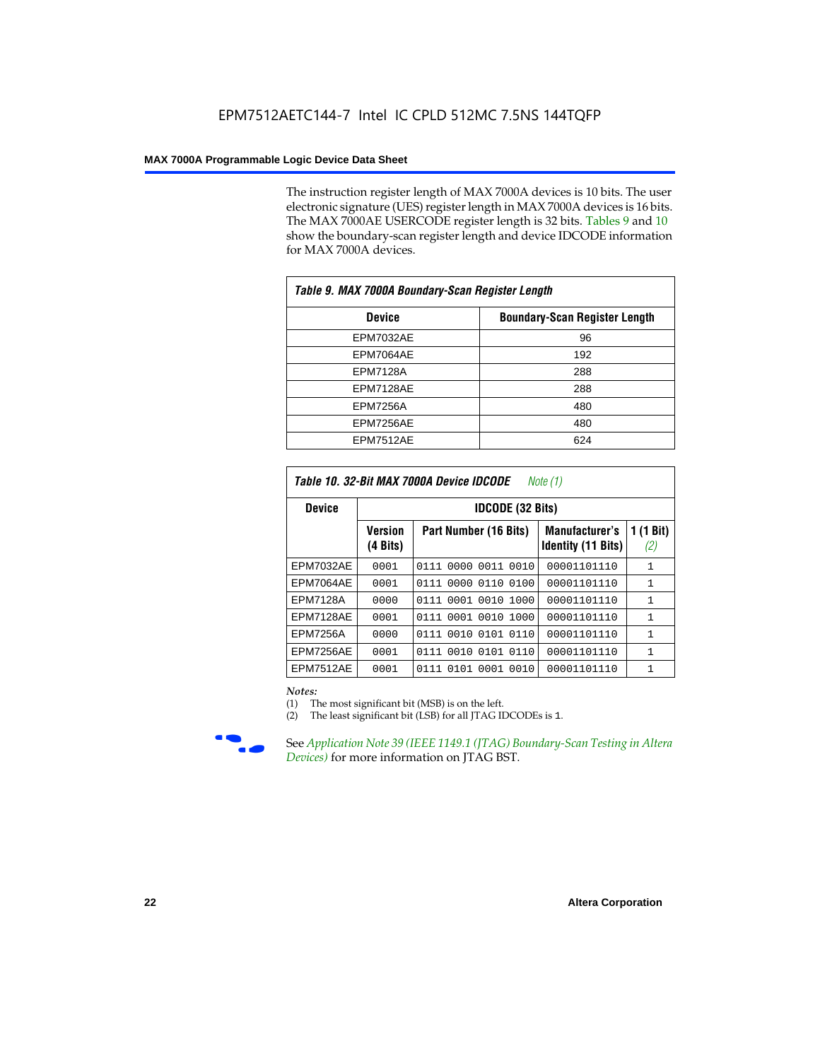The instruction register length of MAX 7000A devices is 10 bits. The user electronic signature (UES) register length in MAX 7000A devices is 16 bits. The MAX 7000AE USERCODE register length is 32 bits. Tables 9 and 10 show the boundary-scan register length and device IDCODE information for MAX 7000A devices.

*Table 9. MAX 7000A Boundary-Scan Register Length*

| Device | Boundary-Scan Register Length |
|---|---|
| EPM7032AE | 96 |
| EPM7064AE | 192 |
| EPM7128A | 288 |
| EPM7128AE | 288 |
| EPM7256A | 480 |
| EPM7256AE | 480 |
| EPM7512AE | 624 |

*Table 10. 32-Bit MAX 7000A Device IDCODE* *Note (1)*

| Device | IDCODE (32 Bits) | | | |
|---|---|---|---|---|
| | Version (4 Bits) | Part Number (16 Bits) | Manufacturer's Identity (11 Bits) | 1 (1 Bit) *(2)* |
| EPM7032AE | 0001 | 0111 0000 0011 0010 | 00001101110 | 1 |
| EPM7064AE | 0001 | 0111 0000 0110 0100 | 00001101110 | 1 |
| EPM7128A | 0000 | 0111 0001 0010 1000 | 00001101110 | 1 |
| EPM7128AE | 0001 | 0111 0001 0010 1000 | 00001101110 | 1 |
| EPM7256A | 0000 | 0111 0010 0101 0110 | 00001101110 | 1 |
| EPM7256AE | 0001 | 0111 0010 0101 0110 | 00001101110 | 1 |
| EPM7512AE | 0001 | 0111 0101 0001 0010 | 00001101110 | 1 |

*Notes:*

(1) The most significant bit (MSB) is on the left.

(2) The least significant bit (LSB) for all JTAG IDCODEs is 1.

See *Application Note 39 (IEEE 1149.1 (JTAG) Boundary-Scan Testing in Altera Devices)* for more information on JTAG BST.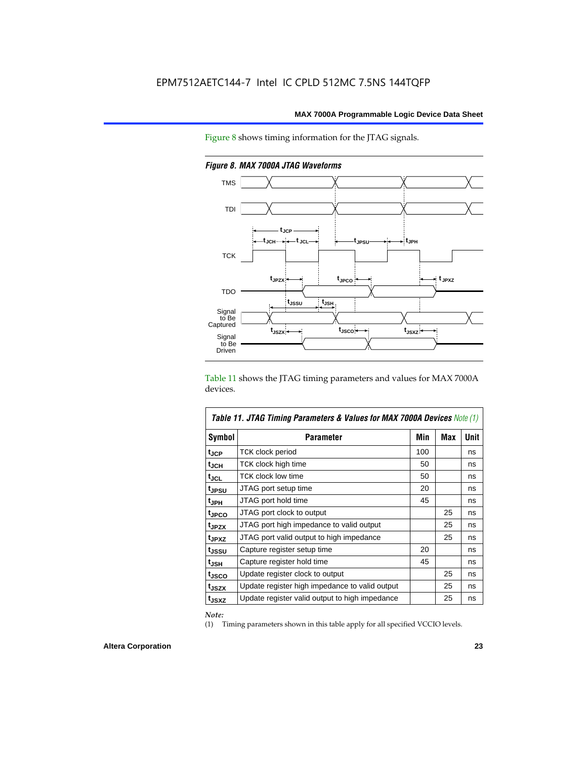Figure 8 shows timing information for the JTAG signals.

*Figure 8. MAX 7000A JTAG Waveforms*

Table 11 shows the JTAG timing parameters and values for MAX 7000A devices.

| Table 11. JTAG Timing Parameters & Values for MAX 7000A Devices *Note (1)* | | | | |
|---|---|---|---|---|
| **Symbol** | **Parameter** | **Min** | **Max** | **Unit** |
| $t_{JCP}$ | TCK clock period | 100 | | ns |
| $t_{JCH}$ | TCK clock high time | 50 | | ns |
| $t_{JCL}$ | TCK clock low time | 50 | | ns |
| $t_{JPSU}$ | JTAG port setup time | 20 | | ns |
| $t_{JPH}$ | JTAG port hold time | 45 | | ns |
| $t_{JPCO}$ | JTAG port clock to output | | 25 | ns |
| $t_{JPZX}$ | JTAG port high impedance to valid output | | 25 | ns |
| $t_{JPXZ}$ | JTAG port valid output to high impedance | | 25 | ns |
| $t_{JSSU}$ | Capture register setup time | 20 | | ns |
| $t_{JSH}$ | Capture register hold time | 45 | | ns |
| $t_{JSCO}$ | Update register clock to output | | 25 | ns |
| $t_{JSZX}$ | Update register high impedance to valid output | | 25 | ns |
| $t_{JSXZ}$ | Update register valid output to high impedance | | 25 | ns |

*Note:*

(1) Timing parameters shown in this table apply for all specified VCCIO levels.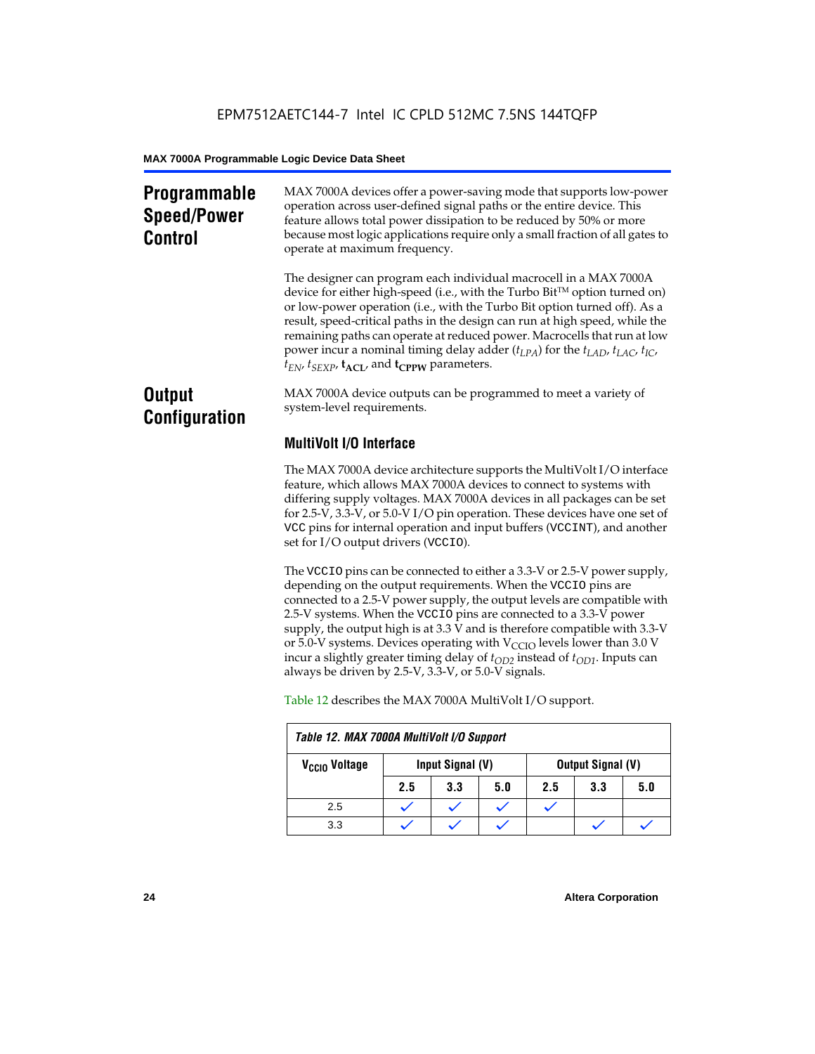## Programmable Speed/Power Control

MAX 7000A devices offer a power-saving mode that supports low-power operation across user-defined signal paths or the entire device. This feature allows total power dissipation to be reduced by 50% or more because most logic applications require only a small fraction of all gates to operate at maximum frequency.

The designer can program each individual macrocell in a MAX 7000A device for either high-speed (i.e., with the Turbo Bit™ option turned on) or low-power operation (i.e., with the Turbo Bit option turned off). As a result, speed-critical paths in the design can run at high speed, while the remaining paths can operate at reduced power. Macrocells that run at low power incur a nominal timing delay adder ($t_{LPA}$) for the $t_{LAD}$, $t_{LAC}$, $t_{IC}$, $t_{EN}$, $t_{SEXP}$, $\mathbf{t_{ACL}}$, and $\mathbf{t_{CPPW}}$ parameters.

## Output Configuration

MAX 7000A device outputs can be programmed to meet a variety of system-level requirements.

### MultiVolt I/O Interface

The MAX 7000A device architecture supports the MultiVolt I/O interface feature, which allows MAX 7000A devices to connect to systems with differing supply voltages. MAX 7000A devices in all packages can be set for 2.5-V, 3.3-V, or 5.0-V I/O pin operation. These devices have one set of `VCC` pins for internal operation and input buffers (`VCCINT`), and another set for I/O output drivers (`VCCIO`).

The `VCCIO` pins can be connected to either a 3.3-V or 2.5-V power supply, depending on the output requirements. When the `VCCIO` pins are connected to a 2.5-V power supply, the output levels are compatible with 2.5-V systems. When the `VCCIO` pins are connected to a 3.3-V power supply, the output high is at 3.3 V and is therefore compatible with 3.3-V or 5.0-V systems. Devices operating with $V_{CCIO}$ levels lower than 3.0 V incur a slightly greater timing delay of $t_{OD2}$ instead of $t_{OD1}$. Inputs can always be driven by 2.5-V, 3.3-V, or 5.0-V signals.

Table 12 describes the MAX 7000A MultiVolt I/O support.

**Table 12. MAX 7000A MultiVolt I/O Support**

| $V_{CCIO}$ Voltage | Input Signal (V) | | | Output Signal (V) | | |
|---|---|---|---|---|---|---|
| | 2.5 | 3.3 | 5.0 | 2.5 | 3.3 | 5.0 |
| 2.5 | ✓ | ✓ | ✓ | ✓ | | |
| 3.3 | ✓ | ✓ | ✓ | | ✓ | ✓ |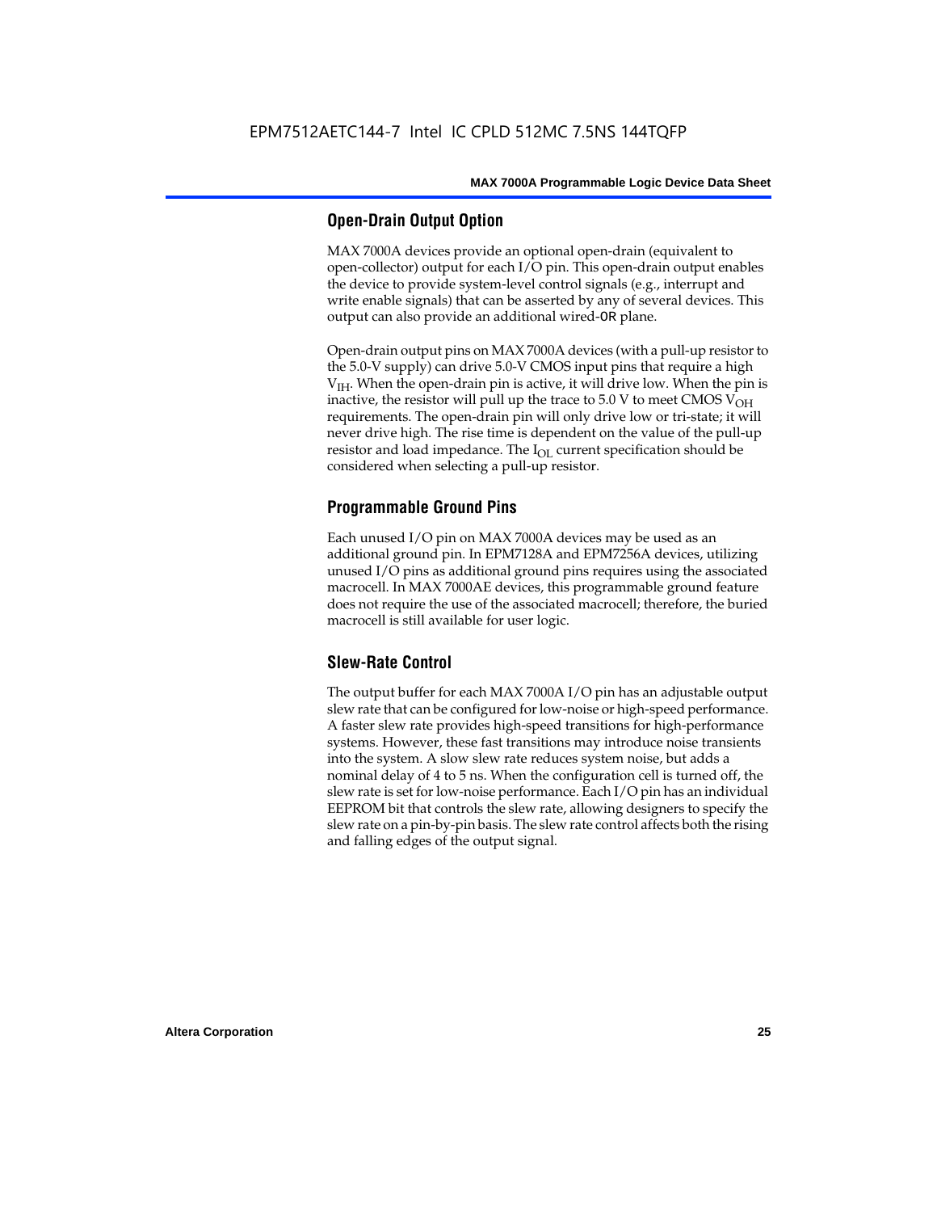## Open-Drain Output Option

MAX 7000A devices provide an optional open-drain (equivalent to open-collector) output for each I/O pin. This open-drain output enables the device to provide system-level control signals (e.g., interrupt and write enable signals) that can be asserted by any of several devices. This output can also provide an additional wired-OR plane.

Open-drain output pins on MAX 7000A devices (with a pull-up resistor to the 5.0-V supply) can drive 5.0-V CMOS input pins that require a high $V_{IH}$. When the open-drain pin is active, it will drive low. When the pin is inactive, the resistor will pull up the trace to 5.0 V to meet CMOS $V_{OH}$ requirements. The open-drain pin will only drive low or tri-state; it will never drive high. The rise time is dependent on the value of the pull-up resistor and load impedance. The $I_{OL}$ current specification should be considered when selecting a pull-up resistor.

## Programmable Ground Pins

Each unused I/O pin on MAX 7000A devices may be used as an additional ground pin. In EPM7128A and EPM7256A devices, utilizing unused I/O pins as additional ground pins requires using the associated macrocell. In MAX 7000AE devices, this programmable ground feature does not require the use of the associated macrocell; therefore, the buried macrocell is still available for user logic.

## Slew-Rate Control

The output buffer for each MAX 7000A I/O pin has an adjustable output slew rate that can be configured for low-noise or high-speed performance. A faster slew rate provides high-speed transitions for high-performance systems. However, these fast transitions may introduce noise transients into the system. A slow slew rate reduces system noise, but adds a nominal delay of 4 to 5 ns. When the configuration cell is turned off, the slew rate is set for low-noise performance. Each I/O pin has an individual EEPROM bit that controls the slew rate, allowing designers to specify the slew rate on a pin-by-pin basis. The slew rate control affects both the rising and falling edges of the output signal.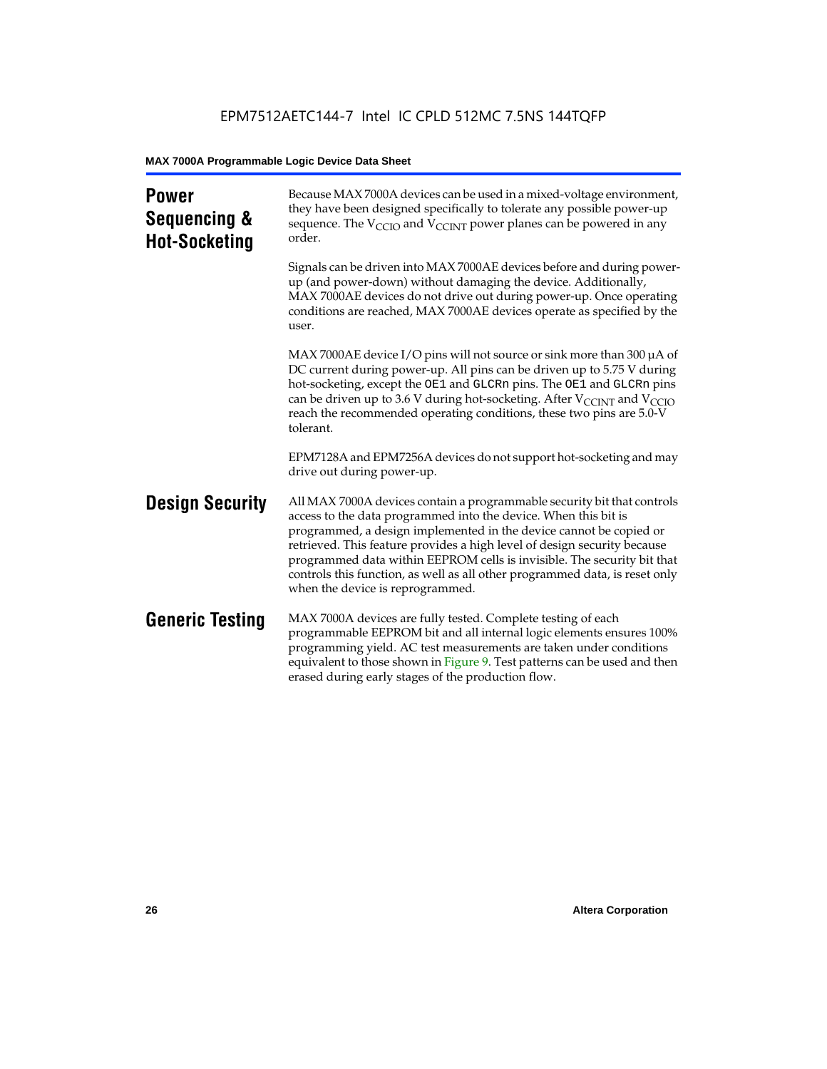## Power Sequencing & Hot-Socketing

Because MAX 7000A devices can be used in a mixed-voltage environment, they have been designed specifically to tolerate any possible power-up sequence. The $V_{CCIO}$ and $V_{CCINT}$ power planes can be powered in any order.

Signals can be driven into MAX 7000AE devices before and during power-up (and power-down) without damaging the device. Additionally, MAX 7000AE devices do not drive out during power-up. Once operating conditions are reached, MAX 7000AE devices operate as specified by the user.

MAX 7000AE device I/O pins will not source or sink more than 300 µA of DC current during power-up. All pins can be driven up to 5.75 V during hot-socketing, except the `OE1` and `GLCRn` pins. The `OE1` and `GLCRn` pins can be driven up to 3.6 V during hot-socketing. After $V_{CCINT}$ and $V_{CCIO}$ reach the recommended operating conditions, these two pins are 5.0-V tolerant.

EPM7128A and EPM7256A devices do not support hot-socketing and may drive out during power-up.

## Design Security

All MAX 7000A devices contain a programmable security bit that controls access to the data programmed into the device. When this bit is programmed, a design implemented in the device cannot be copied or retrieved. This feature provides a high level of design security because programmed data within EEPROM cells is invisible. The security bit that controls this function, as well as all other programmed data, is reset only when the device is reprogrammed.

## Generic Testing

MAX 7000A devices are fully tested. Complete testing of each programmable EEPROM bit and all internal logic elements ensures 100% programming yield. AC test measurements are taken under conditions equivalent to those shown in Figure 9. Test patterns can be used and then erased during early stages of the production flow.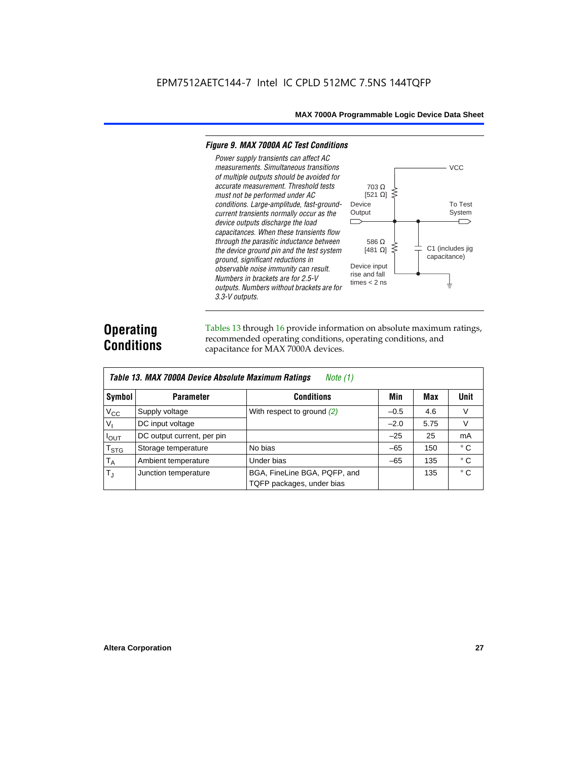*Figure 9. MAX 7000A AC Test Conditions*

*Power supply transients can affect AC measurements. Simultaneous transitions of multiple outputs should be avoided for accurate measurement. Threshold tests must not be performed under AC conditions. Large-amplitude, fast-ground-current transients normally occur as the device outputs discharge the load capacitances. When these transients flow through the parasitic inductance between the device ground pin and the test system ground, significant reductions in observable noise immunity can result. Numbers in brackets are for 2.5-V outputs. Numbers without brackets are for 3.3-V outputs.*

VCC

703 Ω [521 Ω]

Device Output

To Test System

586 Ω [481 Ω]

C1 (includes jig capacitance)

Device input rise and fall times < 2 ns

## Operating Conditions

Tables 13 through 16 provide information on absolute maximum ratings, recommended operating conditions, operating conditions, and capacitance for MAX 7000A devices.

**Table 13. MAX 7000A Device Absolute Maximum Ratings** *Note (1)*

| Symbol | Parameter | Conditions | Min | Max | Unit |
|---|---|---|---|---|---|
| $V_{CC}$ | Supply voltage | With respect to ground *(2)* | –0.5 | 4.6 | V |
| $V_I$ | DC input voltage | | –2.0 | 5.75 | V |
| $I_{OUT}$ | DC output current, per pin | | –25 | 25 | mA |
| $T_{STG}$ | Storage temperature | No bias | –65 | 150 | ° C |
| $T_A$ | Ambient temperature | Under bias | –65 | 135 | ° C |
| $T_J$ | Junction temperature | BGA, FineLine BGA, PQFP, and TQFP packages, under bias | | 135 | ° C |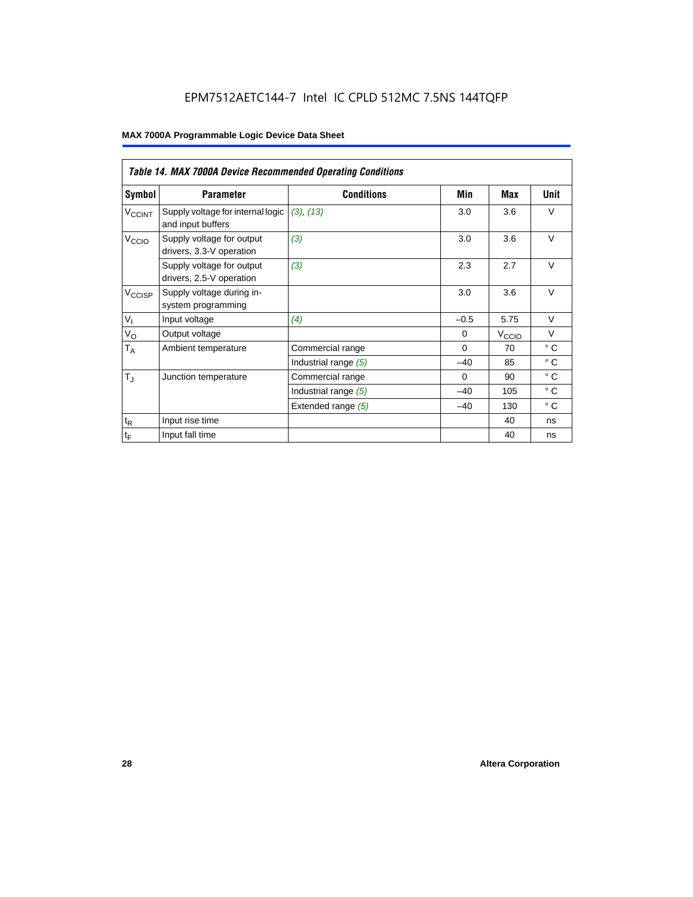EPM7512AETC144-7 Intel IC CPLD 512MC 7.5NS 144TQFP

| *Table 14. MAX 7000A Device Recommended Operating Conditions* | | | | | |
|---|---|---|---|---|---|
| **Symbol** | **Parameter** | **Conditions** | **Min** | **Max** | **Unit** |
| $V_{CCINT}$ | Supply voltage for internal logic and input buffers | *(3), (13)* | 3.0 | 3.6 | V |
| $V_{CCIO}$ | Supply voltage for output drivers, 3.3-V operation | *(3)* | 3.0 | 3.6 | V |
| | Supply voltage for output drivers, 2.5-V operation | *(3)* | 2.3 | 2.7 | V |
| $V_{CCISP}$ | Supply voltage during in-system programming | | 3.0 | 3.6 | V |
| $V_I$ | Input voltage | *(4)* | –0.5 | 5.75 | V |
| $V_O$ | Output voltage | | 0 | $V_{CCIO}$ | V |
| $T_A$ | Ambient temperature | Commercial range | 0 | 70 | ° C |
| | | Industrial range *(5)* | –40 | 85 | ° C |
| $T_J$ | Junction temperature | Commercial range | 0 | 90 | ° C |
| | | Industrial range *(5)* | –40 | 105 | ° C |
| | | Extended range *(5)* | –40 | 130 | ° C |
| $t_R$ | Input rise time | | | 40 | ns |
| $t_F$ | Input fall time | | | 40 | ns |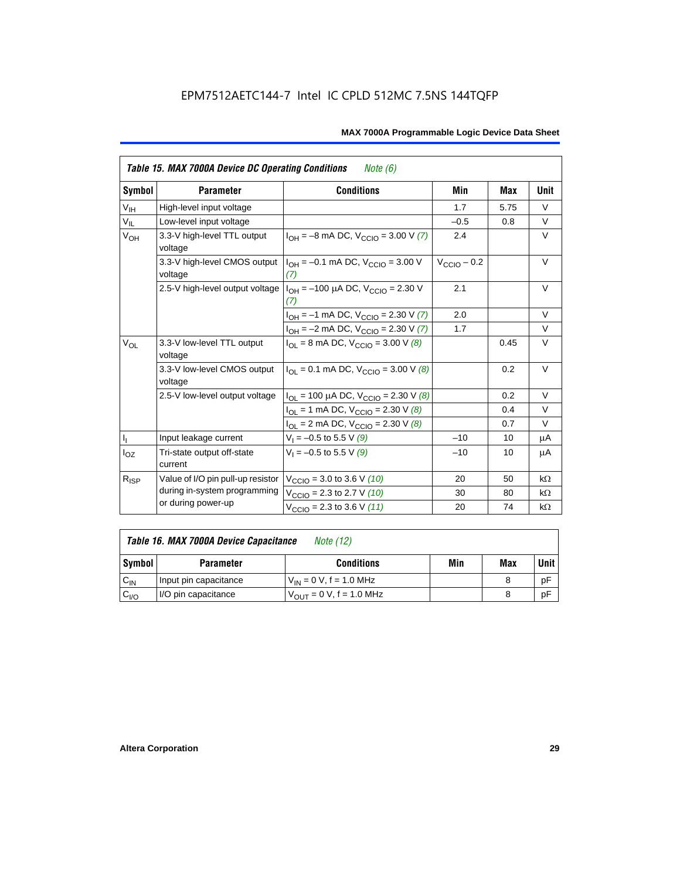Table 15. MAX 7000A Device DC Operating Conditions *Note (6)*

| Symbol | Parameter | Conditions | Min | Max | Unit |
|---|---|---|---|---|---|
| $V_{IH}$ | High-level input voltage | | 1.7 | 5.75 | V |
| $V_{IL}$ | Low-level input voltage | | –0.5 | 0.8 | V |
| $V_{OH}$ | 3.3-V high-level TTL output voltage | $I_{OH}$ = –8 mA DC, $V_{CCIO}$ = 3.00 V *(7)* | 2.4 | | V |
| | 3.3-V high-level CMOS output voltage | $I_{OH}$ = –0.1 mA DC, $V_{CCIO}$ = 3.00 V *(7)* | $V_{CCIO}$ – 0.2 | | V |
| | 2.5-V high-level output voltage | $I_{OH}$ = –100 μA DC, $V_{CCIO}$ = 2.30 V *(7)* | 2.1 | | V |
| | | $I_{OH}$ = –1 mA DC, $V_{CCIO}$ = 2.30 V *(7)* | 2.0 | | V |
| | | $I_{OH}$ = –2 mA DC, $V_{CCIO}$ = 2.30 V *(7)* | 1.7 | | V |
| $V_{OL}$ | 3.3-V low-level TTL output voltage | $I_{OL}$ = 8 mA DC, $V_{CCIO}$ = 3.00 V *(8)* | | 0.45 | V |
| | 3.3-V low-level CMOS output voltage | $I_{OL}$ = 0.1 mA DC, $V_{CCIO}$ = 3.00 V *(8)* | | 0.2 | V |
| | 2.5-V low-level output voltage | $I_{OL}$ = 100 μA DC, $V_{CCIO}$ = 2.30 V *(8)* | | 0.2 | V |
| | | $I_{OL}$ = 1 mA DC, $V_{CCIO}$ = 2.30 V *(8)* | | 0.4 | V |
| | | $I_{OL}$ = 2 mA DC, $V_{CCIO}$ = 2.30 V *(8)* | | 0.7 | V |
| $I_I$ | Input leakage current | $V_I$ = –0.5 to 5.5 V *(9)* | –10 | 10 | μA |
| $I_{OZ}$ | Tri-state output off-state current | $V_I$ = –0.5 to 5.5 V *(9)* | –10 | 10 | μA |
| $R_{ISP}$ | Value of I/O pin pull-up resistor during in-system programming or during power-up | $V_{CCIO}$ = 3.0 to 3.6 V *(10)* | 20 | 50 | kΩ |
| | | $V_{CCIO}$ = 2.3 to 2.7 V *(10)* | 30 | 80 | kΩ |
| | | $V_{CCIO}$ = 2.3 to 3.6 V *(11)* | 20 | 74 | kΩ |

Table 16. MAX 7000A Device Capacitance *Note (12)*

| Symbol | Parameter | Conditions | Min | Max | Unit |
|---|---|---|---|---|---|
| $C_{IN}$ | Input pin capacitance | $V_{IN}$ = 0 V, f = 1.0 MHz | | 8 | pF |
| $C_{I/O}$ | I/O pin capacitance | $V_{OUT}$ = 0 V, f = 1.0 MHz | | 8 | pF |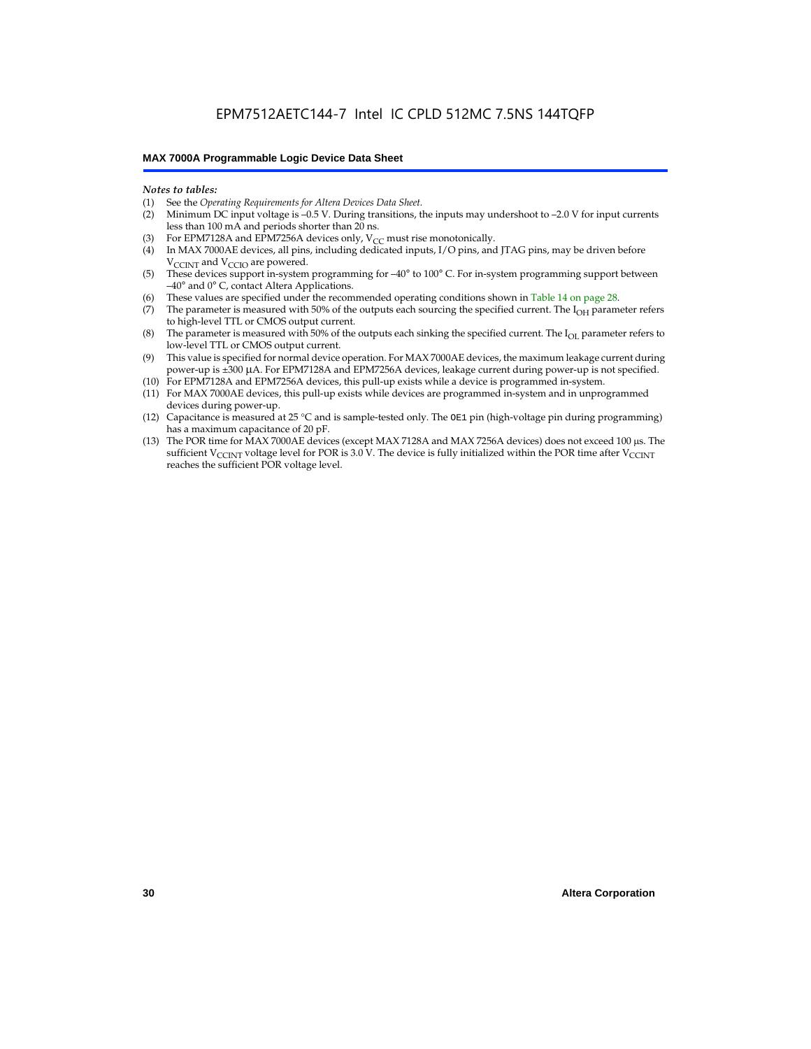*Notes to tables:*

(1) See the *Operating Requirements for Altera Devices Data Sheet*.

(2) Minimum DC input voltage is –0.5 V. During transitions, the inputs may undershoot to –2.0 V for input currents less than 100 mA and periods shorter than 20 ns.

(3) For EPM7128A and EPM7256A devices only, $V_{CC}$ must rise monotonically.

(4) In MAX 7000AE devices, all pins, including dedicated inputs, I/O pins, and JTAG pins, may be driven before $V_{CCINT}$ and $V_{CCIO}$ are powered.

(5) These devices support in-system programming for –40° to 100° C. For in-system programming support between –40° and 0° C, contact Altera Applications.

(6) These values are specified under the recommended operating conditions shown in Table 14 on page 28.

(7) The parameter is measured with 50% of the outputs each sourcing the specified current. The $I_{OH}$ parameter refers to high-level TTL or CMOS output current.

(8) The parameter is measured with 50% of the outputs each sinking the specified current. The $I_{OL}$ parameter refers to low-level TTL or CMOS output current.

(9) This value is specified for normal device operation. For MAX 7000AE devices, the maximum leakage current during power-up is ±300 µA. For EPM7128A and EPM7256A devices, leakage current during power-up is not specified.

(10) For EPM7128A and EPM7256A devices, this pull-up exists while a device is programmed in-system.

(11) For MAX 7000AE devices, this pull-up exists while devices are programmed in-system and in unprogrammed devices during power-up.

(12) Capacitance is measured at 25 °C and is sample-tested only. The `OE1` pin (high-voltage pin during programming) has a maximum capacitance of 20 pF.

(13) The POR time for MAX 7000AE devices (except MAX 7128A and MAX 7256A devices) does not exceed 100 µs. The sufficient $V_{CCINT}$ voltage level for POR is 3.0 V. The device is fully initialized within the POR time after $V_{CCINT}$ reaches the sufficient POR voltage level.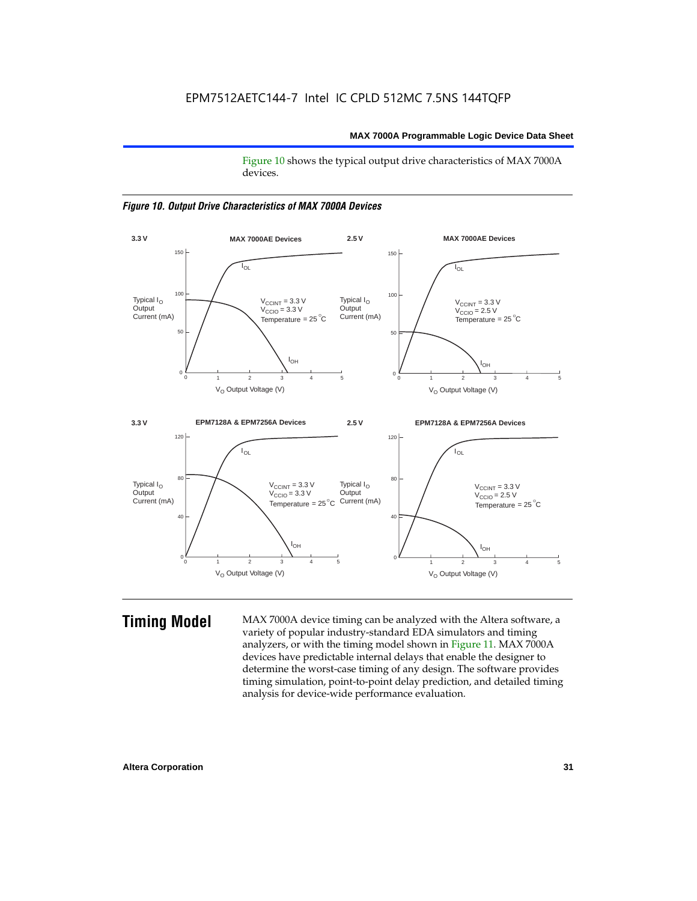Figure 10 shows the typical output drive characteristics of MAX 7000A devices.

*Figure 10. Output Drive Characteristics of MAX 7000A Devices*

# Timing Model

MAX 7000A device timing can be analyzed with the Altera software, a variety of popular industry-standard EDA simulators and timing analyzers, or with the timing model shown in Figure 11. MAX 7000A devices have predictable internal delays that enable the designer to determine the worst-case timing of any design. The software provides timing simulation, point-to-point delay prediction, and detailed timing analysis for device-wide performance evaluation.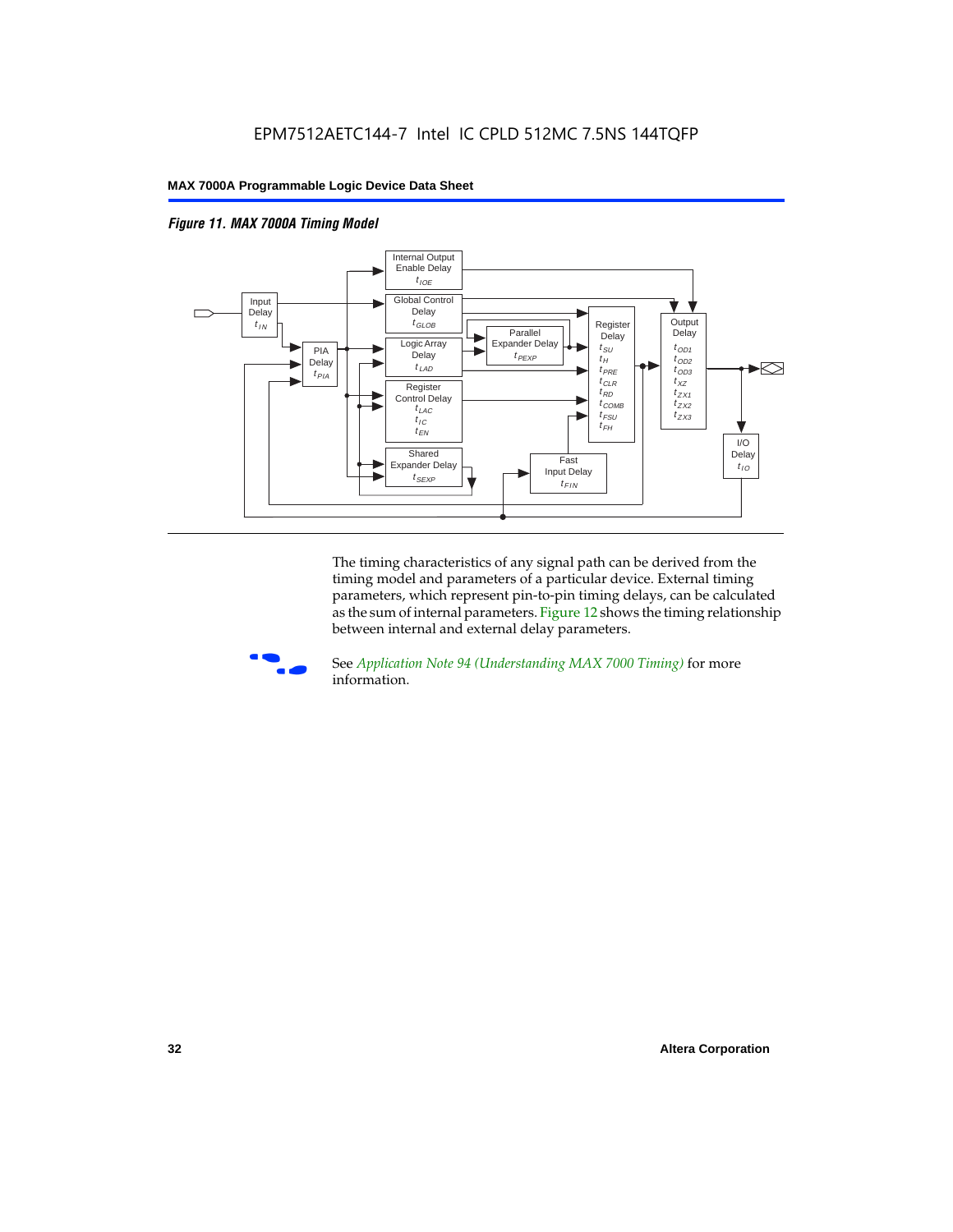*Figure 11. MAX 7000A Timing Model*

Input Delay $t_{IN}$

PIA Delay $t_{PIA}$

Internal Output Enable Delay $t_{IOE}$

Global Control Delay $t_{GLOB}$

Logic Array Delay $t_{LAD}$

Parallel Expander Delay $t_{PEXP}$

Register Control Delay $t_{LAC}$ $t_{IC}$ $t_{EN}$

Shared Expander Delay $t_{SEXP}$

Fast Input Delay $t_{FIN}$

Register Delay $t_{SU}$ $t_{H}$ $t_{PRE}$ $t_{CLR}$ $t_{RD}$ $t_{COMB}$ $t_{FSU}$ $t_{FH}$

Output Delay $t_{OD1}$ $t_{OD2}$ $t_{OD3}$ $t_{XZ}$ $t_{ZX1}$ $t_{ZX2}$ $t_{ZX3}$

I/O Delay $t_{IO}$

The timing characteristics of any signal path can be derived from the timing model and parameters of a particular device. External timing parameters, which represent pin-to-pin timing delays, can be calculated as the sum of internal parameters. Figure 12 shows the timing relationship between internal and external delay parameters.

See *Application Note 94 (Understanding MAX 7000 Timing)* for more information.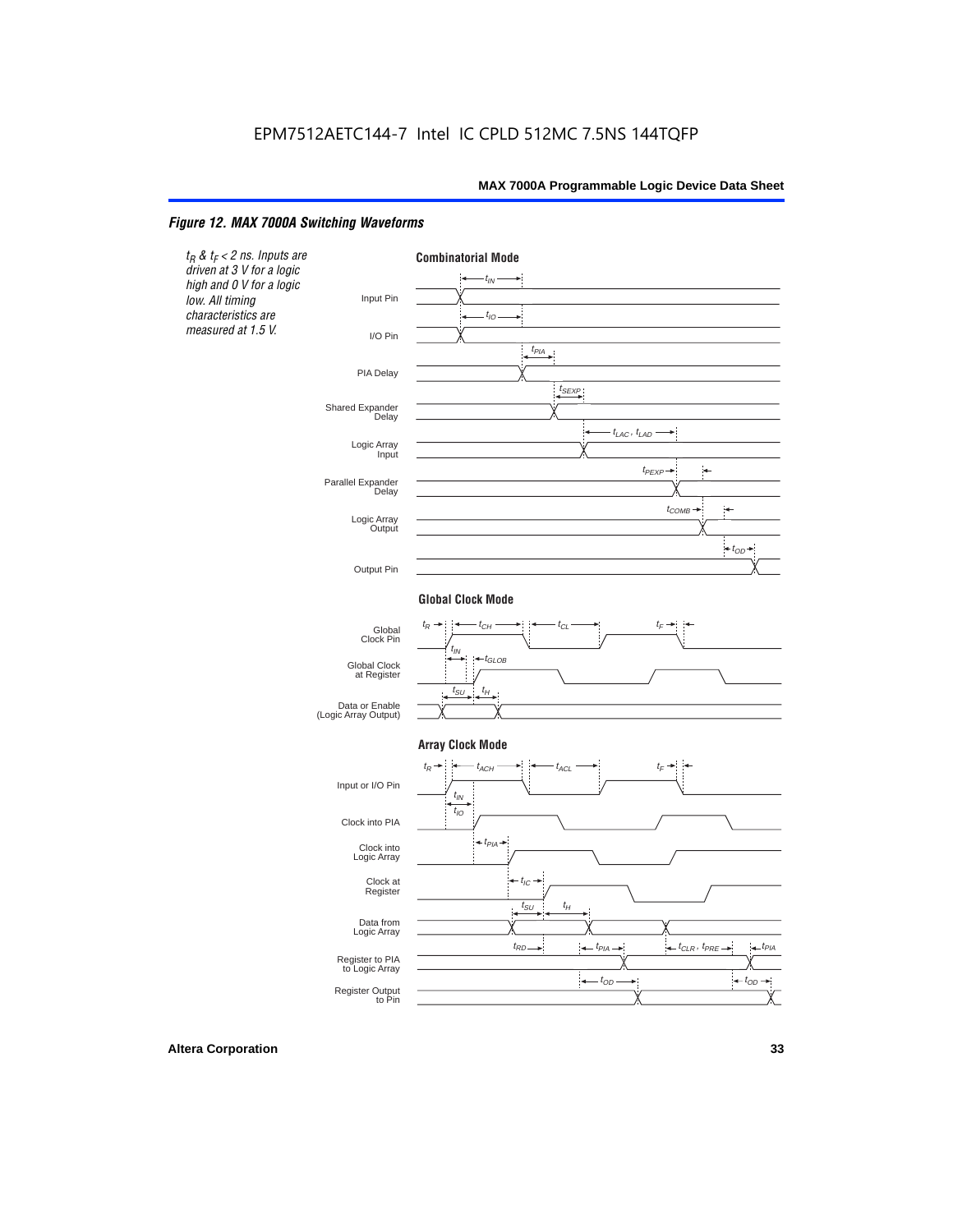# Figure 12. MAX 7000A Switching Waveforms

*$t_R$ & $t_F$ < 2 ns. Inputs are driven at 3 V for a logic high and 0 V for a logic low. All timing characteristics are measured at 1.5 V.*

**Combinatorial Mode**

Input Pin ($t_{IN}$), I/O Pin ($t_{IO}$), PIA Delay ($t_{PIA}$), Shared Expander Delay ($t_{SEXP}$), Logic Array Input ($t_{LAC}$, $t_{LAD}$), Parallel Expander Delay ($t_{PEXP}$), Logic Array Output ($t_{COMB}$), Output Pin ($t_{OD}$)

**Global Clock Mode**

Global Clock Pin ($t_R$, $t_{CH}$, $t_{CL}$, $t_F$), Global Clock at Register ($t_{IN}$, $t_{GLOB}$), Data or Enable (Logic Array Output) ($t_{SU}$, $t_H$)

**Array Clock Mode**

Input or I/O Pin ($t_R$, $t_{ACH}$, $t_{ACL}$, $t_F$), Clock into PIA ($t_{IN}$, $t_{IO}$), Clock into Logic Array ($t_{PIA}$), Clock at Register ($t_{IC}$), Data from Logic Array ($t_{SU}$, $t_H$), Register to PIA to Logic Array ($t_{RD}$, $t_{PIA}$, $t_{CLR}$, $t_{PRE}$, $t_{PIA}$), Register Output to Pin ($t_{OD}$, $t_{OD}$)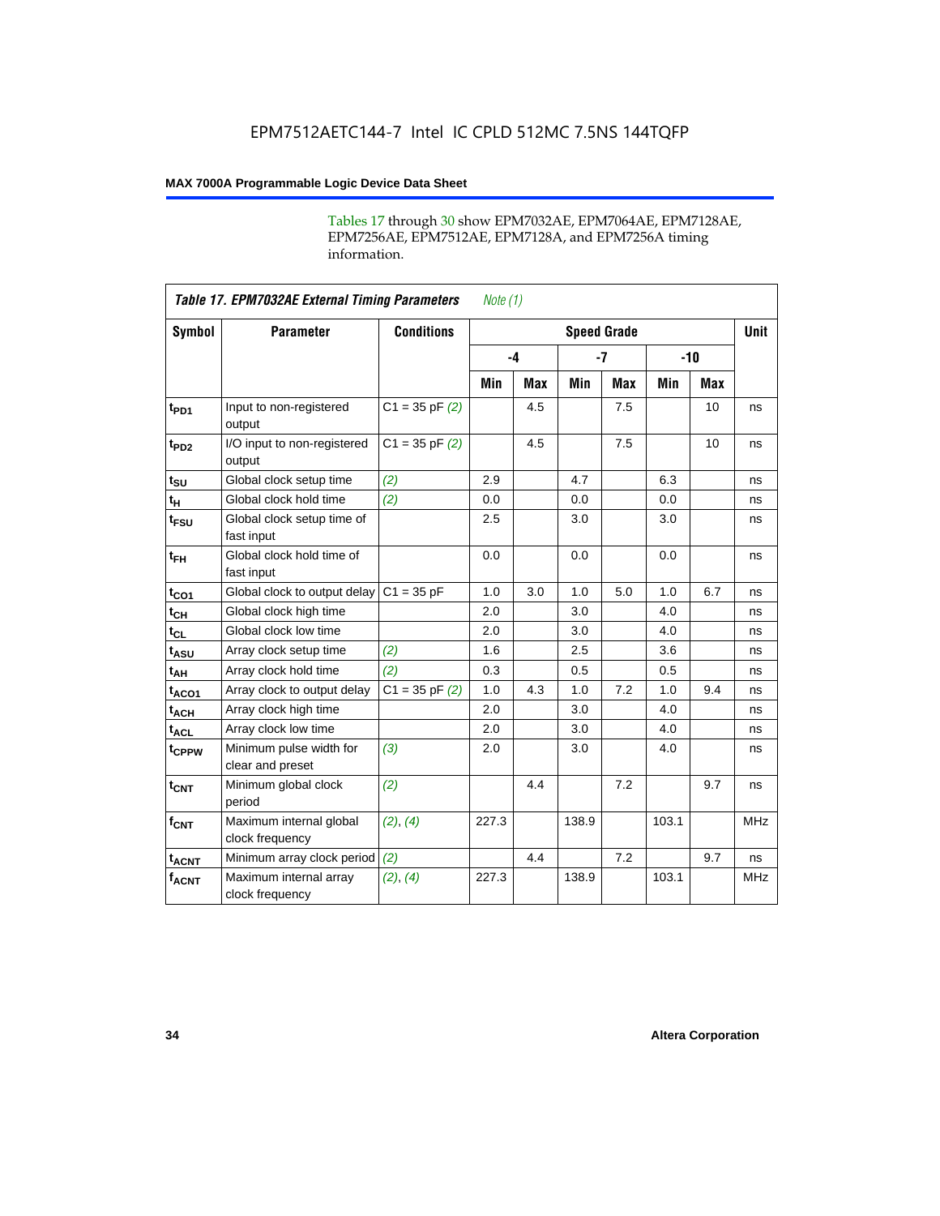Tables 17 through 30 show EPM7032AE, EPM7064AE, EPM7128AE, EPM7256AE, EPM7512AE, EPM7128A, and EPM7256A timing information.

**Table 17. EPM7032AE External Timing Parameters** *Note (1)*

| Symbol | Parameter | Conditions | Speed Grade | | | | | | Unit |
|---|---|---|---|---|---|---|---|---|---|
| | | | -4 | | -7 | | -10 | | |
| | | | Min | Max | Min | Max | Min | Max | |
| $t_{PD1}$ | Input to non-registered output | C1 = 35 pF *(2)* | | 4.5 | | 7.5 | | 10 | ns |
| $t_{PD2}$ | I/O input to non-registered output | C1 = 35 pF *(2)* | | 4.5 | | 7.5 | | 10 | ns |
| $t_{SU}$ | Global clock setup time | *(2)* | 2.9 | | 4.7 | | 6.3 | | ns |
| $t_{H}$ | Global clock hold time | *(2)* | 0.0 | | 0.0 | | 0.0 | | ns |
| $t_{FSU}$ | Global clock setup time of fast input | | 2.5 | | 3.0 | | 3.0 | | ns |
| $t_{FH}$ | Global clock hold time of fast input | | 0.0 | | 0.0 | | 0.0 | | ns |
| $t_{CO1}$ | Global clock to output delay | C1 = 35 pF | 1.0 | 3.0 | 1.0 | 5.0 | 1.0 | 6.7 | ns |
| $t_{CH}$ | Global clock high time | | 2.0 | | 3.0 | | 4.0 | | ns |
| $t_{CL}$ | Global clock low time | | 2.0 | | 3.0 | | 4.0 | | ns |
| $t_{ASU}$ | Array clock setup time | *(2)* | 1.6 | | 2.5 | | 3.6 | | ns |
| $t_{AH}$ | Array clock hold time | *(2)* | 0.3 | | 0.5 | | 0.5 | | ns |
| $t_{ACO1}$ | Array clock to output delay | C1 = 35 pF *(2)* | 1.0 | 4.3 | 1.0 | 7.2 | 1.0 | 9.4 | ns |
| $t_{ACH}$ | Array clock high time | | 2.0 | | 3.0 | | 4.0 | | ns |
| $t_{ACL}$ | Array clock low time | | 2.0 | | 3.0 | | 4.0 | | ns |
| $t_{CPPW}$ | Minimum pulse width for clear and preset | *(3)* | 2.0 | | 3.0 | | 4.0 | | ns |
| $t_{CNT}$ | Minimum global clock period | *(2)* | | 4.4 | | 7.2 | | 9.7 | ns |
| $f_{CNT}$ | Maximum internal global clock frequency | *(2)*, *(4)* | 227.3 | | 138.9 | | 103.1 | | MHz |
| $t_{ACNT}$ | Minimum array clock period | *(2)* | | 4.4 | | 7.2 | | 9.7 | ns |
| $f_{ACNT}$ | Maximum internal array clock frequency | *(2)*, *(4)* | 227.3 | | 138.9 | | 103.1 | | MHz |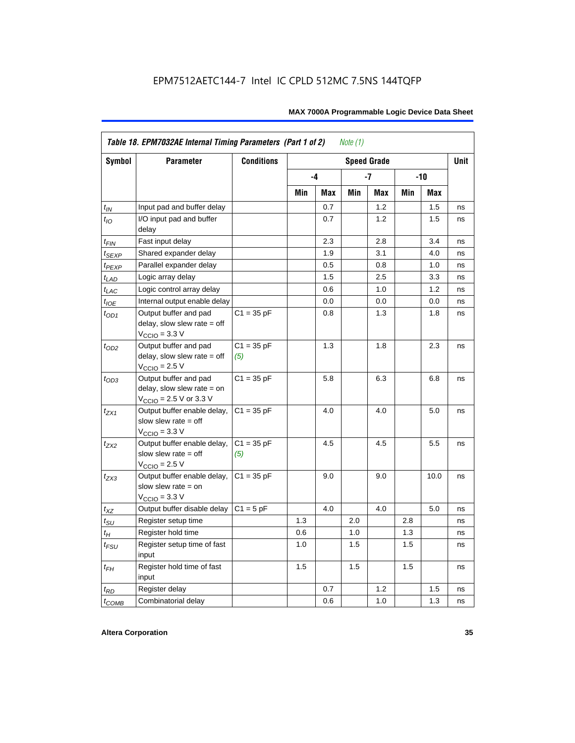EPM7512AETC144-7 Intel IC CPLD 512MC 7.5NS 144TQFP

| Table 18. EPM7032AE Internal Timing Parameters (Part 1 of 2) *Note (1)* | | | | | | | | | |
|---|---|---|---|---|---|---|---|---|---|
| **Symbol** | **Parameter** | **Conditions** | **Speed Grade** | | | | | | **Unit** |
| | | | **-4** | | **-7** | | **-10** | | |
| | | | **Min** | **Max** | **Min** | **Max** | **Min** | **Max** | |
| $t_{IN}$ | Input pad and buffer delay | | | 0.7 | | 1.2 | | 1.5 | ns |
| $t_{IO}$ | I/O input pad and buffer delay | | | 0.7 | | 1.2 | | 1.5 | ns |
| $t_{FIN}$ | Fast input delay | | | 2.3 | | 2.8 | | 3.4 | ns |
| $t_{SEXP}$ | Shared expander delay | | | 1.9 | | 3.1 | | 4.0 | ns |
| $t_{PEXP}$ | Parallel expander delay | | | 0.5 | | 0.8 | | 1.0 | ns |
| $t_{LAD}$ | Logic array delay | | | 1.5 | | 2.5 | | 3.3 | ns |
| $t_{LAC}$ | Logic control array delay | | | 0.6 | | 1.0 | | 1.2 | ns |
| $t_{IOE}$ | Internal output enable delay | | | 0.0 | | 0.0 | | 0.0 | ns |
| $t_{OD1}$ | Output buffer and pad delay, slow slew rate = off $V_{CCIO}$ = 3.3 V | C1 = 35 pF | | 0.8 | | 1.3 | | 1.8 | ns |
| $t_{OD2}$ | Output buffer and pad delay, slow slew rate = off $V_{CCIO}$ = 2.5 V | C1 = 35 pF *(5)* | | 1.3 | | 1.8 | | 2.3 | ns |
| $t_{OD3}$ | Output buffer and pad delay, slow slew rate = on $V_{CCIO}$ = 2.5 V or 3.3 V | C1 = 35 pF | | 5.8 | | 6.3 | | 6.8 | ns |
| $t_{ZX1}$ | Output buffer enable delay, slow slew rate = off $V_{CCIO}$ = 3.3 V | C1 = 35 pF | | 4.0 | | 4.0 | | 5.0 | ns |
| $t_{ZX2}$ | Output buffer enable delay, slow slew rate = off $V_{CCIO}$ = 2.5 V | C1 = 35 pF *(5)* | | 4.5 | | 4.5 | | 5.5 | ns |
| $t_{ZX3}$ | Output buffer enable delay, slow slew rate = on $V_{CCIO}$ = 3.3 V | C1 = 35 pF | | 9.0 | | 9.0 | | 10.0 | ns |
| $t_{XZ}$ | Output buffer disable delay | C1 = 5 pF | | 4.0 | | 4.0 | | 5.0 | ns |
| $t_{SU}$ | Register setup time | | 1.3 | | 2.0 | | 2.8 | | ns |
| $t_{H}$ | Register hold time | | 0.6 | | 1.0 | | 1.3 | | ns |
| $t_{FSU}$ | Register setup time of fast input | | 1.0 | | 1.5 | | 1.5 | | ns |
| $t_{FH}$ | Register hold time of fast input | | 1.5 | | 1.5 | | 1.5 | | ns |
| $t_{RD}$ | Register delay | | | 0.7 | | 1.2 | | 1.5 | ns |
| $t_{COMB}$ | Combinatorial delay | | | 0.6 | | 1.0 | | 1.3 | ns |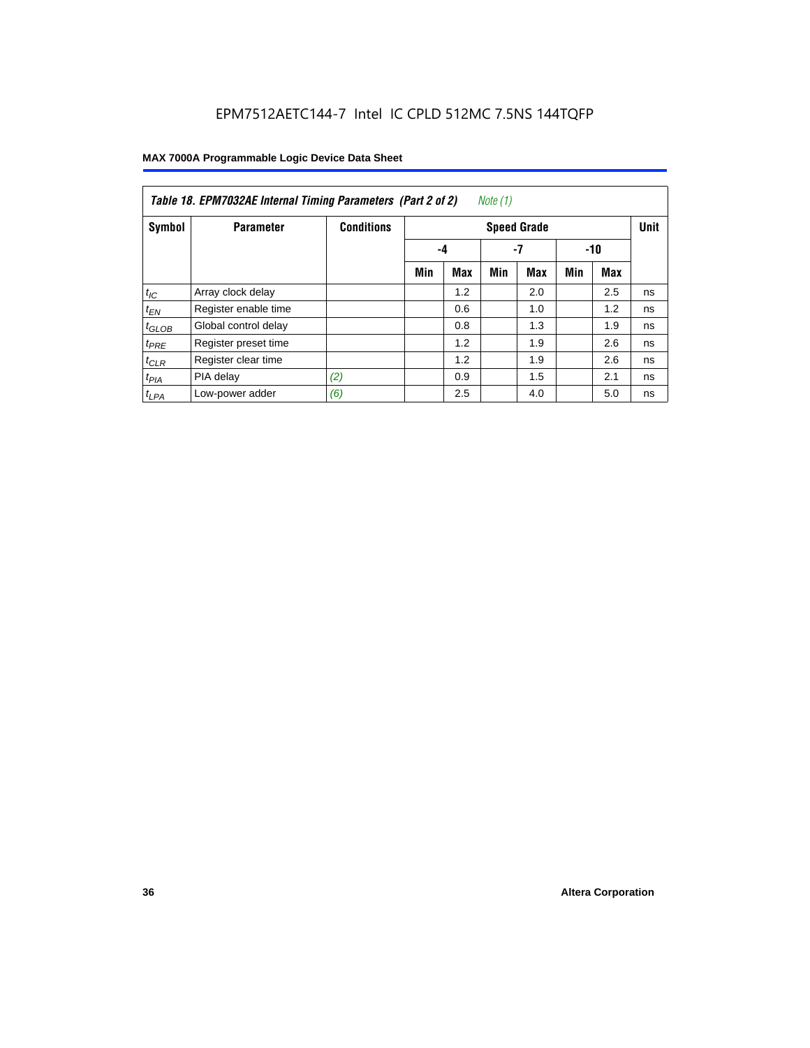EPM7512AETC144-7 Intel IC CPLD 512MC 7.5NS 144TQFP

| *Table 18. EPM7032AE Internal Timing Parameters (Part 2 of 2) Note (1)* | | | | | | | | | |
|---|---|---|---|---|---|---|---|---|---|
| **Symbol** | **Parameter** | **Conditions** | **Speed Grade** | | | | | | **Unit** |
| | | | **-4** | | **-7** | | **-10** | | |
| | | | **Min** | **Max** | **Min** | **Max** | **Min** | **Max** | |
| $t_{IC}$ | Array clock delay | | | 1.2 | | 2.0 | | 2.5 | ns |
| $t_{EN}$ | Register enable time | | | 0.6 | | 1.0 | | 1.2 | ns |
| $t_{GLOB}$ | Global control delay | | | 0.8 | | 1.3 | | 1.9 | ns |
| $t_{PRE}$ | Register preset time | | | 1.2 | | 1.9 | | 2.6 | ns |
| $t_{CLR}$ | Register clear time | | | 1.2 | | 1.9 | | 2.6 | ns |
| $t_{PIA}$ | PIA delay | *(2)* | | 0.9 | | 1.5 | | 2.1 | ns |
| $t_{LPA}$ | Low-power adder | *(6)* | | 2.5 | | 4.0 | | 5.0 | ns |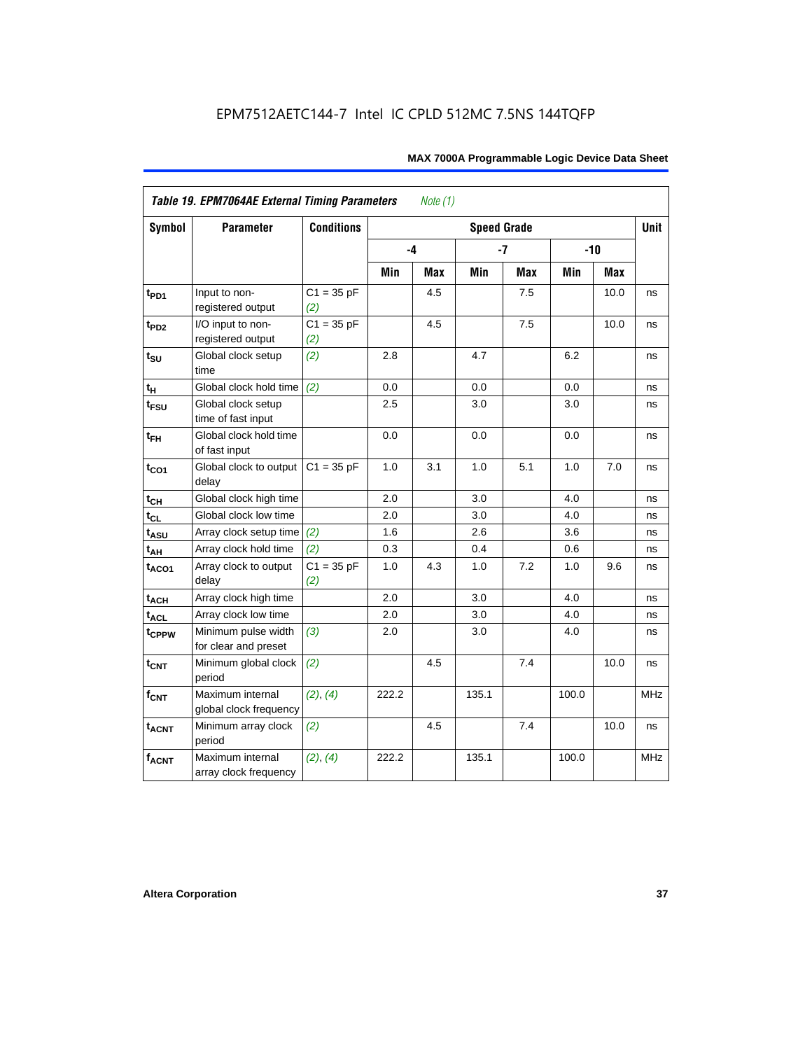**Table 19. EPM7064AE External Timing Parameters** *Note (1)*

| Symbol | Parameter | Conditions | Speed Grade | | | | | | Unit |
|---|---|---|---|---|---|---|---|---|---|
| | | | -4 | | -7 | | -10 | | |
| | | | Min | Max | Min | Max | Min | Max | |
| $t_{PD1}$ | Input to non-registered output | C1 = 35 pF *(2)* | | 4.5 | | 7.5 | | 10.0 | ns |
| $t_{PD2}$ | I/O input to non-registered output | C1 = 35 pF *(2)* | | 4.5 | | 7.5 | | 10.0 | ns |
| $t_{SU}$ | Global clock setup time | *(2)* | 2.8 | | 4.7 | | 6.2 | | ns |
| $t_H$ | Global clock hold time | *(2)* | 0.0 | | 0.0 | | 0.0 | | ns |
| $t_{FSU}$ | Global clock setup time of fast input | | 2.5 | | 3.0 | | 3.0 | | ns |
| $t_{FH}$ | Global clock hold time of fast input | | 0.0 | | 0.0 | | 0.0 | | ns |
| $t_{CO1}$ | Global clock to output delay | C1 = 35 pF | 1.0 | 3.1 | 1.0 | 5.1 | 1.0 | 7.0 | ns |
| $t_{CH}$ | Global clock high time | | 2.0 | | 3.0 | | 4.0 | | ns |
| $t_{CL}$ | Global clock low time | | 2.0 | | 3.0 | | 4.0 | | ns |
| $t_{ASU}$ | Array clock setup time | *(2)* | 1.6 | | 2.6 | | 3.6 | | ns |
| $t_{AH}$ | Array clock hold time | *(2)* | 0.3 | | 0.4 | | 0.6 | | ns |
| $t_{ACO1}$ | Array clock to output delay | C1 = 35 pF *(2)* | 1.0 | 4.3 | 1.0 | 7.2 | 1.0 | 9.6 | ns |
| $t_{ACH}$ | Array clock high time | | 2.0 | | 3.0 | | 4.0 | | ns |
| $t_{ACL}$ | Array clock low time | | 2.0 | | 3.0 | | 4.0 | | ns |
| $t_{CPPW}$ | Minimum pulse width for clear and preset | *(3)* | 2.0 | | 3.0 | | 4.0 | | ns |
| $t_{CNT}$ | Minimum global clock period | *(2)* | | 4.5 | | 7.4 | | 10.0 | ns |
| $f_{CNT}$ | Maximum internal global clock frequency | *(2)*, *(4)* | 222.2 | | 135.1 | | 100.0 | | MHz |
| $t_{ACNT}$ | Minimum array clock period | *(2)* | | 4.5 | | 7.4 | | 10.0 | ns |
| $f_{ACNT}$ | Maximum internal array clock frequency | *(2)*, *(4)* | 222.2 | | 135.1 | | 100.0 | | MHz |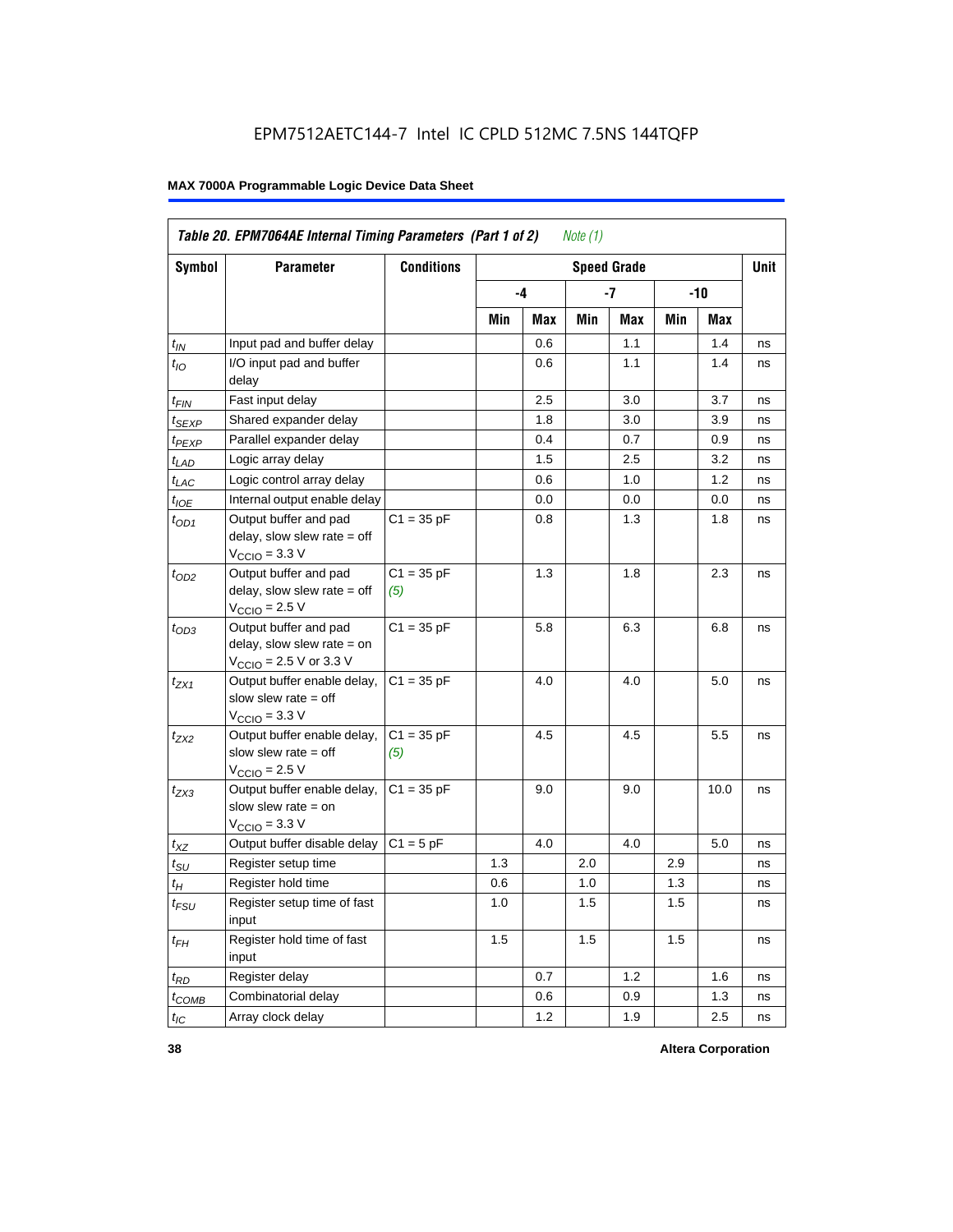EPM7512AETC144-7 Intel IC CPLD 512MC 7.5NS 144TQFP

**Table 20. EPM7064AE Internal Timing Parameters (Part 1 of 2)** *Note (1)*

| Symbol | Parameter | Conditions | Speed Grade | | | | | | Unit |
|---|---|---|---|---|---|---|---|---|---|
| | | | -4 | | -7 | | -10 | | |
| | | | Min | Max | Min | Max | Min | Max | |
| $t_{IN}$ | Input pad and buffer delay | | | 0.6 | | 1.1 | | 1.4 | ns |
| $t_{IO}$ | I/O input pad and buffer delay | | | 0.6 | | 1.1 | | 1.4 | ns |
| $t_{FIN}$ | Fast input delay | | | 2.5 | | 3.0 | | 3.7 | ns |
| $t_{SEXP}$ | Shared expander delay | | | 1.8 | | 3.0 | | 3.9 | ns |
| $t_{PEXP}$ | Parallel expander delay | | | 0.4 | | 0.7 | | 0.9 | ns |
| $t_{LAD}$ | Logic array delay | | | 1.5 | | 2.5 | | 3.2 | ns |
| $t_{LAC}$ | Logic control array delay | | | 0.6 | | 1.0 | | 1.2 | ns |
| $t_{IOE}$ | Internal output enable delay | | | 0.0 | | 0.0 | | 0.0 | ns |
| $t_{OD1}$ | Output buffer and pad delay, slow slew rate = off $V_{CCIO}$ = 3.3 V | C1 = 35 pF | | 0.8 | | 1.3 | | 1.8 | ns |
| $t_{OD2}$ | Output buffer and pad delay, slow slew rate = off $V_{CCIO}$ = 2.5 V | C1 = 35 pF *(5)* | | 1.3 | | 1.8 | | 2.3 | ns |
| $t_{OD3}$ | Output buffer and pad delay, slow slew rate = on $V_{CCIO}$ = 2.5 V or 3.3 V | C1 = 35 pF | | 5.8 | | 6.3 | | 6.8 | ns |
| $t_{ZX1}$ | Output buffer enable delay, slow slew rate = off $V_{CCIO}$ = 3.3 V | C1 = 35 pF | | 4.0 | | 4.0 | | 5.0 | ns |
| $t_{ZX2}$ | Output buffer enable delay, slow slew rate = off $V_{CCIO}$ = 2.5 V | C1 = 35 pF *(5)* | | 4.5 | | 4.5 | | 5.5 | ns |
| $t_{ZX3}$ | Output buffer enable delay, slow slew rate = on $V_{CCIO}$ = 3.3 V | C1 = 35 pF | | 9.0 | | 9.0 | | 10.0 | ns |
| $t_{XZ}$ | Output buffer disable delay | C1 = 5 pF | | 4.0 | | 4.0 | | 5.0 | ns |
| $t_{SU}$ | Register setup time | | 1.3 | | 2.0 | | 2.9 | | ns |
| $t_{H}$ | Register hold time | | 0.6 | | 1.0 | | 1.3 | | ns |
| $t_{FSU}$ | Register setup time of fast input | | 1.0 | | 1.5 | | 1.5 | | ns |
| $t_{FH}$ | Register hold time of fast input | | 1.5 | | 1.5 | | 1.5 | | ns |
| $t_{RD}$ | Register delay | | | 0.7 | | 1.2 | | 1.6 | ns |
| $t_{COMB}$ | Combinatorial delay | | | 0.6 | | 0.9 | | 1.3 | ns |
| $t_{IC}$ | Array clock delay | | | 1.2 | | 1.9 | | 2.5 | ns |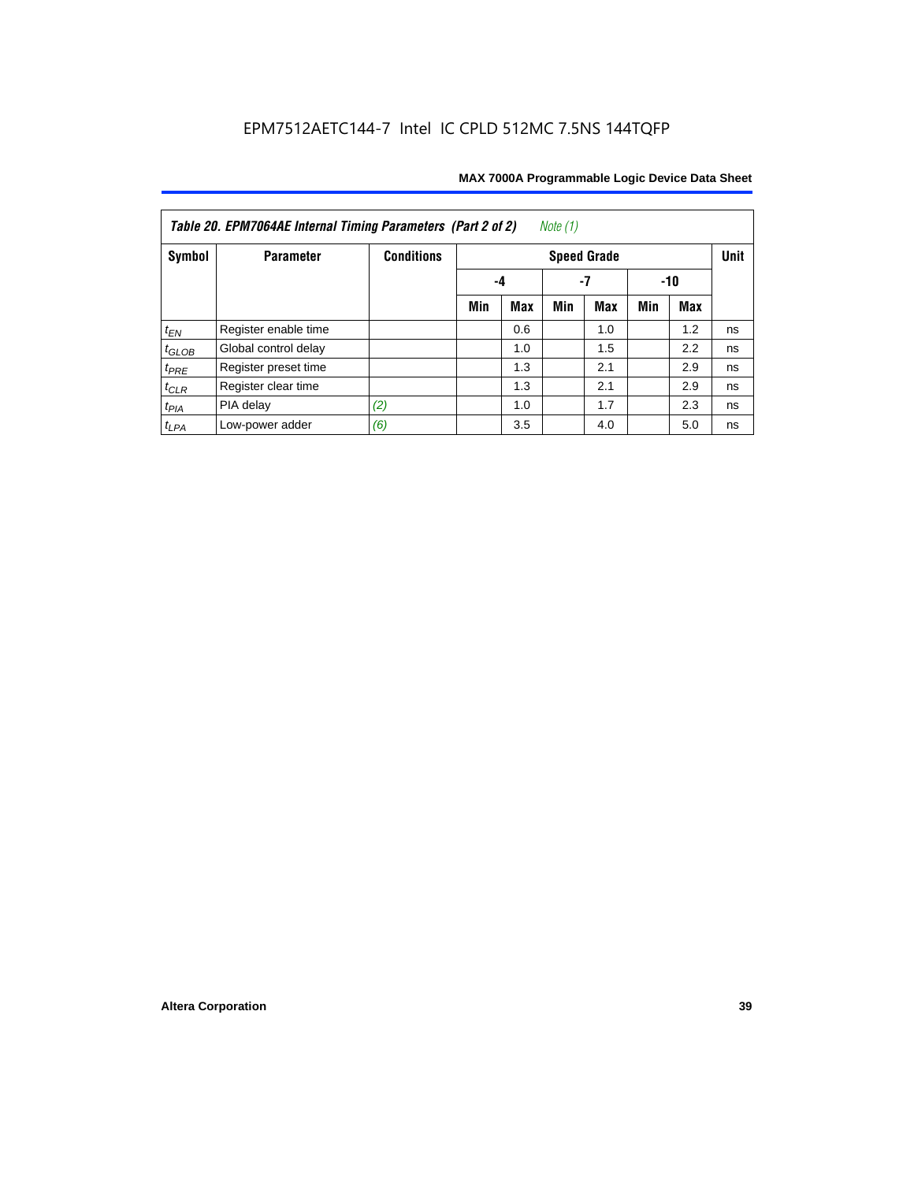EPM7512AETC144-7 Intel IC CPLD 512MC 7.5NS 144TQFP

**Table 20. EPM7064AE Internal Timing Parameters (Part 2 of 2)** *Note (1)*

| Symbol | Parameter | Conditions | Speed Grade | | | | | | Unit |
|---|---|---|---|---|---|---|---|---|---|
| | | | -4 | | -7 | | -10 | | |
| | | | Min | Max | Min | Max | Min | Max | |
| $t_{EN}$ | Register enable time | | | 0.6 | | 1.0 | | 1.2 | ns |
| $t_{GLOB}$ | Global control delay | | | 1.0 | | 1.5 | | 2.2 | ns |
| $t_{PRE}$ | Register preset time | | | 1.3 | | 2.1 | | 2.9 | ns |
| $t_{CLR}$ | Register clear time | | | 1.3 | | 2.1 | | 2.9 | ns |
| $t_{PIA}$ | PIA delay | *(2)* | | 1.0 | | 1.7 | | 2.3 | ns |
| $t_{LPA}$ | Low-power adder | *(6)* | | 3.5 | | 4.0 | | 5.0 | ns |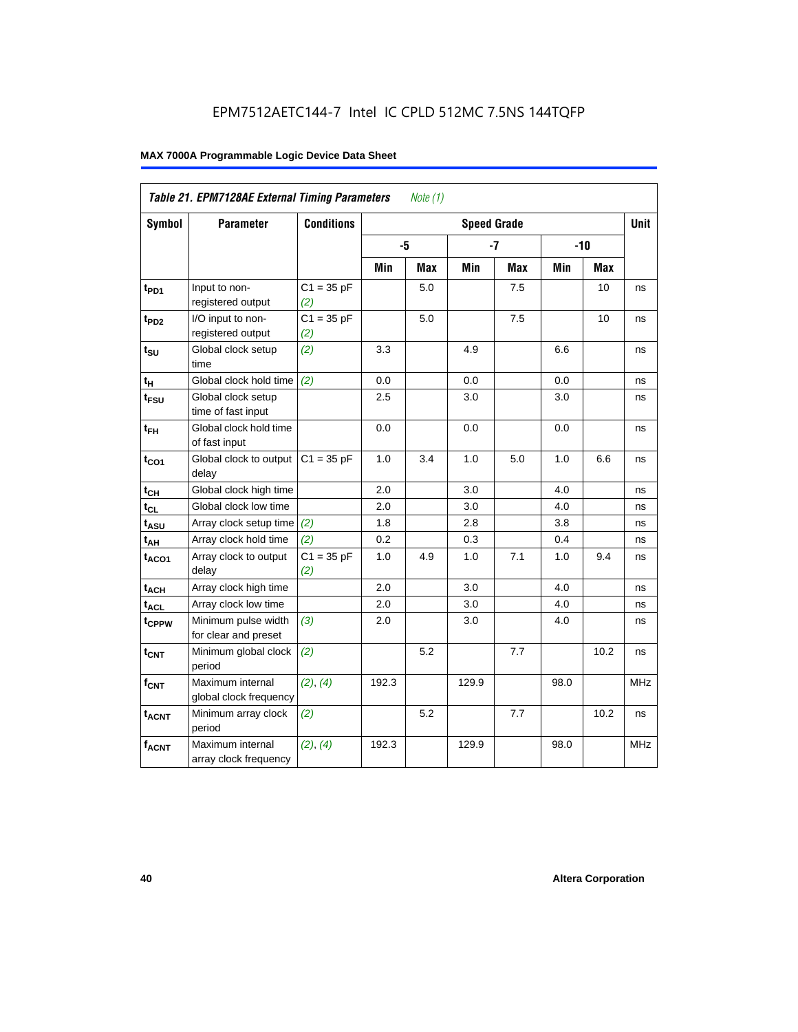EPM7512AETC144-7 Intel IC CPLD 512MC 7.5NS 144TQFP

**MAX 7000A Programmable Logic Device Data Sheet**

| *Table 21. EPM7128AE External Timing Parameters* *Note (1)* | | | | | | | | | |
|---|---|---|---|---|---|---|---|---|---|
| **Symbol** | **Parameter** | **Conditions** | **Speed Grade** | | | | | | **Unit** |
| | | | **-5** | | **-7** | | **-10** | | |
| | | | **Min** | **Max** | **Min** | **Max** | **Min** | **Max** | |
| $t_{PD1}$ | Input to non-registered output | C1 = 35 pF *(2)* | | 5.0 | | 7.5 | | 10 | ns |
| $t_{PD2}$ | I/O input to non-registered output | C1 = 35 pF *(2)* | | 5.0 | | 7.5 | | 10 | ns |
| $t_{SU}$ | Global clock setup time | *(2)* | 3.3 | | 4.9 | | 6.6 | | ns |
| $t_{H}$ | Global clock hold time | *(2)* | 0.0 | | 0.0 | | 0.0 | | ns |
| $t_{FSU}$ | Global clock setup time of fast input | | 2.5 | | 3.0 | | 3.0 | | ns |
| $t_{FH}$ | Global clock hold time of fast input | | 0.0 | | 0.0 | | 0.0 | | ns |
| $t_{CO1}$ | Global clock to output delay | C1 = 35 pF | 1.0 | 3.4 | 1.0 | 5.0 | 1.0 | 6.6 | ns |
| $t_{CH}$ | Global clock high time | | 2.0 | | 3.0 | | 4.0 | | ns |
| $t_{CL}$ | Global clock low time | | 2.0 | | 3.0 | | 4.0 | | ns |
| $t_{ASU}$ | Array clock setup time | *(2)* | 1.8 | | 2.8 | | 3.8 | | ns |
| $t_{AH}$ | Array clock hold time | *(2)* | 0.2 | | 0.3 | | 0.4 | | ns |
| $t_{ACO1}$ | Array clock to output delay | C1 = 35 pF *(2)* | 1.0 | 4.9 | 1.0 | 7.1 | 1.0 | 9.4 | ns |
| $t_{ACH}$ | Array clock high time | | 2.0 | | 3.0 | | 4.0 | | ns |
| $t_{ACL}$ | Array clock low time | | 2.0 | | 3.0 | | 4.0 | | ns |
| $t_{CPPW}$ | Minimum pulse width for clear and preset | *(3)* | 2.0 | | 3.0 | | 4.0 | | ns |
| $t_{CNT}$ | Minimum global clock period | *(2)* | | 5.2 | | 7.7 | | 10.2 | ns |
| $f_{CNT}$ | Maximum internal global clock frequency | *(2)*, *(4)* | 192.3 | | 129.9 | | 98.0 | | MHz |
| $t_{ACNT}$ | Minimum array clock period | *(2)* | | 5.2 | | 7.7 | | 10.2 | ns |
| $f_{ACNT}$ | Maximum internal array clock frequency | *(2)*, *(4)* | 192.3 | | 129.9 | | 98.0 | | MHz |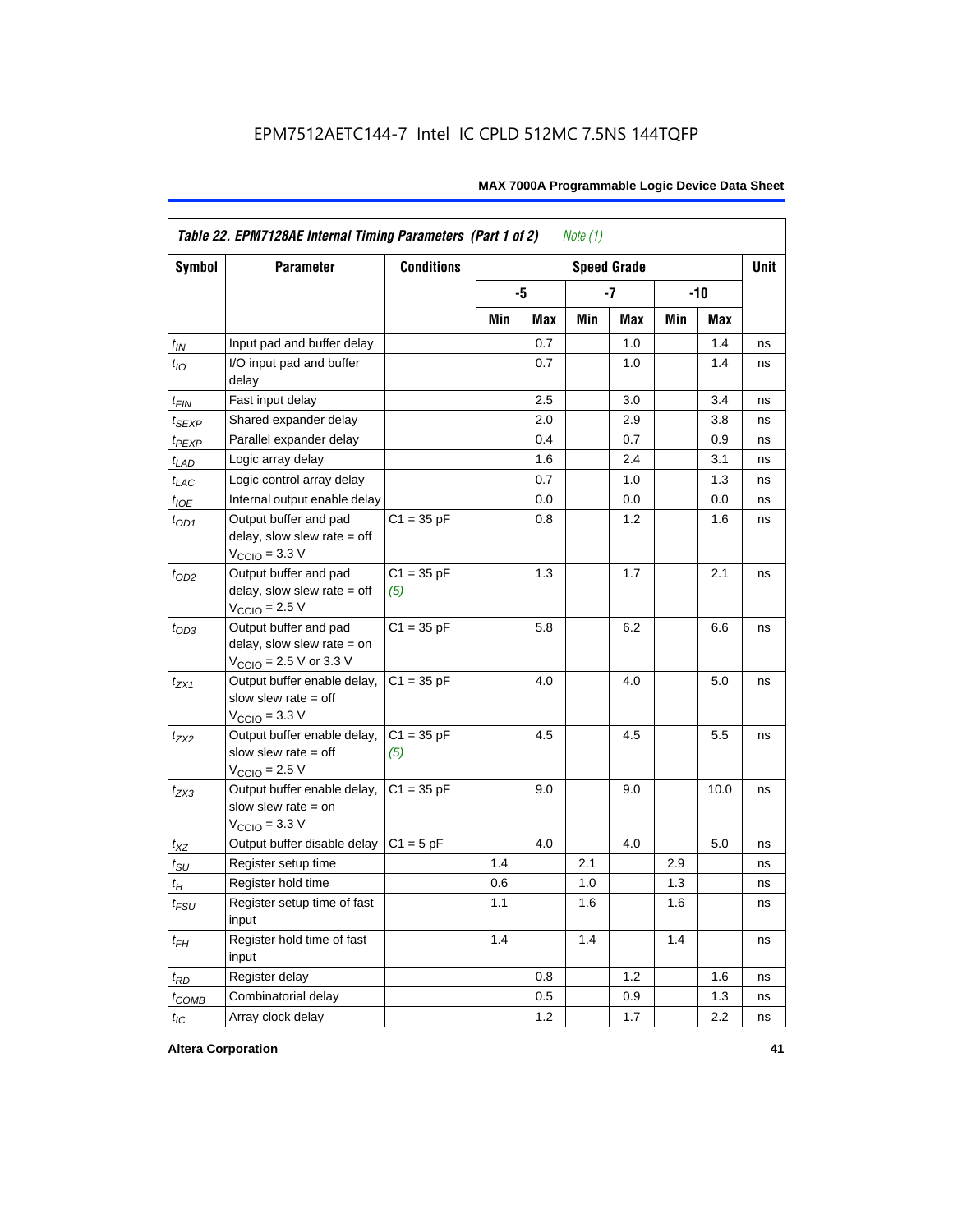**Table 22. EPM7128AE Internal Timing Parameters (Part 1 of 2)** *Note (1)*

| Symbol | Parameter | Conditions | Speed Grade | | | | | | Unit |
|---|---|---|---|---|---|---|---|---|---|
| | | | -5 | | -7 | | -10 | | |
| | | | Min | Max | Min | Max | Min | Max | |
| $t_{IN}$ | Input pad and buffer delay | | | 0.7 | | 1.0 | | 1.4 | ns |
| $t_{IO}$ | I/O input pad and buffer delay | | | 0.7 | | 1.0 | | 1.4 | ns |
| $t_{FIN}$ | Fast input delay | | | 2.5 | | 3.0 | | 3.4 | ns |
| $t_{SEXP}$ | Shared expander delay | | | 2.0 | | 2.9 | | 3.8 | ns |
| $t_{PEXP}$ | Parallel expander delay | | | 0.4 | | 0.7 | | 0.9 | ns |
| $t_{LAD}$ | Logic array delay | | | 1.6 | | 2.4 | | 3.1 | ns |
| $t_{LAC}$ | Logic control array delay | | | 0.7 | | 1.0 | | 1.3 | ns |
| $t_{IOE}$ | Internal output enable delay | | | 0.0 | | 0.0 | | 0.0 | ns |
| $t_{OD1}$ | Output buffer and pad delay, slow slew rate = off $V_{CCIO}$ = 3.3 V | C1 = 35 pF | | 0.8 | | 1.2 | | 1.6 | ns |
| $t_{OD2}$ | Output buffer and pad delay, slow slew rate = off $V_{CCIO}$ = 2.5 V | C1 = 35 pF *(5)* | | 1.3 | | 1.7 | | 2.1 | ns |
| $t_{OD3}$ | Output buffer and pad delay, slow slew rate = on $V_{CCIO}$ = 2.5 V or 3.3 V | C1 = 35 pF | | 5.8 | | 6.2 | | 6.6 | ns |
| $t_{ZX1}$ | Output buffer enable delay, slow slew rate = off $V_{CCIO}$ = 3.3 V | C1 = 35 pF | | 4.0 | | 4.0 | | 5.0 | ns |
| $t_{ZX2}$ | Output buffer enable delay, slow slew rate = off $V_{CCIO}$ = 2.5 V | C1 = 35 pF *(5)* | | 4.5 | | 4.5 | | 5.5 | ns |
| $t_{ZX3}$ | Output buffer enable delay, slow slew rate = on $V_{CCIO}$ = 3.3 V | C1 = 35 pF | | 9.0 | | 9.0 | | 10.0 | ns |
| $t_{XZ}$ | Output buffer disable delay | C1 = 5 pF | | 4.0 | | 4.0 | | 5.0 | ns |
| $t_{SU}$ | Register setup time | | 1.4 | | 2.1 | | 2.9 | | ns |
| $t_{H}$ | Register hold time | | 0.6 | | 1.0 | | 1.3 | | ns |
| $t_{FSU}$ | Register setup time of fast input | | 1.1 | | 1.6 | | 1.6 | | ns |
| $t_{FH}$ | Register hold time of fast input | | 1.4 | | 1.4 | | 1.4 | | ns |
| $t_{RD}$ | Register delay | | | 0.8 | | 1.2 | | 1.6 | ns |
| $t_{COMB}$ | Combinatorial delay | | | 0.5 | | 0.9 | | 1.3 | ns |
| $t_{IC}$ | Array clock delay | | | 1.2 | | 1.7 | | 2.2 | ns |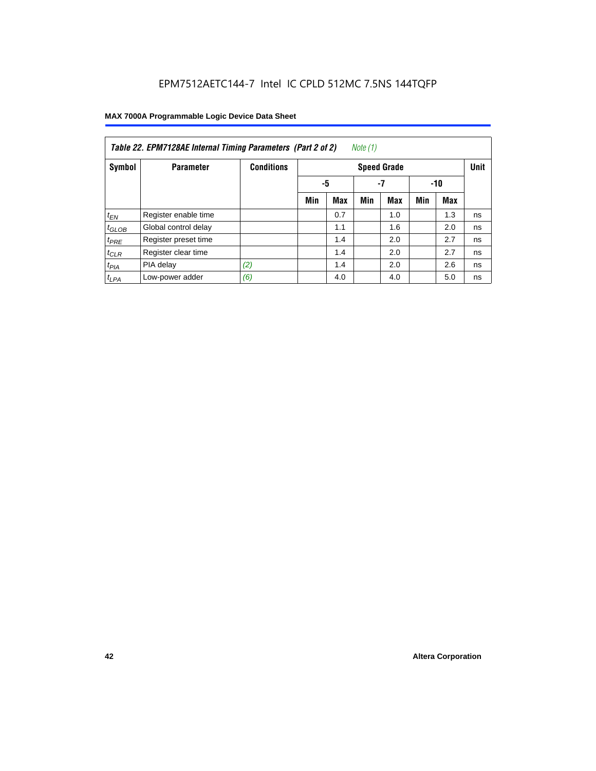EPM7512AETC144-7 Intel IC CPLD 512MC 7.5NS 144TQFP

| *Table 22. EPM7128AE Internal Timing Parameters (Part 2 of 2) Note (1)* | | | | | | | | | |
|---|---|---|---|---|---|---|---|---|---|
| **Symbol** | **Parameter** | **Conditions** | **Speed Grade** | | | | | | **Unit** |
| | | | **-5** | | **-7** | | **-10** | | |
| | | | **Min** | **Max** | **Min** | **Max** | **Min** | **Max** | |
| $t_{EN}$ | Register enable time | | | 0.7 | | 1.0 | | 1.3 | ns |
| $t_{GLOB}$ | Global control delay | | | 1.1 | | 1.6 | | 2.0 | ns |
| $t_{PRE}$ | Register preset time | | | 1.4 | | 2.0 | | 2.7 | ns |
| $t_{CLR}$ | Register clear time | | | 1.4 | | 2.0 | | 2.7 | ns |
| $t_{PIA}$ | PIA delay | *(2)* | | 1.4 | | 2.0 | | 2.6 | ns |
| $t_{LPA}$ | Low-power adder | *(6)* | | 4.0 | | 4.0 | | 5.0 | ns |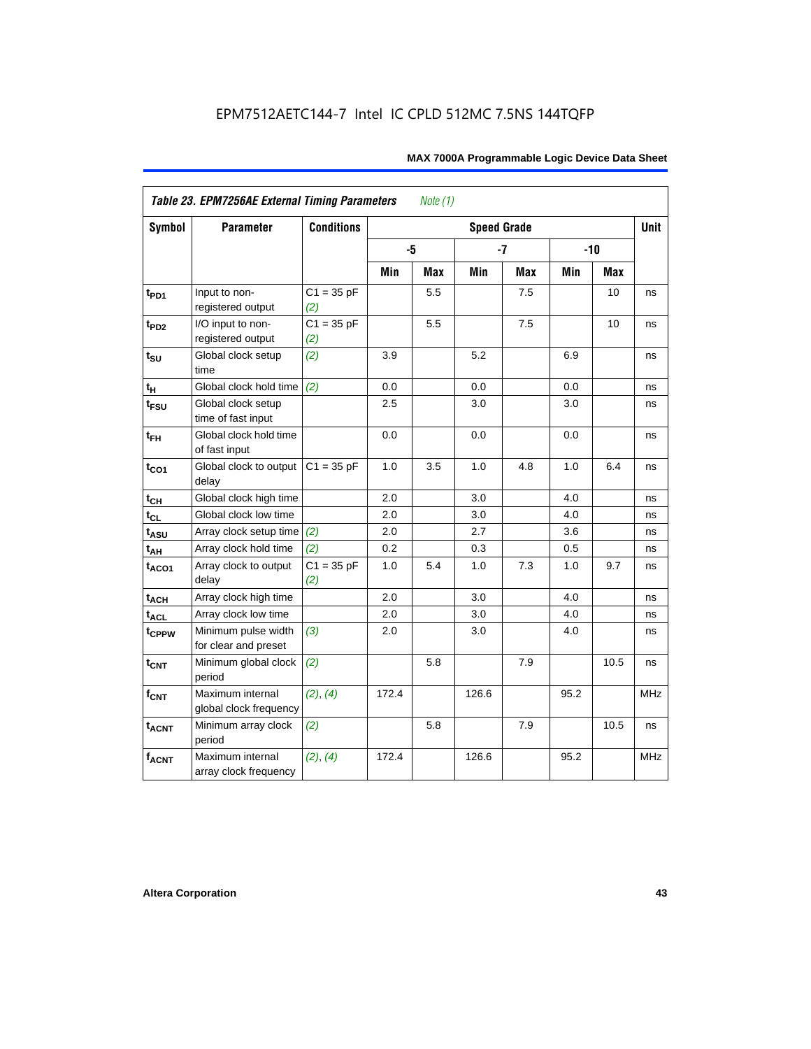*Table 23. EPM7256AE External Timing Parameters* *Note (1)*

| Symbol | Parameter | Conditions | Speed Grade | | | | | | Unit |
|---|---|---|---|---|---|---|---|---|---|
| | | | -5 | | -7 | | -10 | | |
| | | | Min | Max | Min | Max | Min | Max | |
| $t_{PD1}$ | Input to non-registered output | C1 = 35 pF *(2)* | | 5.5 | | 7.5 | | 10 | ns |
| $t_{PD2}$ | I/O input to non-registered output | C1 = 35 pF *(2)* | | 5.5 | | 7.5 | | 10 | ns |
| $t_{SU}$ | Global clock setup time | *(2)* | 3.9 | | 5.2 | | 6.9 | | ns |
| $t_{H}$ | Global clock hold time | *(2)* | 0.0 | | 0.0 | | 0.0 | | ns |
| $t_{FSU}$ | Global clock setup time of fast input | | 2.5 | | 3.0 | | 3.0 | | ns |
| $t_{FH}$ | Global clock hold time of fast input | | 0.0 | | 0.0 | | 0.0 | | ns |
| $t_{CO1}$ | Global clock to output delay | C1 = 35 pF | 1.0 | 3.5 | 1.0 | 4.8 | 1.0 | 6.4 | ns |
| $t_{CH}$ | Global clock high time | | 2.0 | | 3.0 | | 4.0 | | ns |
| $t_{CL}$ | Global clock low time | | 2.0 | | 3.0 | | 4.0 | | ns |
| $t_{ASU}$ | Array clock setup time | *(2)* | 2.0 | | 2.7 | | 3.6 | | ns |
| $t_{AH}$ | Array clock hold time | *(2)* | 0.2 | | 0.3 | | 0.5 | | ns |
| $t_{ACO1}$ | Array clock to output delay | C1 = 35 pF *(2)* | 1.0 | 5.4 | 1.0 | 7.3 | 1.0 | 9.7 | ns |
| $t_{ACH}$ | Array clock high time | | 2.0 | | 3.0 | | 4.0 | | ns |
| $t_{ACL}$ | Array clock low time | | 2.0 | | 3.0 | | 4.0 | | ns |
| $t_{CPPW}$ | Minimum pulse width for clear and preset | *(3)* | 2.0 | | 3.0 | | 4.0 | | ns |
| $t_{CNT}$ | Minimum global clock period | *(2)* | | 5.8 | | 7.9 | | 10.5 | ns |
| $f_{CNT}$ | Maximum internal global clock frequency | *(2)*, *(4)* | 172.4 | | 126.6 | | 95.2 | | MHz |
| $t_{ACNT}$ | Minimum array clock period | *(2)* | | 5.8 | | 7.9 | | 10.5 | ns |
| $f_{ACNT}$ | Maximum internal array clock frequency | *(2)*, *(4)* | 172.4 | | 126.6 | | 95.2 | | MHz |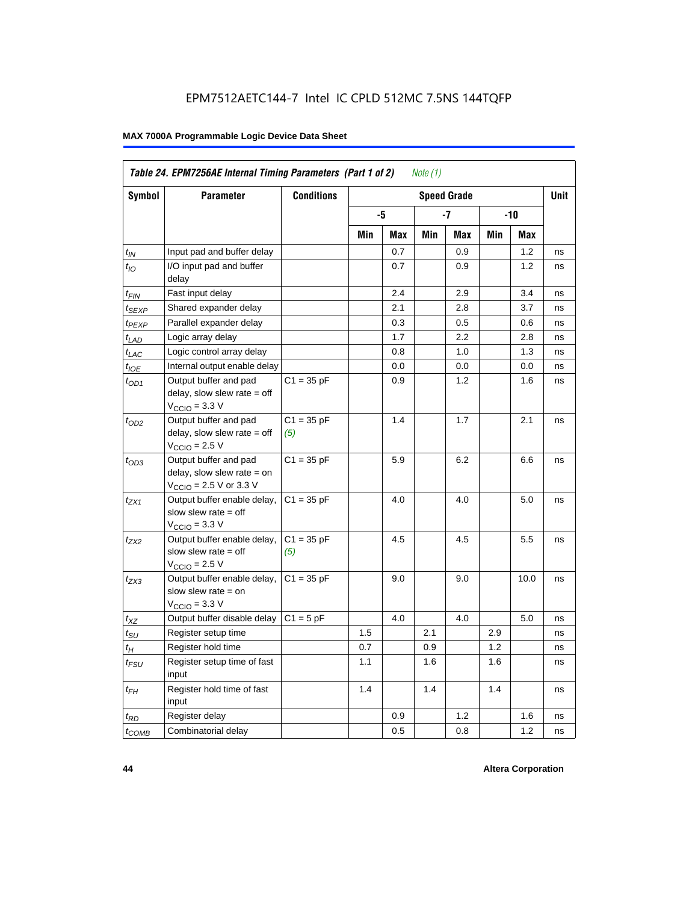EPM7512AETC144-7 Intel IC CPLD 512MC 7.5NS 144TQFP

**MAX 7000A Programmable Logic Device Data Sheet**

| Table 24. EPM7256AE Internal Timing Parameters (Part 1 of 2) *Note (1)* | | | | | | | | | |
|---|---|---|---|---|---|---|---|---|---|
| **Symbol** | **Parameter** | **Conditions** | **Speed Grade** | | | | | | **Unit** |
| | | | **-5** | | **-7** | | **-10** | | |
| | | | **Min** | **Max** | **Min** | **Max** | **Min** | **Max** | |
| $t_{IN}$ | Input pad and buffer delay | | | 0.7 | | 0.9 | | 1.2 | ns |
| $t_{IO}$ | I/O input pad and buffer delay | | | 0.7 | | 0.9 | | 1.2 | ns |
| $t_{FIN}$ | Fast input delay | | | 2.4 | | 2.9 | | 3.4 | ns |
| $t_{SEXP}$ | Shared expander delay | | | 2.1 | | 2.8 | | 3.7 | ns |
| $t_{PEXP}$ | Parallel expander delay | | | 0.3 | | 0.5 | | 0.6 | ns |
| $t_{LAD}$ | Logic array delay | | | 1.7 | | 2.2 | | 2.8 | ns |
| $t_{LAC}$ | Logic control array delay | | | 0.8 | | 1.0 | | 1.3 | ns |
| $t_{IOE}$ | Internal output enable delay | | | 0.0 | | 0.0 | | 0.0 | ns |
| $t_{OD1}$ | Output buffer and pad delay, slow slew rate = off $V_{CCIO}$ = 3.3 V | C1 = 35 pF | | 0.9 | | 1.2 | | 1.6 | ns |
| $t_{OD2}$ | Output buffer and pad delay, slow slew rate = off $V_{CCIO}$ = 2.5 V | C1 = 35 pF *(5)* | | 1.4 | | 1.7 | | 2.1 | ns |
| $t_{OD3}$ | Output buffer and pad delay, slow slew rate = on $V_{CCIO}$ = 2.5 V or 3.3 V | C1 = 35 pF | | 5.9 | | 6.2 | | 6.6 | ns |
| $t_{ZX1}$ | Output buffer enable delay, slow slew rate = off $V_{CCIO}$ = 3.3 V | C1 = 35 pF | | 4.0 | | 4.0 | | 5.0 | ns |
| $t_{ZX2}$ | Output buffer enable delay, slow slew rate = off $V_{CCIO}$ = 2.5 V | C1 = 35 pF *(5)* | | 4.5 | | 4.5 | | 5.5 | ns |
| $t_{ZX3}$ | Output buffer enable delay, slow slew rate = on $V_{CCIO}$ = 3.3 V | C1 = 35 pF | | 9.0 | | 9.0 | | 10.0 | ns |
| $t_{XZ}$ | Output buffer disable delay | C1 = 5 pF | | 4.0 | | 4.0 | | 5.0 | ns |
| $t_{SU}$ | Register setup time | | 1.5 | | 2.1 | | 2.9 | | ns |
| $t_{H}$ | Register hold time | | 0.7 | | 0.9 | | 1.2 | | ns |
| $t_{FSU}$ | Register setup time of fast input | | 1.1 | | 1.6 | | 1.6 | | ns |
| $t_{FH}$ | Register hold time of fast input | | 1.4 | | 1.4 | | 1.4 | | ns |
| $t_{RD}$ | Register delay | | | 0.9 | | 1.2 | | 1.6 | ns |
| $t_{COMB}$ | Combinatorial delay | | | 0.5 | | 0.8 | | 1.2 | ns |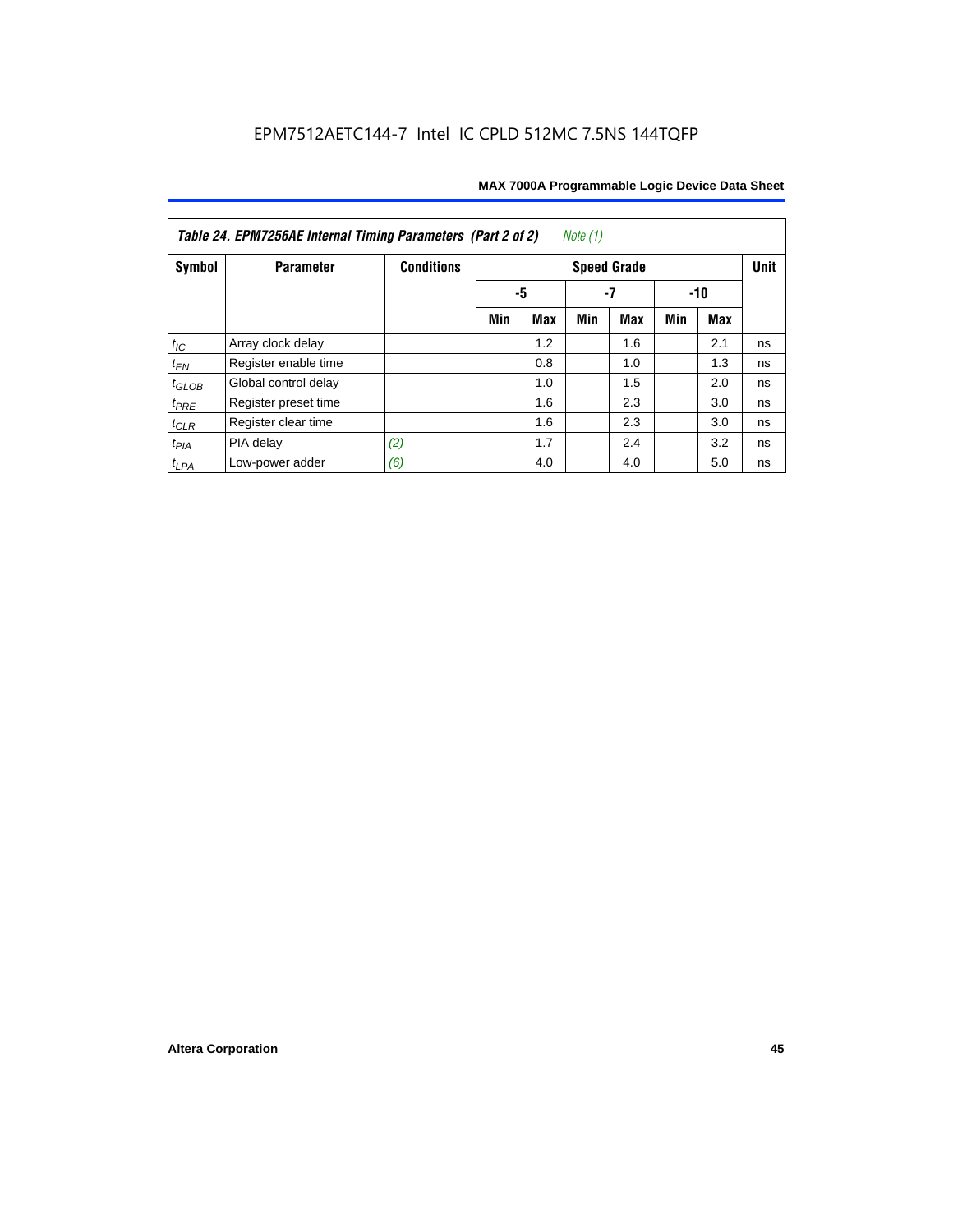*Table 24. EPM7256AE Internal Timing Parameters (Part 2 of 2) Note (1)*

| Symbol | Parameter | Conditions | Speed Grade | | | | | | Unit |
|---|---|---|---|---|---|---|---|---|---|
| | | | -5 | | -7 | | -10 | | |
| | | | Min | Max | Min | Max | Min | Max | |
| $t_{IC}$ | Array clock delay | | | 1.2 | | 1.6 | | 2.1 | ns |
| $t_{EN}$ | Register enable time | | | 0.8 | | 1.0 | | 1.3 | ns |
| $t_{GLOB}$ | Global control delay | | | 1.0 | | 1.5 | | 2.0 | ns |
| $t_{PRE}$ | Register preset time | | | 1.6 | | 2.3 | | 3.0 | ns |
| $t_{CLR}$ | Register clear time | | | 1.6 | | 2.3 | | 3.0 | ns |
| $t_{PIA}$ | PIA delay | (2) | | 1.7 | | 2.4 | | 3.2 | ns |
| $t_{LPA}$ | Low-power adder | (6) | | 4.0 | | 4.0 | | 5.0 | ns |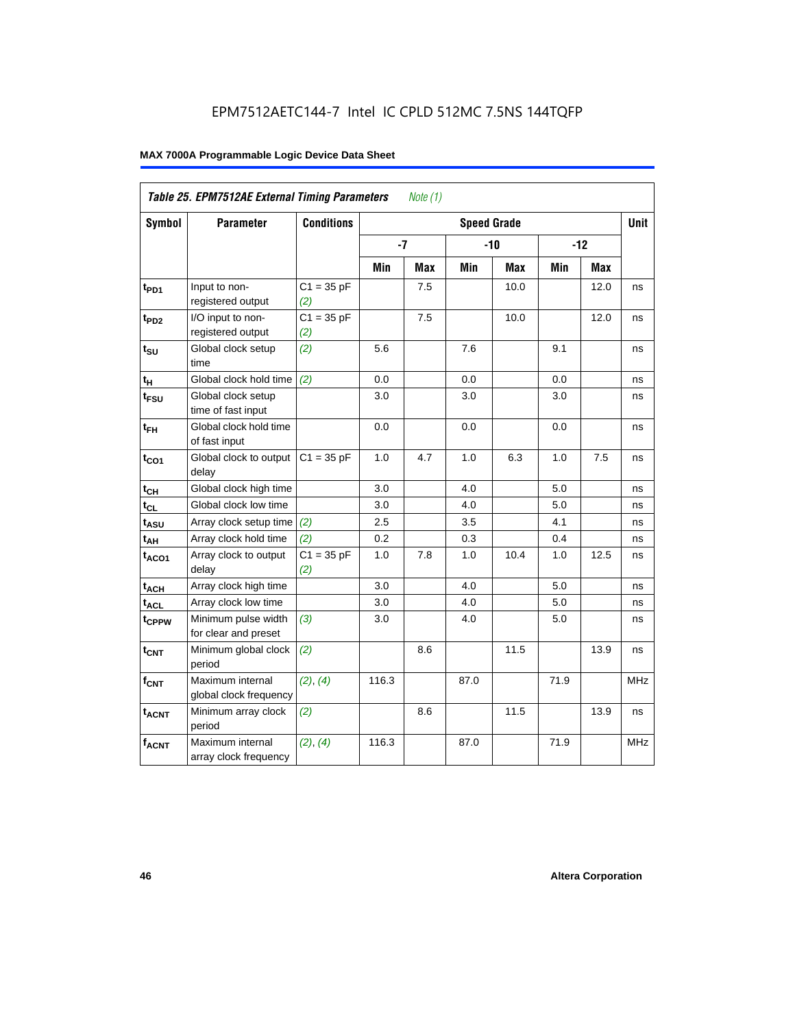EPM7512AETC144-7 Intel IC CPLD 512MC 7.5NS 144TQFP

**Table 25. EPM7512AE External Timing Parameters** *Note (1)*

| Symbol | Parameter | Conditions | Speed Grade | | | | | | Unit |
|---|---|---|---|---|---|---|---|---|---|
| | | | -7 | | -10 | | -12 | | |
| | | | Min | Max | Min | Max | Min | Max | |
| $t_{PD1}$ | Input to non-registered output | C1 = 35 pF *(2)* | | 7.5 | | 10.0 | | 12.0 | ns |
| $t_{PD2}$ | I/O input to non-registered output | C1 = 35 pF *(2)* | | 7.5 | | 10.0 | | 12.0 | ns |
| $t_{SU}$ | Global clock setup time | *(2)* | 5.6 | | 7.6 | | 9.1 | | ns |
| $t_H$ | Global clock hold time | *(2)* | 0.0 | | 0.0 | | 0.0 | | ns |
| $t_{FSU}$ | Global clock setup time of fast input | | 3.0 | | 3.0 | | 3.0 | | ns |
| $t_{FH}$ | Global clock hold time of fast input | | 0.0 | | 0.0 | | 0.0 | | ns |
| $t_{CO1}$ | Global clock to output delay | C1 = 35 pF | 1.0 | 4.7 | 1.0 | 6.3 | 1.0 | 7.5 | ns |
| $t_{CH}$ | Global clock high time | | 3.0 | | 4.0 | | 5.0 | | ns |
| $t_{CL}$ | Global clock low time | | 3.0 | | 4.0 | | 5.0 | | ns |
| $t_{ASU}$ | Array clock setup time | *(2)* | 2.5 | | 3.5 | | 4.1 | | ns |
| $t_{AH}$ | Array clock hold time | *(2)* | 0.2 | | 0.3 | | 0.4 | | ns |
| $t_{ACO1}$ | Array clock to output delay | C1 = 35 pF *(2)* | 1.0 | 7.8 | 1.0 | 10.4 | 1.0 | 12.5 | ns |
| $t_{ACH}$ | Array clock high time | | 3.0 | | 4.0 | | 5.0 | | ns |
| $t_{ACL}$ | Array clock low time | | 3.0 | | 4.0 | | 5.0 | | ns |
| $t_{CPPW}$ | Minimum pulse width for clear and preset | *(3)* | 3.0 | | 4.0 | | 5.0 | | ns |
| $t_{CNT}$ | Minimum global clock period | *(2)* | | 8.6 | | 11.5 | | 13.9 | ns |
| $f_{CNT}$ | Maximum internal global clock frequency | *(2)*, *(4)* | 116.3 | | 87.0 | | 71.9 | | MHz |
| $t_{ACNT}$ | Minimum array clock period | *(2)* | | 8.6 | | 11.5 | | 13.9 | ns |
| $f_{ACNT}$ | Maximum internal array clock frequency | *(2)*, *(4)* | 116.3 | | 87.0 | | 71.9 | | MHz |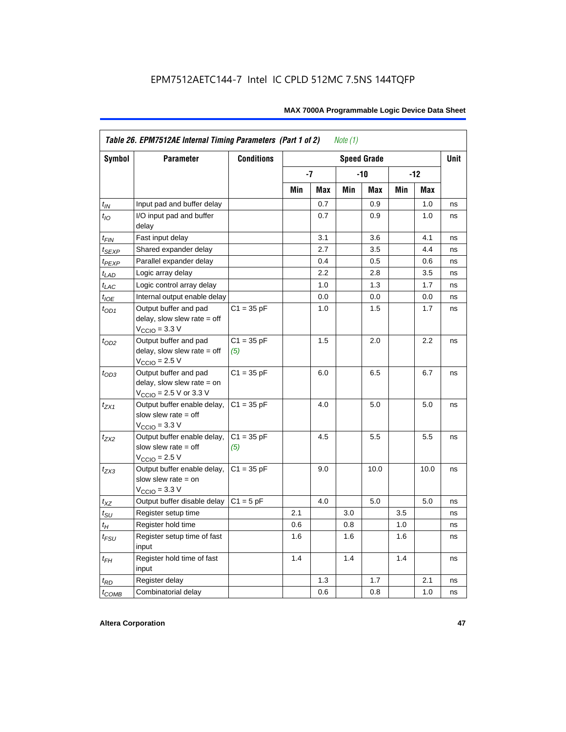EPM7512AETC144-7 Intel IC CPLD 512MC 7.5NS 144TQFP

| *Table 26. EPM7512AE Internal Timing Parameters (Part 1 of 2) Note (1)* | | | | | | | | | |
|---|---|---|---|---|---|---|---|---|---|
| **Symbol** | **Parameter** | **Conditions** | **Speed Grade** | | | | | | **Unit** |
| | | | **-7** | | **-10** | | **-12** | | |
| | | | **Min** | **Max** | **Min** | **Max** | **Min** | **Max** | |
| $t_{IN}$ | Input pad and buffer delay | | | 0.7 | | 0.9 | | 1.0 | ns |
| $t_{IO}$ | I/O input pad and buffer delay | | | 0.7 | | 0.9 | | 1.0 | ns |
| $t_{FIN}$ | Fast input delay | | | 3.1 | | 3.6 | | 4.1 | ns |
| $t_{SEXP}$ | Shared expander delay | | | 2.7 | | 3.5 | | 4.4 | ns |
| $t_{PEXP}$ | Parallel expander delay | | | 0.4 | | 0.5 | | 0.6 | ns |
| $t_{LAD}$ | Logic array delay | | | 2.2 | | 2.8 | | 3.5 | ns |
| $t_{LAC}$ | Logic control array delay | | | 1.0 | | 1.3 | | 1.7 | ns |
| $t_{IOE}$ | Internal output enable delay | | | 0.0 | | 0.0 | | 0.0 | ns |
| $t_{OD1}$ | Output buffer and pad delay, slow slew rate = off $V_{CCIO}$ = 3.3 V | C1 = 35 pF | | 1.0 | | 1.5 | | 1.7 | ns |
| $t_{OD2}$ | Output buffer and pad delay, slow slew rate = off $V_{CCIO}$ = 2.5 V | C1 = 35 pF *(5)* | | 1.5 | | 2.0 | | 2.2 | ns |
| $t_{OD3}$ | Output buffer and pad delay, slow slew rate = on $V_{CCIO}$ = 2.5 V or 3.3 V | C1 = 35 pF | | 6.0 | | 6.5 | | 6.7 | ns |
| $t_{ZX1}$ | Output buffer enable delay, slow slew rate = off $V_{CCIO}$ = 3.3 V | C1 = 35 pF | | 4.0 | | 5.0 | | 5.0 | ns |
| $t_{ZX2}$ | Output buffer enable delay, slow slew rate = off $V_{CCIO}$ = 2.5 V | C1 = 35 pF *(5)* | | 4.5 | | 5.5 | | 5.5 | ns |
| $t_{ZX3}$ | Output buffer enable delay, slow slew rate = on $V_{CCIO}$ = 3.3 V | C1 = 35 pF | | 9.0 | | 10.0 | | 10.0 | ns |
| $t_{XZ}$ | Output buffer disable delay | C1 = 5 pF | | 4.0 | | 5.0 | | 5.0 | ns |
| $t_{SU}$ | Register setup time | | 2.1 | | 3.0 | | 3.5 | | ns |
| $t_{H}$ | Register hold time | | 0.6 | | 0.8 | | 1.0 | | ns |
| $t_{FSU}$ | Register setup time of fast input | | 1.6 | | 1.6 | | 1.6 | | ns |
| $t_{FH}$ | Register hold time of fast input | | 1.4 | | 1.4 | | 1.4 | | ns |
| $t_{RD}$ | Register delay | | | 1.3 | | 1.7 | | 2.1 | ns |
| $t_{COMB}$ | Combinatorial delay | | | 0.6 | | 0.8 | | 1.0 | ns |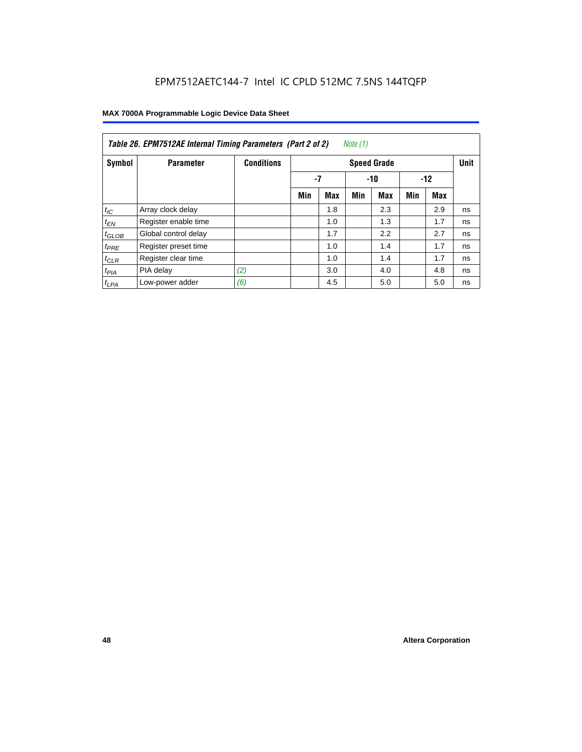Table 26. EPM7512AE Internal Timing Parameters (Part 2 of 2) *Note (1)*

| Symbol | Parameter | Conditions | Speed Grade | | | | | | Unit |
|---|---|---|---|---|---|---|---|---|---|
| | | | -7 | | -10 | | -12 | | |
| | | | Min | Max | Min | Max | Min | Max | |
| $t_{IC}$ | Array clock delay | | | 1.8 | | 2.3 | | 2.9 | ns |
| $t_{EN}$ | Register enable time | | | 1.0 | | 1.3 | | 1.7 | ns |
| $t_{GLOB}$ | Global control delay | | | 1.7 | | 2.2 | | 2.7 | ns |
| $t_{PRE}$ | Register preset time | | | 1.0 | | 1.4 | | 1.7 | ns |
| $t_{CLR}$ | Register clear time | | | 1.0 | | 1.4 | | 1.7 | ns |
| $t_{PIA}$ | PIA delay | *(2)* | | 3.0 | | 4.0 | | 4.8 | ns |
| $t_{LPA}$ | Low-power adder | *(6)* | | 4.5 | | 5.0 | | 5.0 | ns |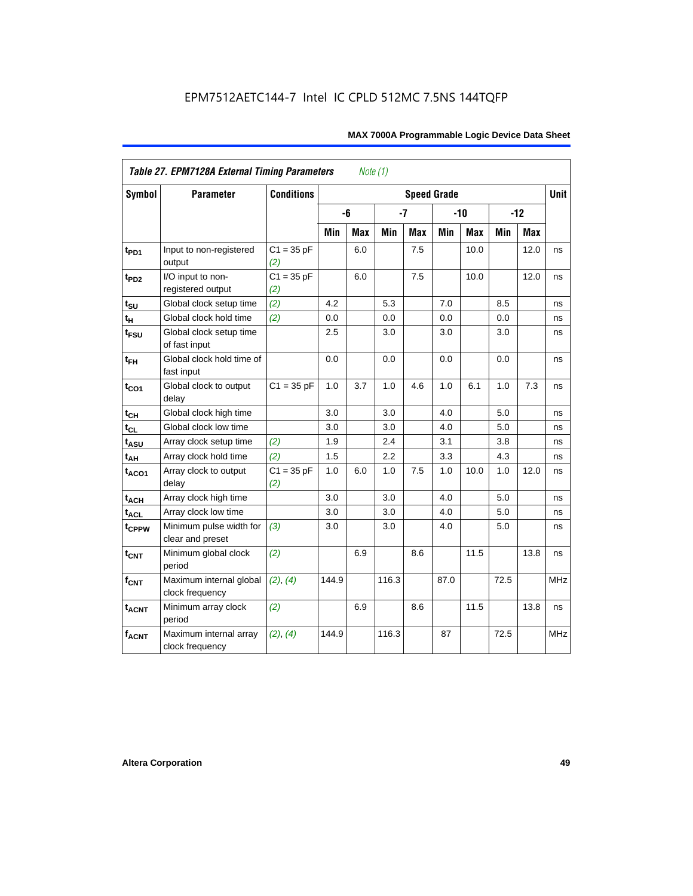EPM7512AETC144-7 Intel IC CPLD 512MC 7.5NS 144TQFP

| Table 27. EPM7128A External Timing Parameters *Note (1)* | | | | | | | | | | | |
|---|---|---|---|---|---|---|---|---|---|---|---|
| Symbol | Parameter | Conditions | Speed Grade | | | | | | | | Unit |
| | | | -6 | | -7 | | -10 | | -12 | | |
| | | | Min | Max | Min | Max | Min | Max | Min | Max | |
| $t_{PD1}$ | Input to non-registered output | C1 = 35 pF (2) | | 6.0 | | 7.5 | | 10.0 | | 12.0 | ns |
| $t_{PD2}$ | I/O input to non-registered output | C1 = 35 pF (2) | | 6.0 | | 7.5 | | 10.0 | | 12.0 | ns |
| $t_{SU}$ | Global clock setup time | (2) | 4.2 | | 5.3 | | 7.0 | | 8.5 | | ns |
| $t_{H}$ | Global clock hold time | (2) | 0.0 | | 0.0 | | 0.0 | | 0.0 | | ns |
| $t_{FSU}$ | Global clock setup time of fast input | | 2.5 | | 3.0 | | 3.0 | | 3.0 | | ns |
| $t_{FH}$ | Global clock hold time of fast input | | 0.0 | | 0.0 | | 0.0 | | 0.0 | | ns |
| $t_{CO1}$ | Global clock to output delay | C1 = 35 pF | 1.0 | 3.7 | 1.0 | 4.6 | 1.0 | 6.1 | 1.0 | 7.3 | ns |
| $t_{CH}$ | Global clock high time | | 3.0 | | 3.0 | | 4.0 | | 5.0 | | ns |
| $t_{CL}$ | Global clock low time | | 3.0 | | 3.0 | | 4.0 | | 5.0 | | ns |
| $t_{ASU}$ | Array clock setup time | (2) | 1.9 | | 2.4 | | 3.1 | | 3.8 | | ns |
| $t_{AH}$ | Array clock hold time | (2) | 1.5 | | 2.2 | | 3.3 | | 4.3 | | ns |
| $t_{ACO1}$ | Array clock to output delay | C1 = 35 pF (2) | 1.0 | 6.0 | 1.0 | 7.5 | 1.0 | 10.0 | 1.0 | 12.0 | ns |
| $t_{ACH}$ | Array clock high time | | 3.0 | | 3.0 | | 4.0 | | 5.0 | | ns |
| $t_{ACL}$ | Array clock low time | | 3.0 | | 3.0 | | 4.0 | | 5.0 | | ns |
| $t_{CPPW}$ | Minimum pulse width for clear and preset | (3) | 3.0 | | 3.0 | | 4.0 | | 5.0 | | ns |
| $t_{CNT}$ | Minimum global clock period | (2) | | 6.9 | | 8.6 | | 11.5 | | 13.8 | ns |
| $f_{CNT}$ | Maximum internal global clock frequency | (2), (4) | 144.9 | | 116.3 | | 87.0 | | 72.5 | | MHz |
| $t_{ACNT}$ | Minimum array clock period | (2) | | 6.9 | | 8.6 | | 11.5 | | 13.8 | ns |
| $f_{ACNT}$ | Maximum internal array clock frequency | (2), (4) | 144.9 | | 116.3 | | 87 | | 72.5 | | MHz |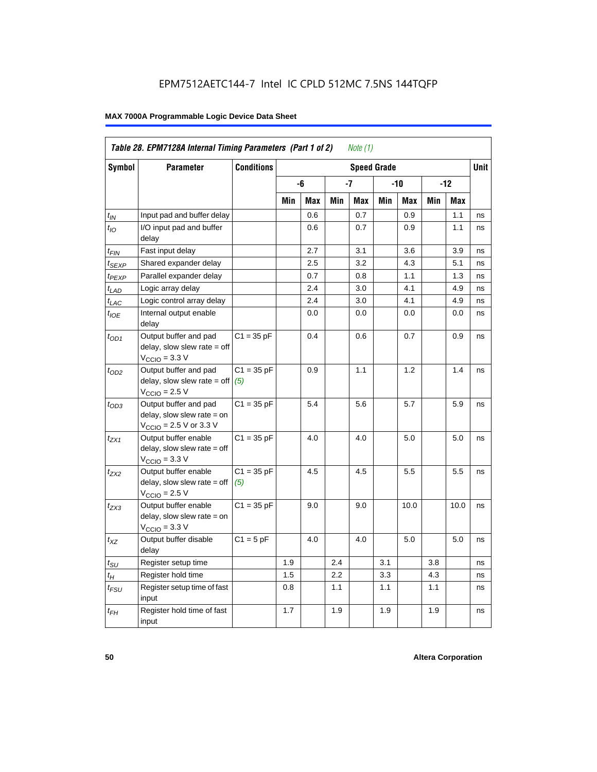EPM7512AETC144-7 Intel IC CPLD 512MC 7.5NS 144TQFP

**MAX 7000A Programmable Logic Device Data Sheet**

| *Table 28. EPM7128A Internal Timing Parameters (Part 1 of 2) Note (1)* | | | | | | | | | | | |
|---|---|---|---|---|---|---|---|---|---|---|---|
| **Symbol** | **Parameter** | **Conditions** | **Speed Grade** | | | | | | | | **Unit** |
| | | | **-6** | | **-7** | | **-10** | | **-12** | | |
| | | | **Min** | **Max** | **Min** | **Max** | **Min** | **Max** | **Min** | **Max** | |
| $t_{IN}$ | Input pad and buffer delay | | | 0.6 | | 0.7 | | 0.9 | | 1.1 | ns |
| $t_{IO}$ | I/O input pad and buffer delay | | | 0.6 | | 0.7 | | 0.9 | | 1.1 | ns |
| $t_{FIN}$ | Fast input delay | | | 2.7 | | 3.1 | | 3.6 | | 3.9 | ns |
| $t_{SEXP}$ | Shared expander delay | | | 2.5 | | 3.2 | | 4.3 | | 5.1 | ns |
| $t_{PEXP}$ | Parallel expander delay | | | 0.7 | | 0.8 | | 1.1 | | 1.3 | ns |
| $t_{LAD}$ | Logic array delay | | | 2.4 | | 3.0 | | 4.1 | | 4.9 | ns |
| $t_{LAC}$ | Logic control array delay | | | 2.4 | | 3.0 | | 4.1 | | 4.9 | ns |
| $t_{IOE}$ | Internal output enable delay | | | 0.0 | | 0.0 | | 0.0 | | 0.0 | ns |
| $t_{OD1}$ | Output buffer and pad delay, slow slew rate = off $V_{CCIO}$ = 3.3 V | C1 = 35 pF | | 0.4 | | 0.6 | | 0.7 | | 0.9 | ns |
| $t_{OD2}$ | Output buffer and pad delay, slow slew rate = off $V_{CCIO}$ = 2.5 V | C1 = 35 pF *(5)* | | 0.9 | | 1.1 | | 1.2 | | 1.4 | ns |
| $t_{OD3}$ | Output buffer and pad delay, slow slew rate = on $V_{CCIO}$ = 2.5 V or 3.3 V | C1 = 35 pF | | 5.4 | | 5.6 | | 5.7 | | 5.9 | ns |
| $t_{ZX1}$ | Output buffer enable delay, slow slew rate = off $V_{CCIO}$ = 3.3 V | C1 = 35 pF | | 4.0 | | 4.0 | | 5.0 | | 5.0 | ns |
| $t_{ZX2}$ | Output buffer enable delay, slow slew rate = off $V_{CCIO}$ = 2.5 V | C1 = 35 pF *(5)* | | 4.5 | | 4.5 | | 5.5 | | 5.5 | ns |
| $t_{ZX3}$ | Output buffer enable delay, slow slew rate = on $V_{CCIO}$ = 3.3 V | C1 = 35 pF | | 9.0 | | 9.0 | | 10.0 | | 10.0 | ns |
| $t_{XZ}$ | Output buffer disable delay | C1 = 5 pF | | 4.0 | | 4.0 | | 5.0 | | 5.0 | ns |
| $t_{SU}$ | Register setup time | | 1.9 | | 2.4 | | 3.1 | | 3.8 | | ns |
| $t_{H}$ | Register hold time | | 1.5 | | 2.2 | | 3.3 | | 4.3 | | ns |
| $t_{FSU}$ | Register setup time of fast input | | 0.8 | | 1.1 | | 1.1 | | 1.1 | | ns |
| $t_{FH}$ | Register hold time of fast input | | 1.7 | | 1.9 | | 1.9 | | 1.9 | | ns |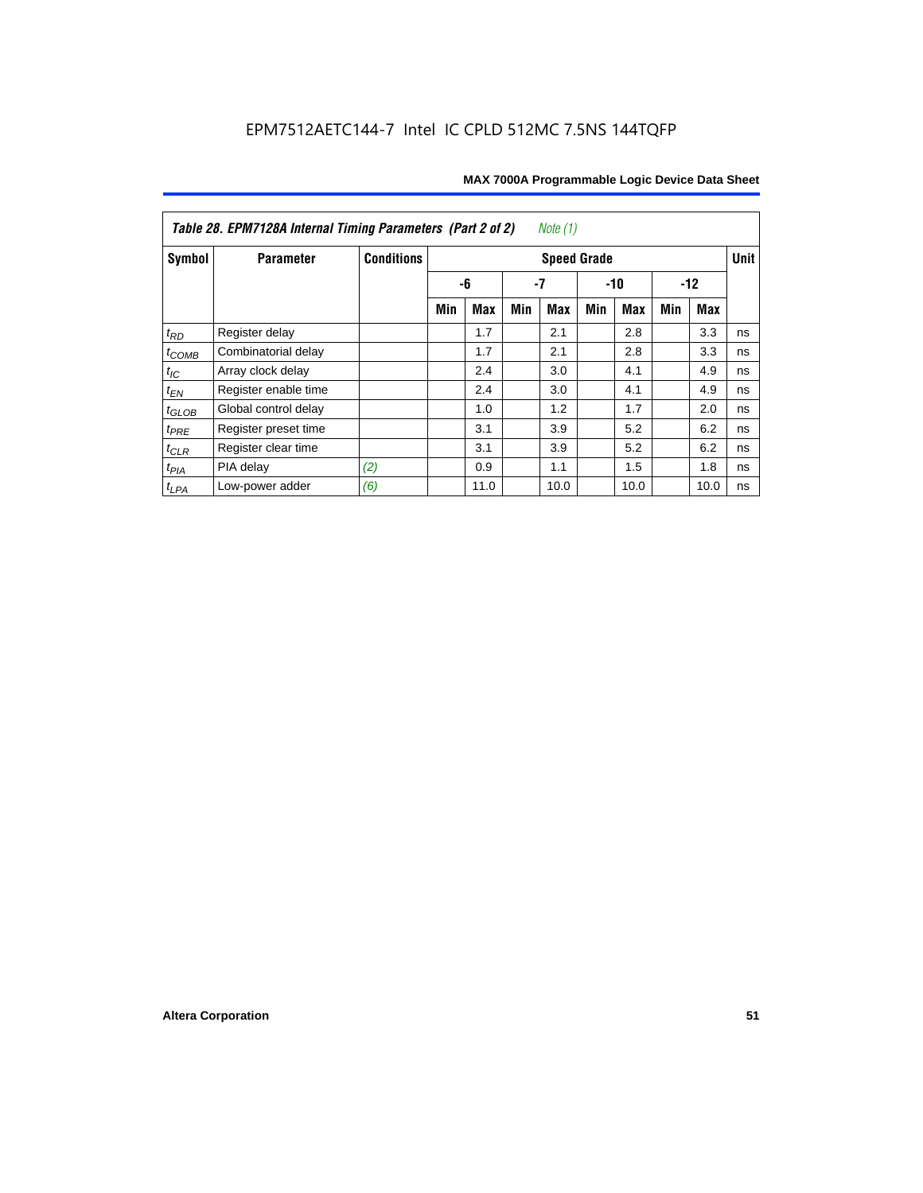EPM7512AETC144-7 Intel IC CPLD 512MC 7.5NS 144TQFP

| *Table 28. EPM7128A Internal Timing Parameters (Part 2 of 2)* *Note (1)* | | | | | | | | | | | |
|---|---|---|---|---|---|---|---|---|---|---|---|
| **Symbol** | **Parameter** | **Conditions** | **Speed Grade** | | | | | | | | **Unit** |
| | | | **-6** | | **-7** | | **-10** | | **-12** | | |
| | | | **Min** | **Max** | **Min** | **Max** | **Min** | **Max** | **Min** | **Max** | |
| $t_{RD}$ | Register delay | | | 1.7 | | 2.1 | | 2.8 | | 3.3 | ns |
| $t_{COMB}$ | Combinatorial delay | | | 1.7 | | 2.1 | | 2.8 | | 3.3 | ns |
| $t_{IC}$ | Array clock delay | | | 2.4 | | 3.0 | | 4.1 | | 4.9 | ns |
| $t_{EN}$ | Register enable time | | | 2.4 | | 3.0 | | 4.1 | | 4.9 | ns |
| $t_{GLOB}$ | Global control delay | | | 1.0 | | 1.2 | | 1.7 | | 2.0 | ns |
| $t_{PRE}$ | Register preset time | | | 3.1 | | 3.9 | | 5.2 | | 6.2 | ns |
| $t_{CLR}$ | Register clear time | | | 3.1 | | 3.9 | | 5.2 | | 6.2 | ns |
| $t_{PIA}$ | PIA delay | *(2)* | | 0.9 | | 1.1 | | 1.5 | | 1.8 | ns |
| $t_{LPA}$ | Low-power adder | *(6)* | | 11.0 | | 10.0 | | 10.0 | | 10.0 | ns |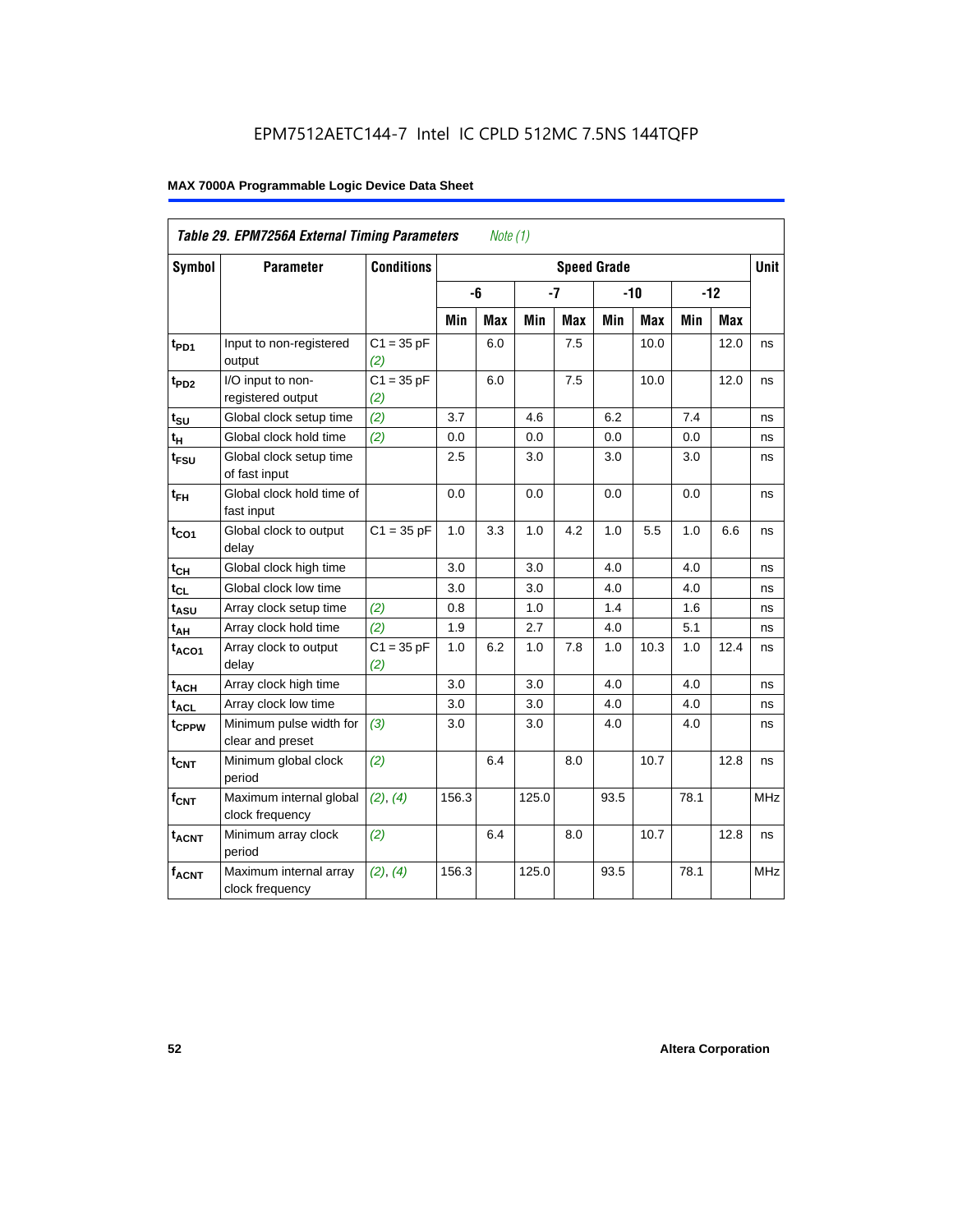EPM7512AETC144-7 Intel IC CPLD 512MC 7.5NS 144TQFP

**MAX 7000A Programmable Logic Device Data Sheet**

| *Table 29. EPM7256A External Timing Parameters* *Note (1)* | | | | | | | | | | | |
|---|---|---|---|---|---|---|---|---|---|---|---|
| **Symbol** | **Parameter** | **Conditions** | **Speed Grade** | | | | | | | | **Unit** |
| | | | **-6** | | **-7** | | **-10** | | **-12** | | |
| | | | **Min** | **Max** | **Min** | **Max** | **Min** | **Max** | **Min** | **Max** | |
| $t_{PD1}$ | Input to non-registered output | C1 = 35 pF *(2)* | | 6.0 | | 7.5 | | 10.0 | | 12.0 | ns |
| $t_{PD2}$ | I/O input to non-registered output | C1 = 35 pF *(2)* | | 6.0 | | 7.5 | | 10.0 | | 12.0 | ns |
| $t_{SU}$ | Global clock setup time | *(2)* | 3.7 | | 4.6 | | 6.2 | | 7.4 | | ns |
| $t_H$ | Global clock hold time | *(2)* | 0.0 | | 0.0 | | 0.0 | | 0.0 | | ns |
| $t_{FSU}$ | Global clock setup time of fast input | | 2.5 | | 3.0 | | 3.0 | | 3.0 | | ns |
| $t_{FH}$ | Global clock hold time of fast input | | 0.0 | | 0.0 | | 0.0 | | 0.0 | | ns |
| $t_{CO1}$ | Global clock to output delay | C1 = 35 pF | 1.0 | 3.3 | 1.0 | 4.2 | 1.0 | 5.5 | 1.0 | 6.6 | ns |
| $t_{CH}$ | Global clock high time | | 3.0 | | 3.0 | | 4.0 | | 4.0 | | ns |
| $t_{CL}$ | Global clock low time | | 3.0 | | 3.0 | | 4.0 | | 4.0 | | ns |
| $t_{ASU}$ | Array clock setup time | *(2)* | 0.8 | | 1.0 | | 1.4 | | 1.6 | | ns |
| $t_{AH}$ | Array clock hold time | *(2)* | 1.9 | | 2.7 | | 4.0 | | 5.1 | | ns |
| $t_{ACO1}$ | Array clock to output delay | C1 = 35 pF *(2)* | 1.0 | 6.2 | 1.0 | 7.8 | 1.0 | 10.3 | 1.0 | 12.4 | ns |
| $t_{ACH}$ | Array clock high time | | 3.0 | | 3.0 | | 4.0 | | 4.0 | | ns |
| $t_{ACL}$ | Array clock low time | | 3.0 | | 3.0 | | 4.0 | | 4.0 | | ns |
| $t_{CPPW}$ | Minimum pulse width for clear and preset | *(3)* | 3.0 | | 3.0 | | 4.0 | | 4.0 | | ns |
| $t_{CNT}$ | Minimum global clock period | *(2)* | | 6.4 | | 8.0 | | 10.7 | | 12.8 | ns |
| $f_{CNT}$ | Maximum internal global clock frequency | *(2)*, *(4)* | 156.3 | | 125.0 | | 93.5 | | 78.1 | | MHz |
| $t_{ACNT}$ | Minimum array clock period | *(2)* | | 6.4 | | 8.0 | | 10.7 | | 12.8 | ns |
| $f_{ACNT}$ | Maximum internal array clock frequency | *(2)*, *(4)* | 156.3 | | 125.0 | | 93.5 | | 78.1 | | MHz |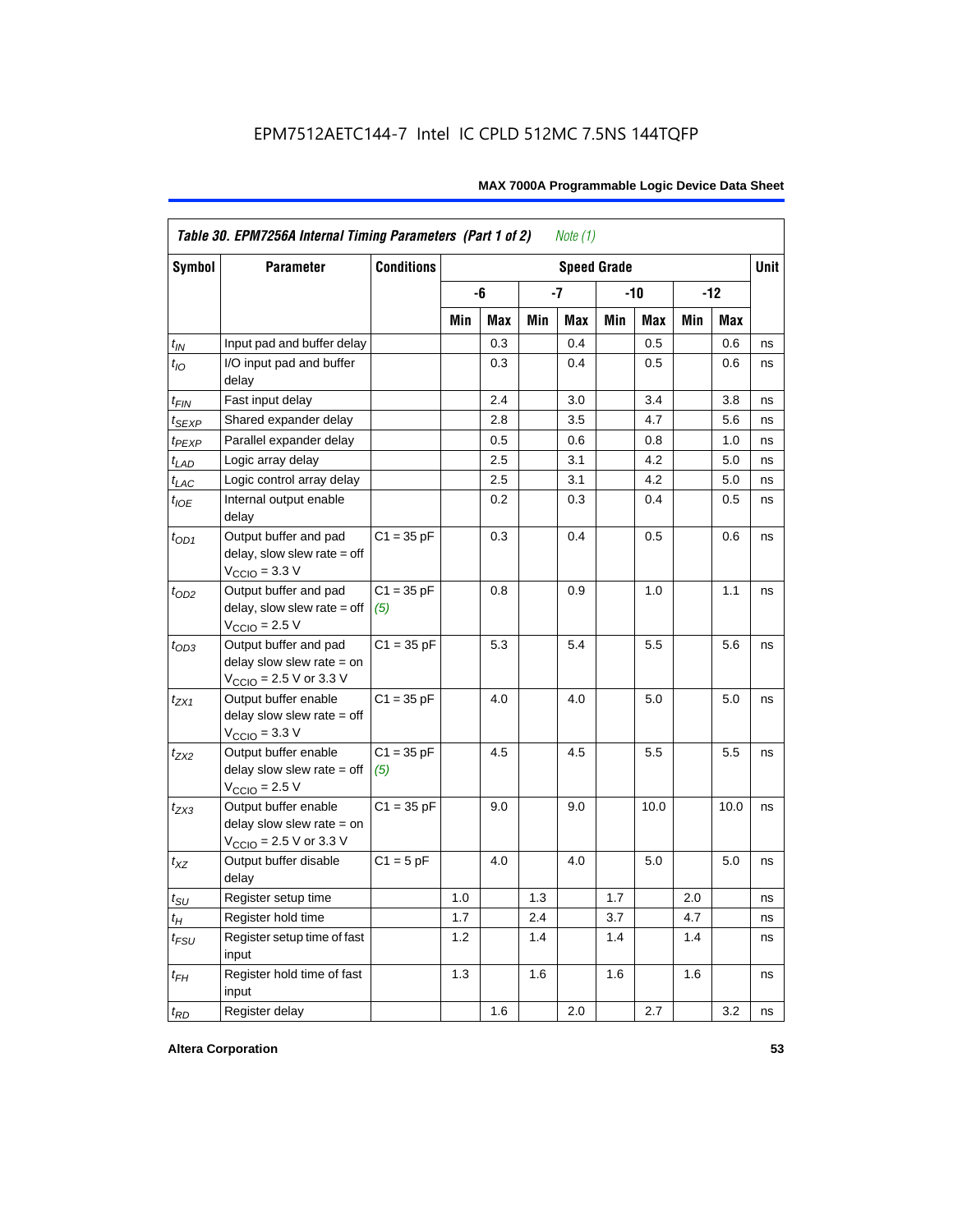EPM7512AETC144-7 Intel IC CPLD 512MC 7.5NS 144TQFP

| Table 30. EPM7256A Internal Timing Parameters (Part 1 of 2) *Note (1)* | | | | | | | | | | | |
|---|---|---|---|---|---|---|---|---|---|---|---|
| Symbol | Parameter | Conditions | Speed Grade | | | | | | | | Unit |
| | | | -6 | | -7 | | -10 | | -12 | | |
| | | | Min | Max | Min | Max | Min | Max | Min | Max | |
| $t_{IN}$ | Input pad and buffer delay | | | 0.3 | | 0.4 | | 0.5 | | 0.6 | ns |
| $t_{IO}$ | I/O input pad and buffer delay | | | 0.3 | | 0.4 | | 0.5 | | 0.6 | ns |
| $t_{FIN}$ | Fast input delay | | | 2.4 | | 3.0 | | 3.4 | | 3.8 | ns |
| $t_{SEXP}$ | Shared expander delay | | | 2.8 | | 3.5 | | 4.7 | | 5.6 | ns |
| $t_{PEXP}$ | Parallel expander delay | | | 0.5 | | 0.6 | | 0.8 | | 1.0 | ns |
| $t_{LAD}$ | Logic array delay | | | 2.5 | | 3.1 | | 4.2 | | 5.0 | ns |
| $t_{LAC}$ | Logic control array delay | | | 2.5 | | 3.1 | | 4.2 | | 5.0 | ns |
| $t_{IOE}$ | Internal output enable delay | | | 0.2 | | 0.3 | | 0.4 | | 0.5 | ns |
| $t_{OD1}$ | Output buffer and pad delay, slow slew rate = off $V_{CCIO}$ = 3.3 V | C1 = 35 pF | | 0.3 | | 0.4 | | 0.5 | | 0.6 | ns |
| $t_{OD2}$ | Output buffer and pad delay, slow slew rate = off $V_{CCIO}$ = 2.5 V | C1 = 35 pF *(5)* | | 0.8 | | 0.9 | | 1.0 | | 1.1 | ns |
| $t_{OD3}$ | Output buffer and pad delay slow slew rate = on $V_{CCIO}$ = 2.5 V or 3.3 V | C1 = 35 pF | | 5.3 | | 5.4 | | 5.5 | | 5.6 | ns |
| $t_{ZX1}$ | Output buffer enable delay slow slew rate = off $V_{CCIO}$ = 3.3 V | C1 = 35 pF | | 4.0 | | 4.0 | | 5.0 | | 5.0 | ns |
| $t_{ZX2}$ | Output buffer enable delay slow slew rate = off $V_{CCIO}$ = 2.5 V | C1 = 35 pF *(5)* | | 4.5 | | 4.5 | | 5.5 | | 5.5 | ns |
| $t_{ZX3}$ | Output buffer enable delay slow slew rate = on $V_{CCIO}$ = 2.5 V or 3.3 V | C1 = 35 pF | | 9.0 | | 9.0 | | 10.0 | | 10.0 | ns |
| $t_{XZ}$ | Output buffer disable delay | C1 = 5 pF | | 4.0 | | 4.0 | | 5.0 | | 5.0 | ns |
| $t_{SU}$ | Register setup time | | 1.0 | | 1.3 | | 1.7 | | 2.0 | | ns |
| $t_H$ | Register hold time | | 1.7 | | 2.4 | | 3.7 | | 4.7 | | ns |
| $t_{FSU}$ | Register setup time of fast input | | 1.2 | | 1.4 | | 1.4 | | 1.4 | | ns |
| $t_{FH}$ | Register hold time of fast input | | 1.3 | | 1.6 | | 1.6 | | 1.6 | | ns |
| $t_{RD}$ | Register delay | | | 1.6 | | 2.0 | | 2.7 | | 3.2 | ns |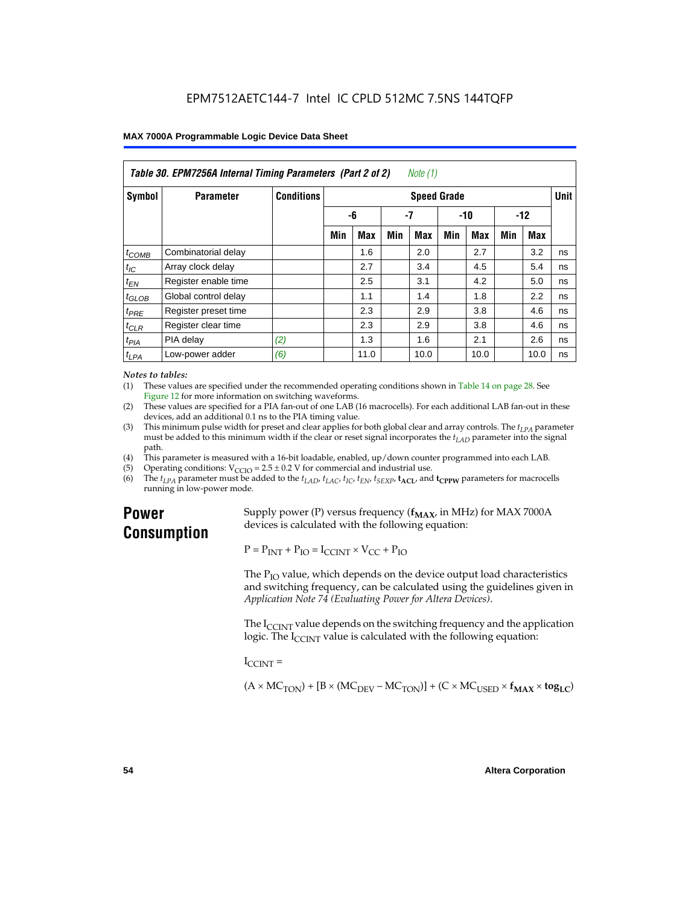**Table 30. EPM7256A Internal Timing Parameters (Part 2 of 2)** *Note (1)*

| Symbol | Parameter | Conditions | Speed Grade | | | | | | | | Unit |
|---|---|---|---|---|---|---|---|---|---|---|---|
| | | | -6 | | -7 | | -10 | | -12 | | |
| | | | Min | Max | Min | Max | Min | Max | Min | Max | |
| $t_{COMB}$ | Combinatorial delay | | | 1.6 | | 2.0 | | 2.7 | | 3.2 | ns |
| $t_{IC}$ | Array clock delay | | | 2.7 | | 3.4 | | 4.5 | | 5.4 | ns |
| $t_{EN}$ | Register enable time | | | 2.5 | | 3.1 | | 4.2 | | 5.0 | ns |
| $t_{GLOB}$ | Global control delay | | | 1.1 | | 1.4 | | 1.8 | | 2.2 | ns |
| $t_{PRE}$ | Register preset time | | | 2.3 | | 2.9 | | 3.8 | | 4.6 | ns |
| $t_{CLR}$ | Register clear time | | | 2.3 | | 2.9 | | 3.8 | | 4.6 | ns |
| $t_{PIA}$ | PIA delay | (2) | | 1.3 | | 1.6 | | 2.1 | | 2.6 | ns |
| $t_{LPA}$ | Low-power adder | (6) | | 11.0 | | 10.0 | | 10.0 | | 10.0 | ns |

*Notes to tables:*

(1) These values are specified under the recommended operating conditions shown in Table 14 on page 28. See Figure 12 for more information on switching waveforms.

(2) These values are specified for a PIA fan-out of one LAB (16 macrocells). For each additional LAB fan-out in these devices, add an additional 0.1 ns to the PIA timing value.

(3) This minimum pulse width for preset and clear applies for both global clear and array controls. The $t_{LPA}$ parameter must be added to this minimum width if the clear or reset signal incorporates the $t_{LAD}$ parameter into the signal path.

(4) This parameter is measured with a 16-bit loadable, enabled, up/down counter programmed into each LAB.

(5) Operating conditions: $V_{CCIO} = 2.5 \pm 0.2$ V for commercial and industrial use.

(6) The $t_{LPA}$ parameter must be added to the $t_{LAD}$, $t_{LAC}$, $t_{IC}$, $t_{EN}$, $t_{SEXP}$, $\mathbf{t_{ACL}}$, and $\mathbf{t_{CPPW}}$ parameters for macrocells running in low-power mode.

# Power Consumption

Supply power (P) versus frequency ($\mathbf{f_{MAX}}$, in MHz) for MAX 7000A devices is calculated with the following equation:

$$P = P_{INT} + P_{IO} = I_{CCINT} \times V_{CC} + P_{IO}$$

The $P_{IO}$ value, which depends on the device output load characteristics and switching frequency, can be calculated using the guidelines given in *Application Note 74 (Evaluating Power for Altera Devices)*.

The $I_{CCINT}$ value depends on the switching frequency and the application logic. The $I_{CCINT}$ value is calculated with the following equation:

$I_{CCINT}$ =

$$(A \times MC_{TON}) + [B \times (MC_{DEV} - MC_{TON})] + (C \times MC_{USED} \times \mathbf{f_{MAX}} \times \mathbf{tog_{LC}})$$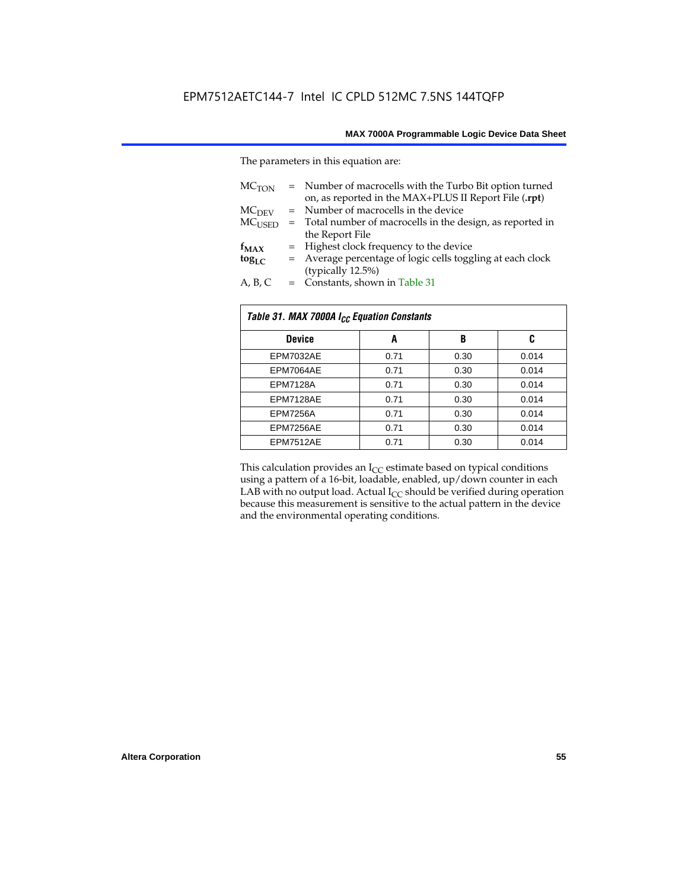The parameters in this equation are:

$MC_{TON}$ = Number of macrocells with the Turbo Bit option turned on, as reported in the MAX+PLUS II Report File (**.rpt**)
$MC_{DEV}$ = Number of macrocells in the device
$MC_{USED}$ = Total number of macrocells in the design, as reported in the Report File
$f_{MAX}$ = Highest clock frequency to the device
$tog_{LC}$ = Average percentage of logic cells toggling at each clock (typically 12.5%)
A, B, C = Constants, shown in Table 31

| *Table 31. MAX 7000A $I_{CC}$ Equation Constants* | | | |
|---|---|---|---|
| **Device** | **A** | **B** | **C** |
| EPM7032AE | 0.71 | 0.30 | 0.014 |
| EPM7064AE | 0.71 | 0.30 | 0.014 |
| EPM7128A | 0.71 | 0.30 | 0.014 |
| EPM7128AE | 0.71 | 0.30 | 0.014 |
| EPM7256A | 0.71 | 0.30 | 0.014 |
| EPM7256AE | 0.71 | 0.30 | 0.014 |
| EPM7512AE | 0.71 | 0.30 | 0.014 |

This calculation provides an $I_{CC}$ estimate based on typical conditions using a pattern of a 16-bit, loadable, enabled, up/down counter in each LAB with no output load. Actual $I_{CC}$ should be verified during operation because this measurement is sensitive to the actual pattern in the device and the environmental operating conditions.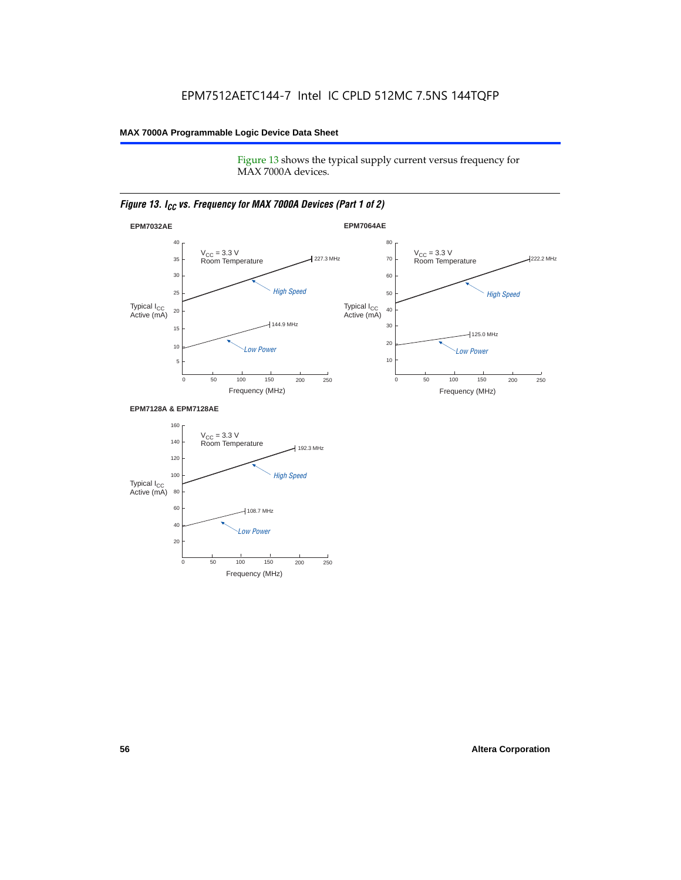Figure 13 shows the typical supply current versus frequency for MAX 7000A devices.

*Figure 13. $I_{CC}$ vs. Frequency for MAX 7000A Devices (Part 1 of 2)*

**EPM7032AE**

$V_{CC}$ = 3.3 V
Room Temperature

Typical $I_{CC}$ Active (mA)

High Speed: 227.3 MHz

Low Power: 144.9 MHz

Frequency (MHz)

**EPM7064AE**

$V_{CC}$ = 3.3 V
Room Temperature

Typical $I_{CC}$ Active (mA)

High Speed: 222.2 MHz

Low Power: 125.0 MHz

Frequency (MHz)

**EPM7128A & EPM7128AE**

$V_{CC}$ = 3.3 V
Room Temperature

Typical $I_{CC}$ Active (mA)

High Speed: 192.3 MHz

Low Power: 108.7 MHz

Frequency (MHz)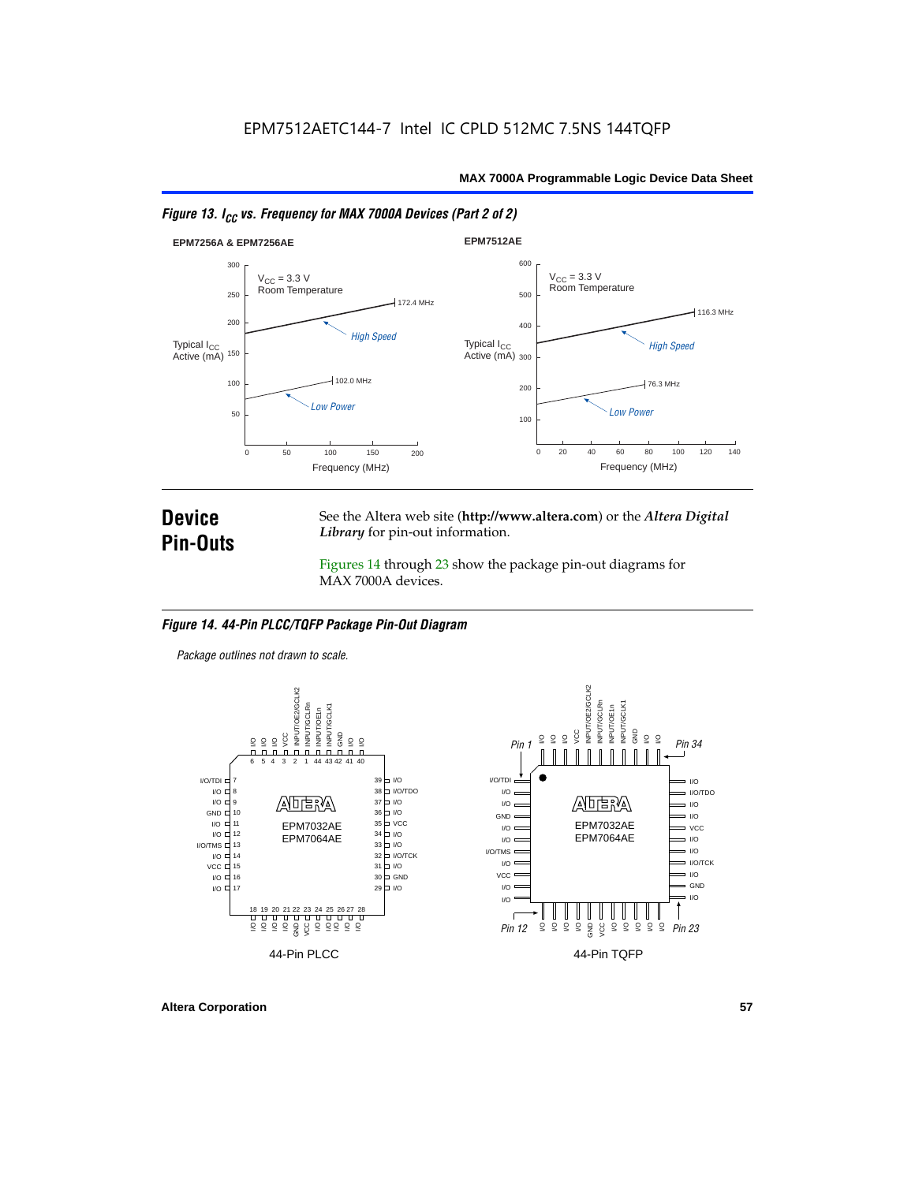## Figure 13. $I_{CC}$ vs. Frequency for MAX 7000A Devices (Part 2 of 2)

**EPM7256A & EPM7256AE**

$V_{CC}$ = 3.3 V
Room Temperature

Typical $I_{CC}$ Active (mA)

High Speed — 172.4 MHz

Low Power — 102.0 MHz

Frequency (MHz)

**EPM7512AE**

$V_{CC}$ = 3.3 V
Room Temperature

Typical $I_{CC}$ Active (mA)

High Speed — 116.3 MHz

Low Power — 76.3 MHz

Frequency (MHz)

# Device Pin-Outs

See the Altera web site (**http://www.altera.com**) or the ***Altera Digital Library*** for pin-out information.

Figures 14 through 23 show the package pin-out diagrams for MAX 7000A devices.

## Figure 14. 44-Pin PLCC/TQFP Package Pin-Out Diagram

*Package outlines not drawn to scale.*

EPM7032AE
EPM7064AE

44-Pin PLCC

EPM7032AE
EPM7064AE

44-Pin TQFP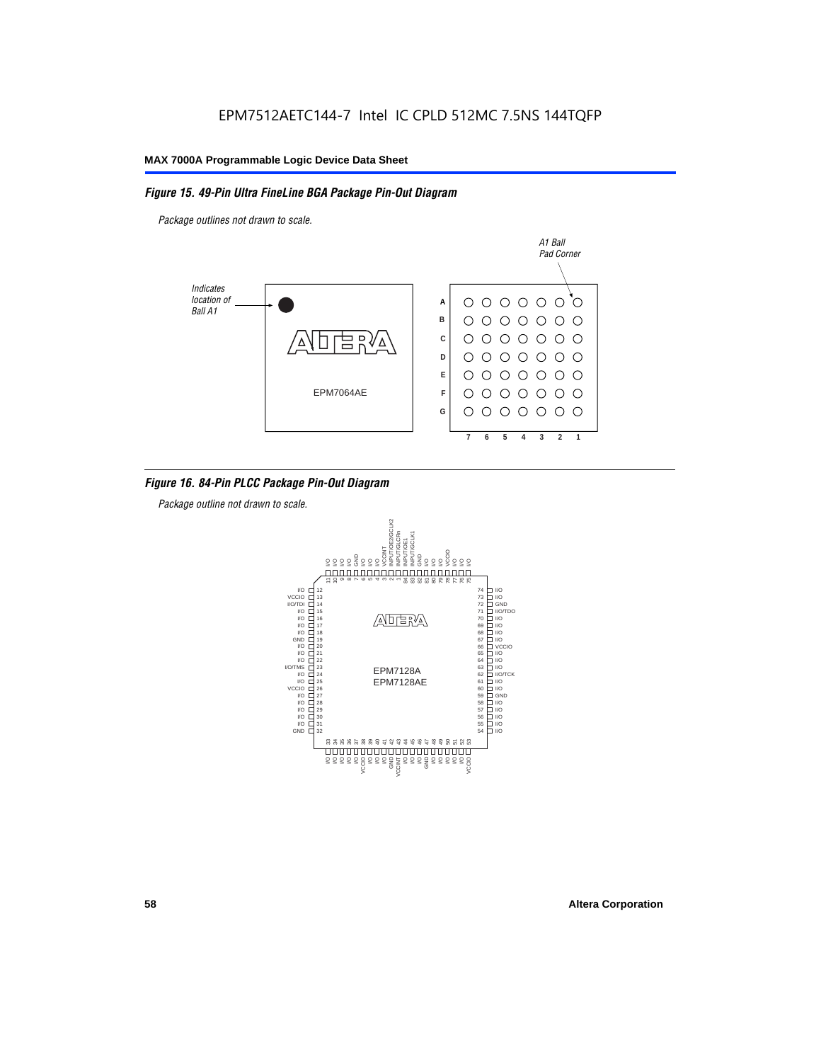EPM7512AETC144-7 Intel IC CPLD 512MC 7.5NS 144TQFP

*Figure 15. 49-Pin Ultra FineLine BGA Package Pin-Out Diagram*

*Package outlines not drawn to scale.*

*Figure 16. 84-Pin PLCC Package Pin-Out Diagram*

*Package outline not drawn to scale.*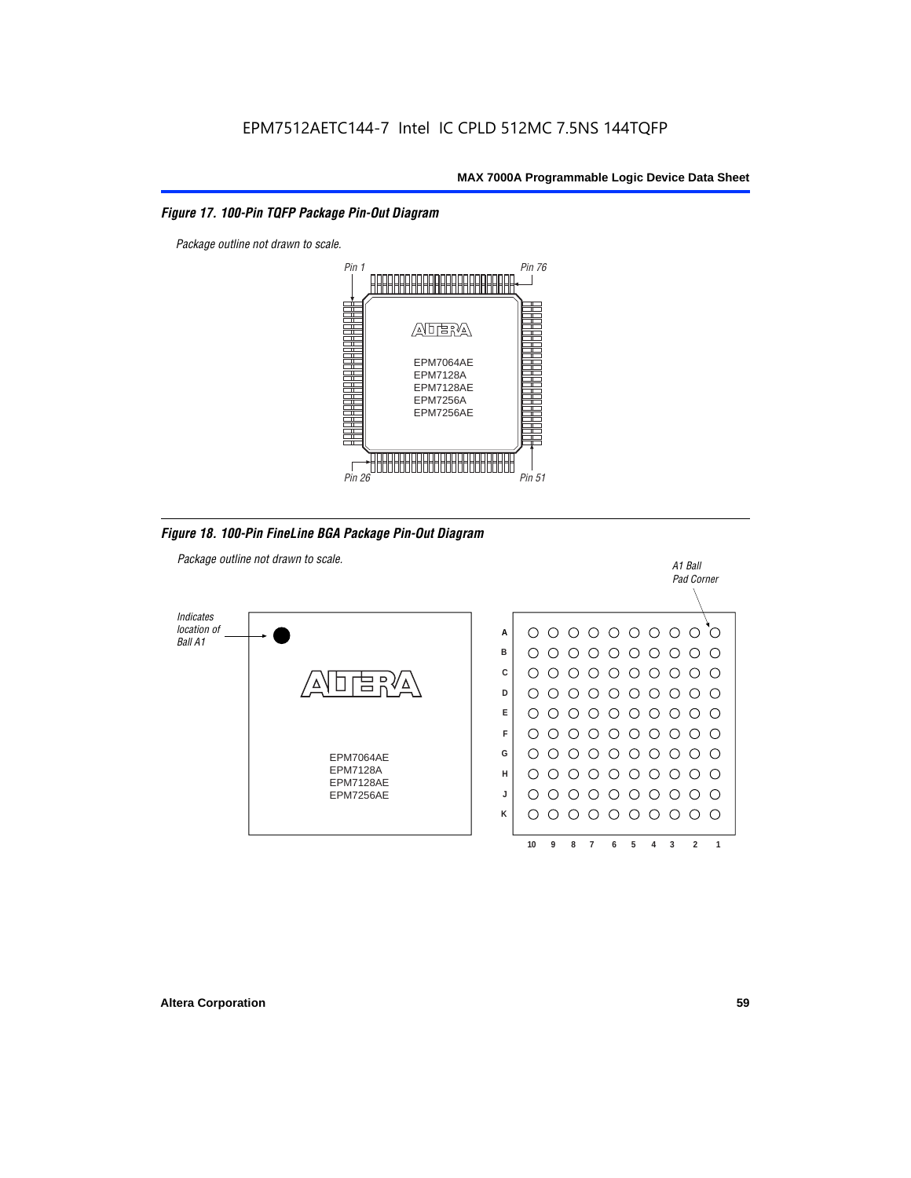### Figure 17. 100-Pin TQFP Package Pin-Out Diagram

*Package outline not drawn to scale.*

Pin 1 | Pin 76 | Pin 26 | Pin 51

EPM7064AE
EPM7128A
EPM7128AE
EPM7256A
EPM7256AE

### Figure 18. 100-Pin FineLine BGA Package Pin-Out Diagram

*Package outline not drawn to scale.*

*Indicates location of Ball A1*

*A1 Ball Pad Corner*

EPM7064AE
EPM7128A
EPM7128AE
EPM7256AE

Rows: A B C D E F G H J K

Columns: 10 9 8 7 6 5 4 3 2 1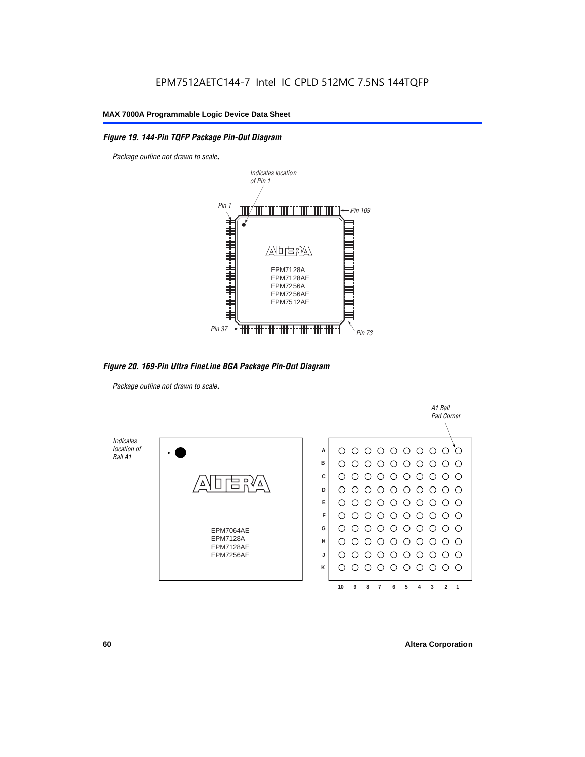EPM7512AETC144-7 Intel IC CPLD 512MC 7.5NS 144TQFP

### *Figure 19. 144-Pin TQFP Package Pin-Out Diagram*

*Package outline not drawn to scale.*

*Indicates location of Pin 1*

*Pin 1*

*Pin 109*

*Pin 37*

*Pin 73*

EPM7128A
EPM7128AE
EPM7256A
EPM7256AE
EPM7512AE

### *Figure 20. 169-Pin Ultra FineLine BGA Package Pin-Out Diagram*

*Package outline not drawn to scale.*

*Indicates location of Ball A1*

*A1 Ball Pad Corner*

EPM7064AE
EPM7128A
EPM7128AE
EPM7256AE

A B C D E F G H J K

10 9 8 7 6 5 4 3 2 1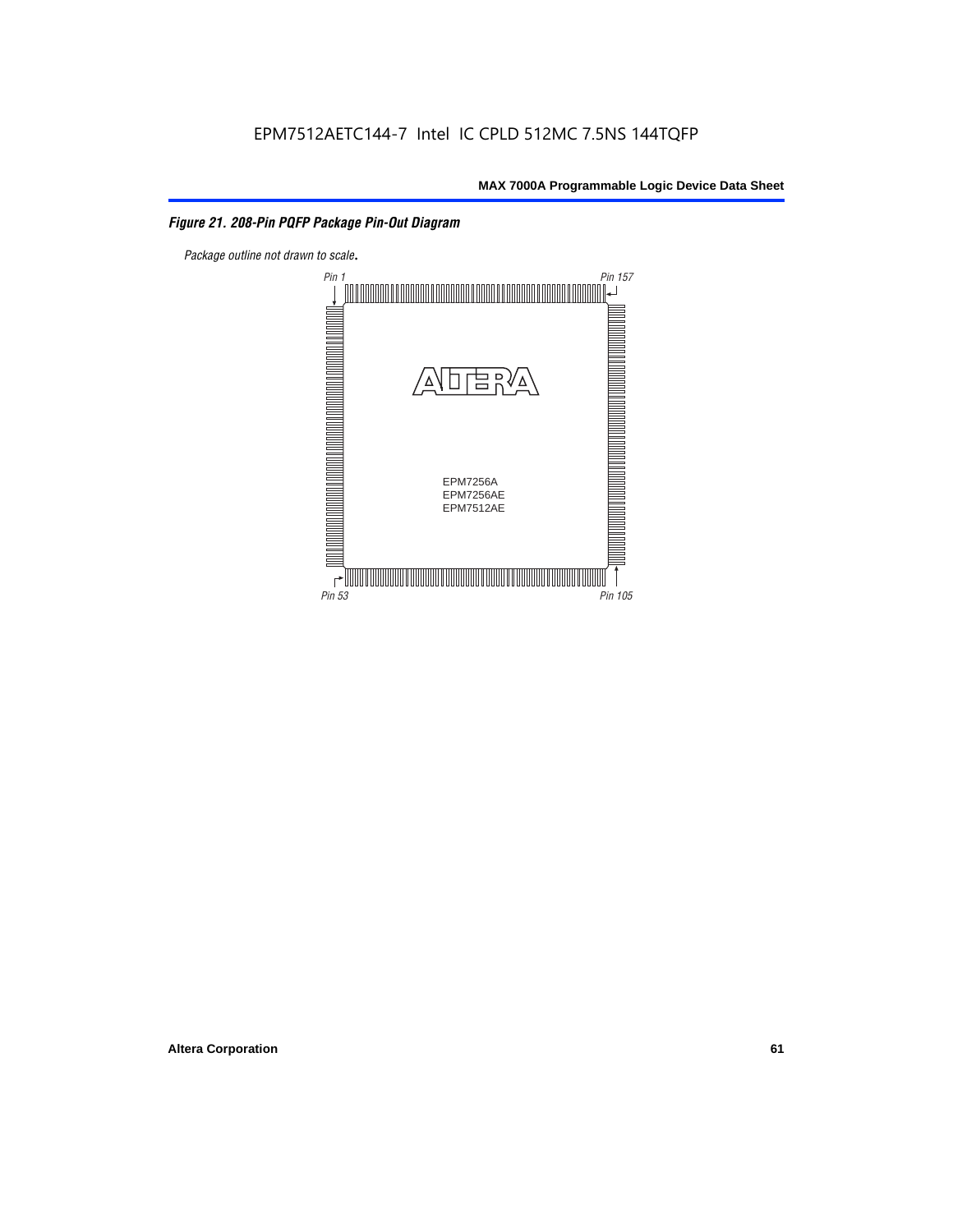*Figure 21. 208-Pin PQFP Package Pin-Out Diagram*

*Package outline not drawn to scale.*

Pin 1

Pin 157

EPM7256A
EPM7256AE
EPM7512AE

Pin 53

Pin 105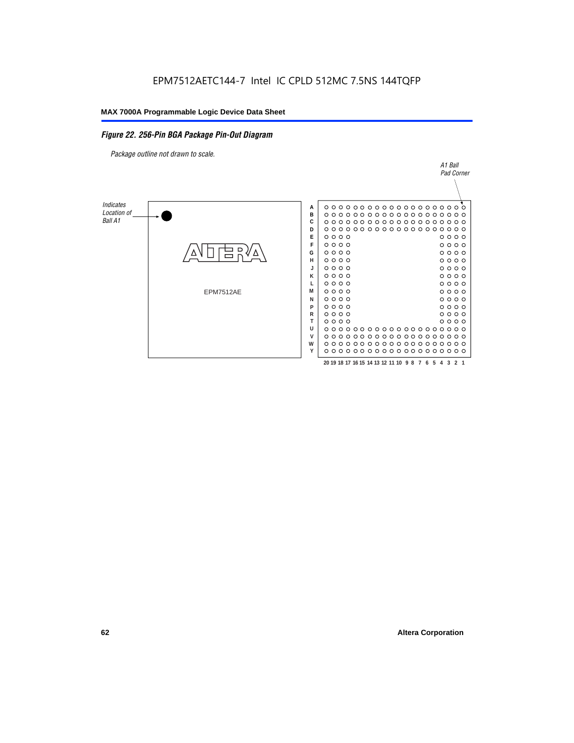EPM7512AETC144-7 Intel IC CPLD 512MC 7.5NS 144TQFP

*Figure 22. 256-Pin BGA Package Pin-Out Diagram*

*Package outline not drawn to scale.*

*Indicates Location of Ball A1*

EPM7512AE

*A1 Ball Pad Corner*

A B C D E F G H J K L M N P R T U V W Y

20 19 18 17 16 15 14 13 12 11 10 9 8 7 6 5 4 3 2 1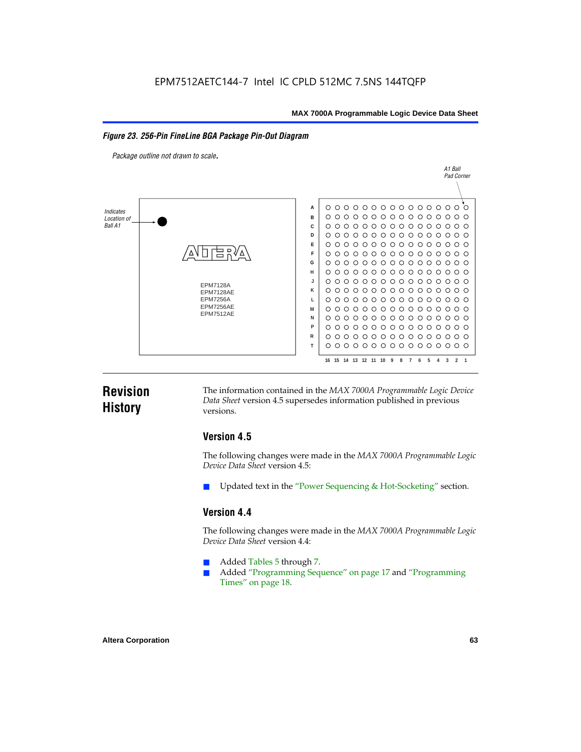**Figure 23. 256-Pin FineLine BGA Package Pin-Out Diagram**

*Package outline not drawn to scale.*

Indicates Location of Ball A1

A1 Ball Pad Corner

EPM7128A
EPM7128AE
EPM7256A
EPM7256AE
EPM7512AE

# Revision History

The information contained in the *MAX 7000A Programmable Logic Device Data Sheet* version 4.5 supersedes information published in previous versions.

## Version 4.5

The following changes were made in the *MAX 7000A Programmable Logic Device Data Sheet* version 4.5:

- Updated text in the "Power Sequencing & Hot-Socketing" section.

## Version 4.4

The following changes were made in the *MAX 7000A Programmable Logic Device Data Sheet* version 4.4:

- Added Tables 5 through 7.
- Added "Programming Sequence" on page 17 and "Programming Times" on page 18.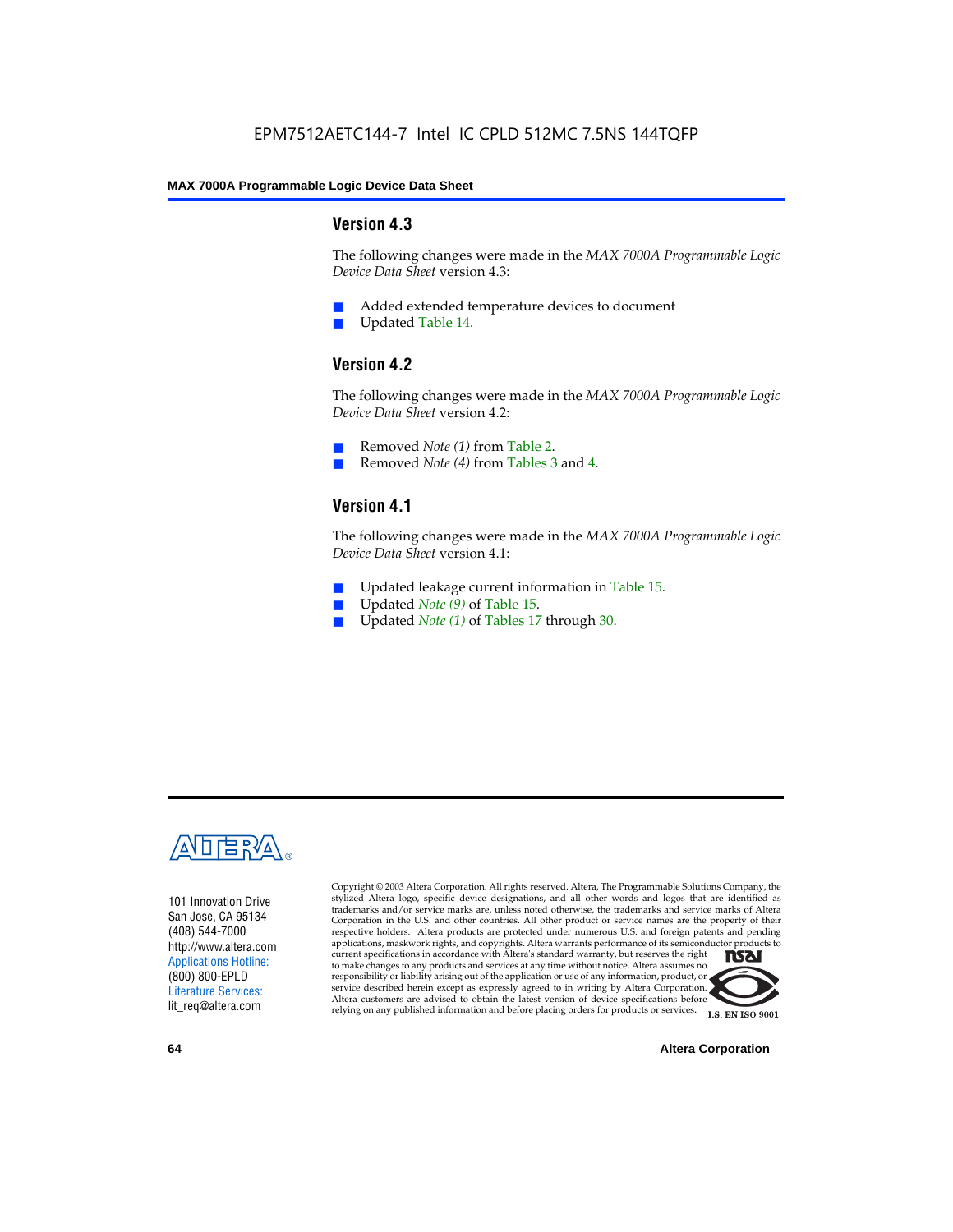## Version 4.3

The following changes were made in the *MAX 7000A Programmable Logic Device Data Sheet* version 4.3:

- Added extended temperature devices to document
- Updated Table 14.

## Version 4.2

The following changes were made in the *MAX 7000A Programmable Logic Device Data Sheet* version 4.2:

- Removed *Note (1)* from Table 2.
- Removed *Note (4)* from Tables 3 and 4.

## Version 4.1

The following changes were made in the *MAX 7000A Programmable Logic Device Data Sheet* version 4.1:

- Updated leakage current information in Table 15.
- Updated *Note (9)* of Table 15.
- Updated *Note (1)* of Tables 17 through 30.

101 Innovation Drive
San Jose, CA 95134
(408) 544-7000
http://www.altera.com
Applications Hotline:
(800) 800-EPLD
Literature Services:
lit_req@altera.com

Copyright © 2003 Altera Corporation. All rights reserved. Altera, The Programmable Solutions Company, the stylized Altera logo, specific device designations, and all other words and logos that are identified as trademarks and/or service marks are, unless noted otherwise, the trademarks and service marks of Altera Corporation in the U.S. and other countries. All other product or service names are the property of their respective holders. Altera products are protected under numerous U.S. and foreign patents and pending applications, maskwork rights, and copyrights. Altera warrants performance of its semiconductor products to current specifications in accordance with Altera's standard warranty, but reserves the right to make changes to any products and services at any time without notice. Altera assumes no responsibility or liability arising out of the application or use of any information, product, or service described herein except as expressly agreed to in writing by Altera Corporation. Altera customers are advised to obtain the latest version of device specifications before relying on any published information and before placing orders for products or services.

I.S. EN ISO 9001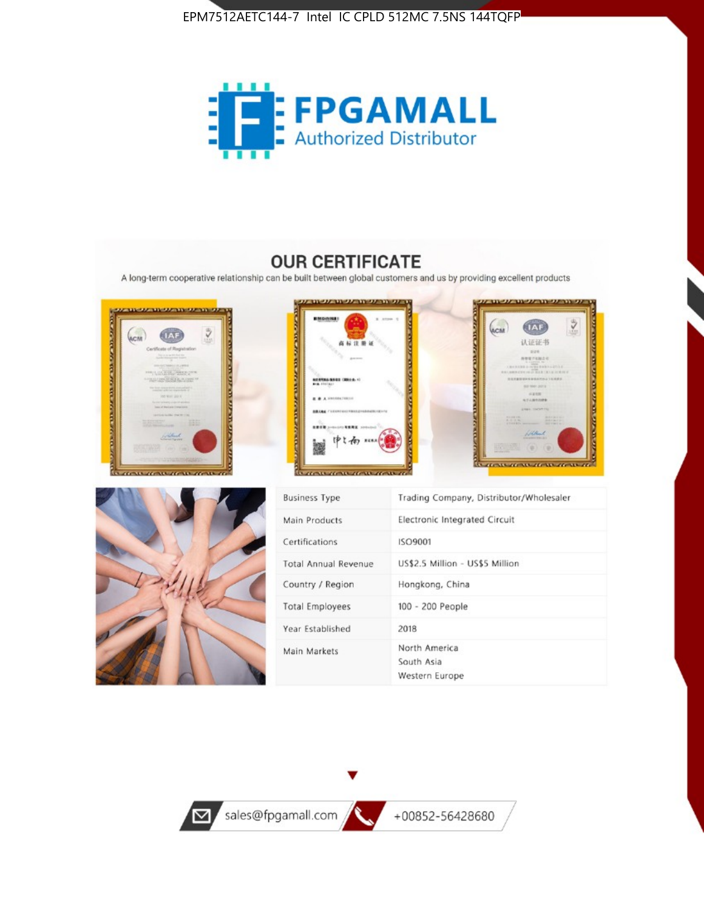FPGAMALL
Authorized Distributor

# OUR CERTIFICATE

A long-term cooperative relationship can be built between global customers and us by providing excellent products

| | |
|---|---|
| Business Type | Trading Company, Distributor/Wholesaler |
| Main Products | Electronic Integrated Circuit |
| Certifications | ISO9001 |
| Total Annual Revenue | US$2.5 Million - US$5 Million |
| Country / Region | Hongkong, China |
| Total Employees | 100 - 200 People |
| Year Established | 2018 |
| Main Markets | North America<br>South Asia<br>Western Europe |

sales@fpgamall.com

+00852-56428680